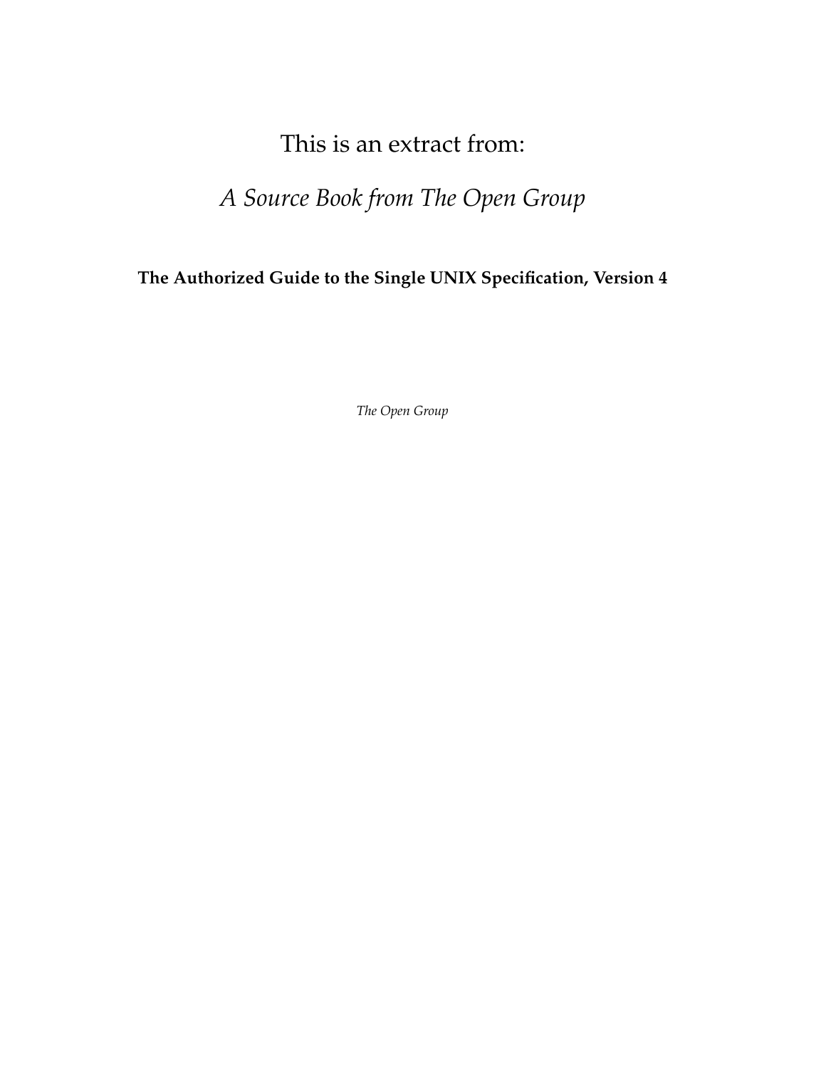# This is an extract from:

## *A Source Book from The Open Group*

**The Authorized Guide to the Single UNIX Specification, Version 4**

*The Open Group*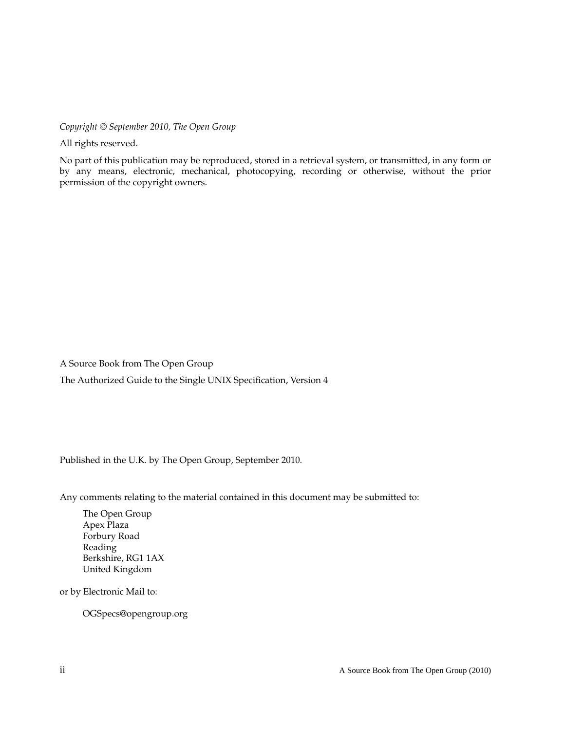*Copyright © September 2010, The Open Group*

All rights reserved.

No part of this publication may be reproduced, stored in a retrieval system, or transmitted, in any form or by any means, electronic, mechanical, photocopying, recording or otherwise, without the prior permission of the copyright owners.

A Source Book from The Open Group

The Authorized Guide to the Single UNIX Specification, Version 4

Published in the U.K. by The Open Group, September 2010.

Any comments relating to the material contained in this document may be submitted to:

The Open Group
Apex Plaza
Forbury Road
Reading
Berkshire, RG1 1AX
United Kingdom

or by Electronic Mail to:

OGSpecs@opengroup.org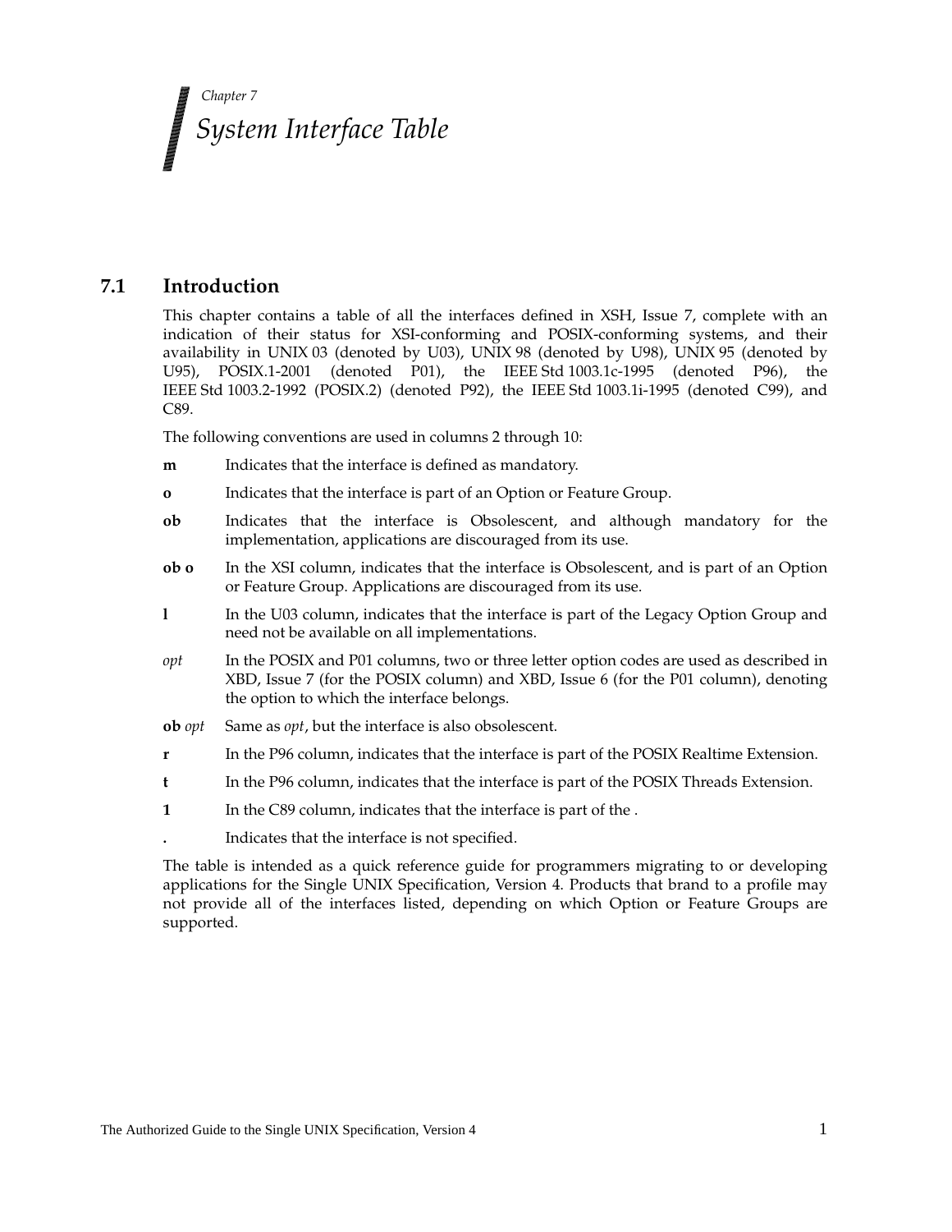Chapter 7

# System Interface Table

## 7.1 Introduction

This chapter contains a table of all the interfaces defined in XSH, Issue 7, complete with an indication of their status for XSI-conforming and POSIX-conforming systems, and their availability in UNIX 03 (denoted by U03), UNIX 98 (denoted by U98), UNIX 95 (denoted by U95), POSIX.1-2001 (denoted P01), the IEEE Std 1003.1c-1995 (denoted P96), the IEEE Std 1003.2-1992 (POSIX.2) (denoted P92), the IEEE Std 1003.1i-1995 (denoted C99), and C89.

The following conventions are used in columns 2 through 10:

**m** Indicates that the interface is defined as mandatory.

**o** Indicates that the interface is part of an Option or Feature Group.

**ob** Indicates that the interface is Obsolescent, and although mandatory for the implementation, applications are discouraged from its use.

**ob o** In the XSI column, indicates that the interface is Obsolescent, and is part of an Option or Feature Group. Applications are discouraged from its use.

**l** In the U03 column, indicates that the interface is part of the Legacy Option Group and need not be available on all implementations.

*opt* In the POSIX and P01 columns, two or three letter option codes are used as described in XBD, Issue 7 (for the POSIX column) and XBD, Issue 6 (for the P01 column), denoting the option to which the interface belongs.

**ob** *opt* Same as *opt*, but the interface is also obsolescent.

**r** In the P96 column, indicates that the interface is part of the POSIX Realtime Extension.

**t** In the P96 column, indicates that the interface is part of the POSIX Threads Extension.

**1** In the C89 column, indicates that the interface is part of the .

**.** Indicates that the interface is not specified.

The table is intended as a quick reference guide for programmers migrating to or developing applications for the Single UNIX Specification, Version 4. Products that brand to a profile may not provide all of the interfaces listed, depending on which Option or Feature Groups are supported.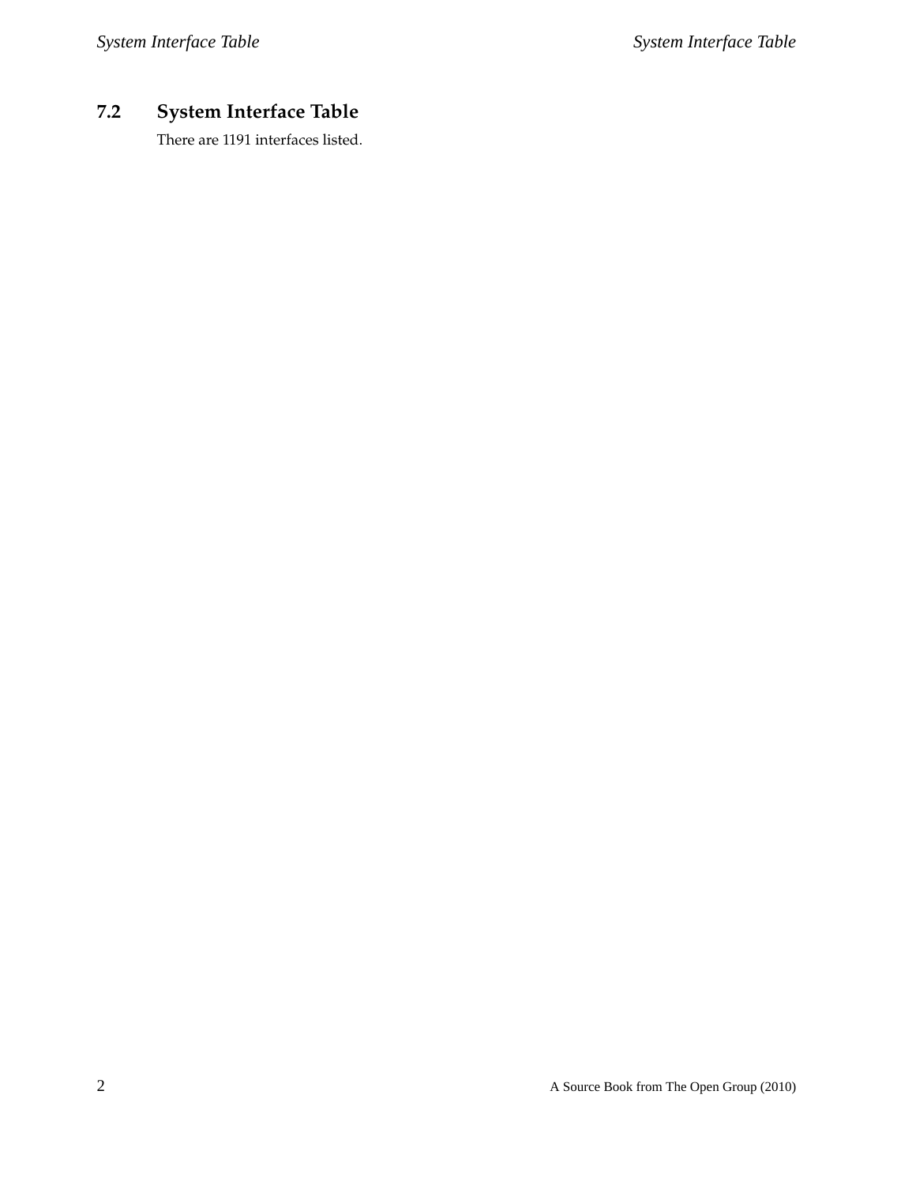## 7.2 System Interface Table

There are 1191 interfaces listed.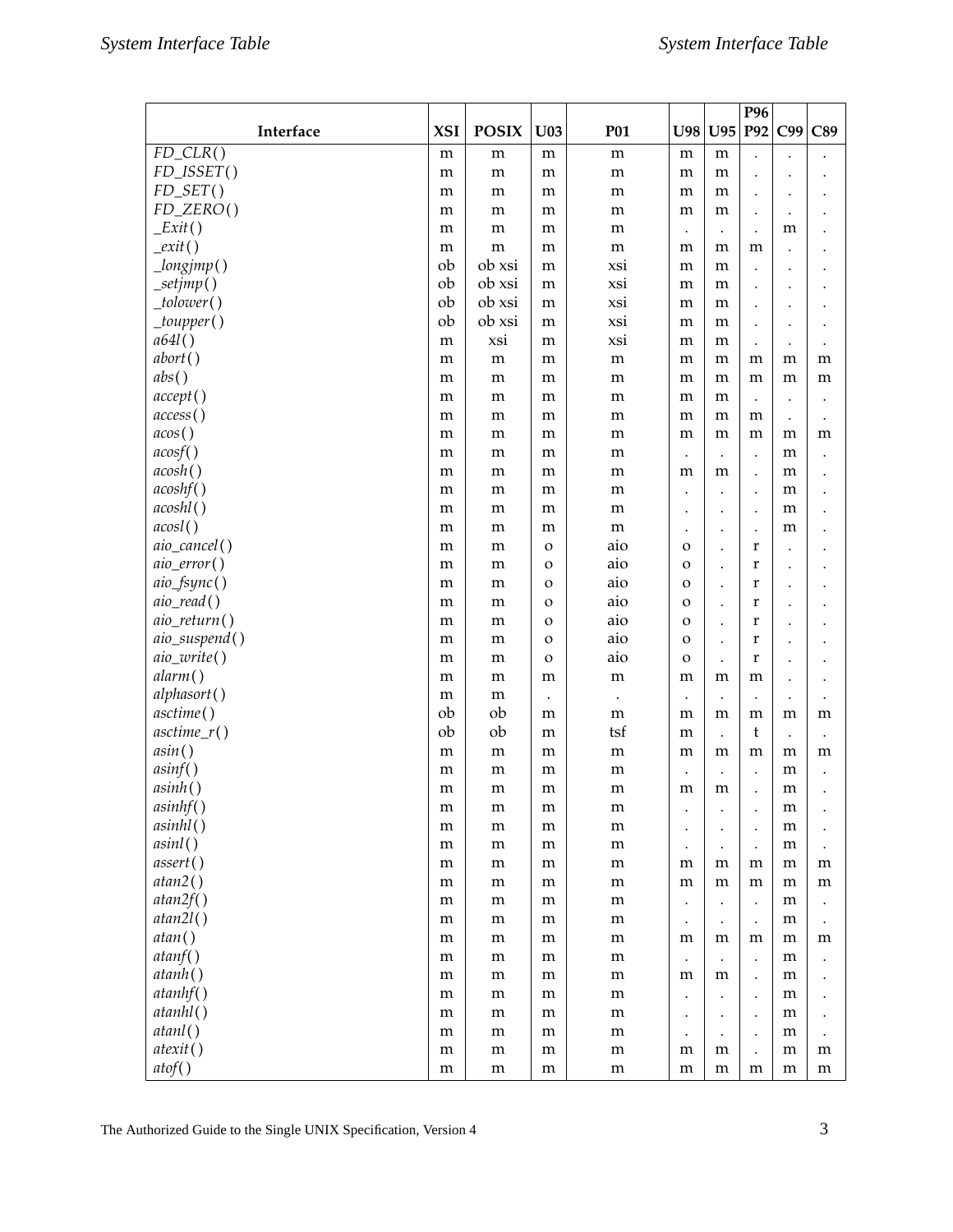| Interface | XSI | POSIX | U03 | P01 | U98 | U95 | P96 P92 | C99 | C89 |
|---|---|---|---|---|---|---|---|---|---|
| *FD_CLR*( ) | m | m | m | m | m | m | . | . | . |
| *FD_ISSET*( ) | m | m | m | m | m | m | . | . | . |
| *FD_SET*( ) | m | m | m | m | m | m | . | . | . |
| *FD_ZERO*( ) | m | m | m | m | m | m | . | . | . |
| *_Exit*( ) | m | m | m | m | . | . | . | m | . |
| *_exit*( ) | m | m | m | m | m | m | m | . | . |
| *_longjmp*( ) | ob | ob xsi | m | xsi | m | m | . | . | . |
| *_setjmp*( ) | ob | ob xsi | m | xsi | m | m | . | . | . |
| *_tolower*( ) | ob | ob xsi | m | xsi | m | m | . | . | . |
| *_toupper*( ) | ob | ob xsi | m | xsi | m | m | . | . | . |
| *a64l*( ) | m | xsi | m | xsi | m | m | . | . | . |
| *abort*( ) | m | m | m | m | m | m | m | m | m |
| *abs*( ) | m | m | m | m | m | m | m | m | m |
| *accept*( ) | m | m | m | m | m | m | . | . | . |
| *access*( ) | m | m | m | m | m | m | m | . | . |
| *acos*( ) | m | m | m | m | m | m | m | m | m |
| *acosf*( ) | m | m | m | m | . | . | . | m | . |
| *acosh*( ) | m | m | m | m | m | m | . | m | . |
| *acoshf*( ) | m | m | m | m | . | . | . | m | . |
| *acoshl*( ) | m | m | m | m | . | . | . | m | . |
| *acosl*( ) | m | m | m | m | . | . | . | m | . |
| *aio_cancel*( ) | m | m | o | aio | o | . | r | . | . |
| *aio_error*( ) | m | m | o | aio | o | . | r | . | . |
| *aio_fsync*( ) | m | m | o | aio | o | . | r | . | . |
| *aio_read*( ) | m | m | o | aio | o | . | r | . | . |
| *aio_return*( ) | m | m | o | aio | o | . | r | . | . |
| *aio_suspend*( ) | m | m | o | aio | o | . | r | . | . |
| *aio_write*( ) | m | m | o | aio | o | . | r | . | . |
| *alarm*( ) | m | m | m | m | m | m | m | . | . |
| *alphasort*( ) | m | m | . | . | . | . | . | . | . |
| *asctime*( ) | ob | ob | m | m | m | m | m | m | m |
| *asctime_r*( ) | ob | ob | m | tsf | m | . | t | . | . |
| *asin*( ) | m | m | m | m | m | m | m | m | m |
| *asinf*( ) | m | m | m | m | . | . | . | m | . |
| *asinh*( ) | m | m | m | m | m | m | . | m | . |
| *asinhf*( ) | m | m | m | m | . | . | . | m | . |
| *asinhl*( ) | m | m | m | m | . | . | . | m | . |
| *asinl*( ) | m | m | m | m | . | . | . | m | . |
| *assert*( ) | m | m | m | m | m | m | m | m | m |
| *atan2*( ) | m | m | m | m | m | m | m | m | m |
| *atan2f*( ) | m | m | m | m | . | . | . | m | . |
| *atan2l*( ) | m | m | m | m | . | . | . | m | . |
| *atan*( ) | m | m | m | m | m | m | m | m | m |
| *atanf*( ) | m | m | m | m | . | . | . | m | . |
| *atanh*( ) | m | m | m | m | m | m | . | m | . |
| *atanhf*( ) | m | m | m | m | . | . | . | m | . |
| *atanhl*( ) | m | m | m | m | . | . | . | m | . |
| *atanl*( ) | m | m | m | m | . | . | . | m | . |
| *atexit*( ) | m | m | m | m | m | m | . | m | m |
| *atof*( ) | m | m | m | m | m | m | m | m | m |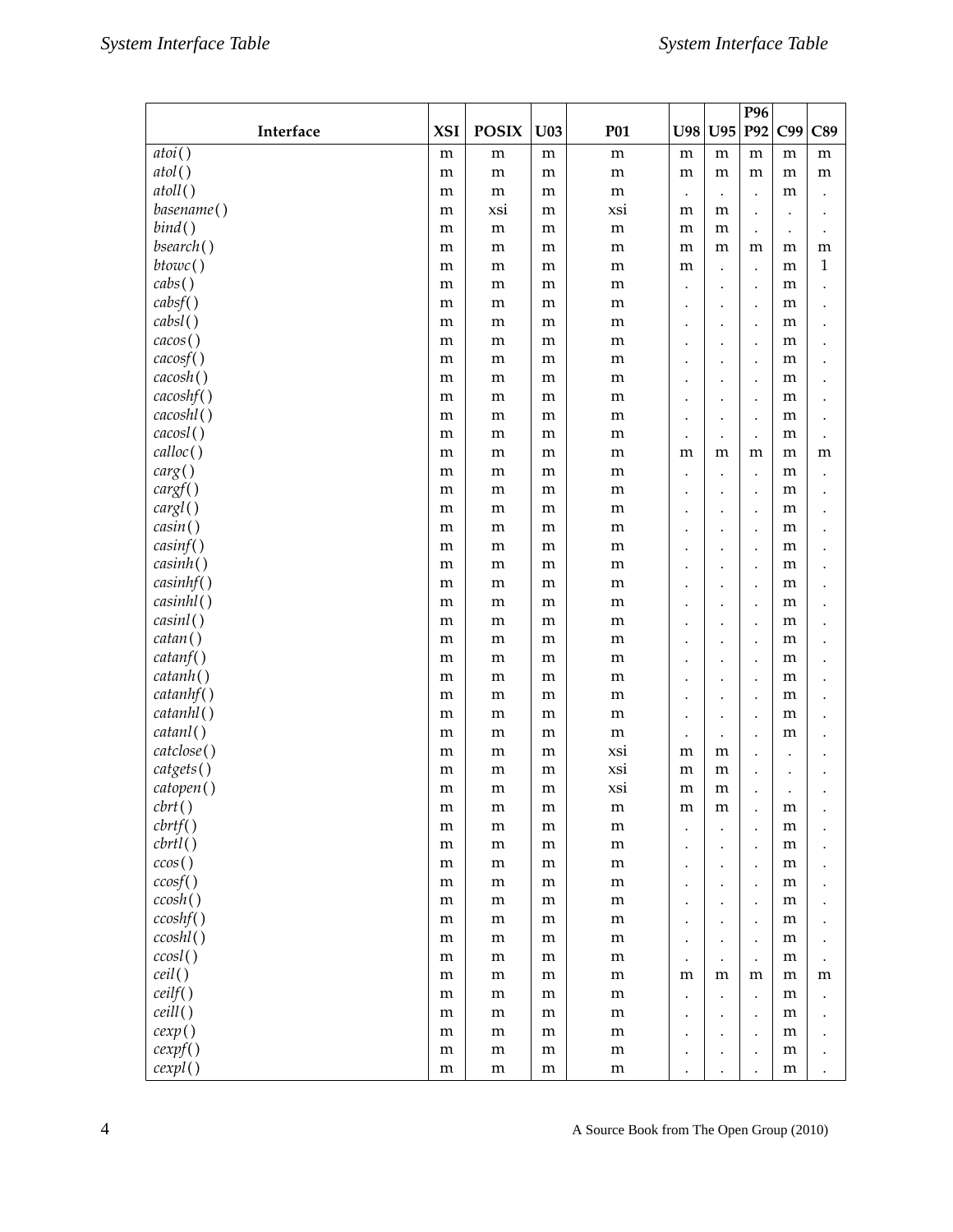| Interface | XSI | POSIX | U03 | P01 | U98 | U95 | P96 P92 | C99 | C89 |
|---|---|---|---|---|---|---|---|---|---|
| *atoi*( ) | m | m | m | m | m | m | m | m | m |
| *atol*( ) | m | m | m | m | m | m | m | m | m |
| *atoll*( ) | m | m | m | m | . | . | . | m | . |
| *basename*( ) | m | xsi | m | xsi | m | m | . | . | . |
| *bind*( ) | m | m | m | m | m | m | . | . | . |
| *bsearch*( ) | m | m | m | m | m | m | m | m | m |
| *btowc*( ) | m | m | m | m | m | . | . | m | 1 |
| *cabs*( ) | m | m | m | m | . | . | . | m | . |
| *cabsf*( ) | m | m | m | m | . | . | . | m | . |
| *cabsl*( ) | m | m | m | m | . | . | . | m | . |
| *cacos*( ) | m | m | m | m | . | . | . | m | . |
| *cacosf*( ) | m | m | m | m | . | . | . | m | . |
| *cacosh*( ) | m | m | m | m | . | . | . | m | . |
| *cacoshf*( ) | m | m | m | m | . | . | . | m | . |
| *cacoshl*( ) | m | m | m | m | . | . | . | m | . |
| *cacosl*( ) | m | m | m | m | . | . | . | m | . |
| *calloc*( ) | m | m | m | m | m | m | m | m | m |
| *carg*( ) | m | m | m | m | . | . | . | m | . |
| *cargf*( ) | m | m | m | m | . | . | . | m | . |
| *cargl*( ) | m | m | m | m | . | . | . | m | . |
| *casin*( ) | m | m | m | m | . | . | . | m | . |
| *casinf*( ) | m | m | m | m | . | . | . | m | . |
| *casinh*( ) | m | m | m | m | . | . | . | m | . |
| *casinhf*( ) | m | m | m | m | . | . | . | m | . |
| *casinhl*( ) | m | m | m | m | . | . | . | m | . |
| *casinl*( ) | m | m | m | m | . | . | . | m | . |
| *catan*( ) | m | m | m | m | . | . | . | m | . |
| *catanf*( ) | m | m | m | m | . | . | . | m | . |
| *catanh*( ) | m | m | m | m | . | . | . | m | . |
| *catanhf*( ) | m | m | m | m | . | . | . | m | . |
| *catanhl*( ) | m | m | m | m | . | . | . | m | . |
| *catanl*( ) | m | m | m | m | . | . | . | m | . |
| *catclose*( ) | m | m | m | xsi | m | m | . | . | . |
| *catgets*( ) | m | m | m | xsi | m | m | . | . | . |
| *catopen*( ) | m | m | m | xsi | m | m | . | . | . |
| *cbrt*( ) | m | m | m | m | m | m | . | m | . |
| *cbrtf*( ) | m | m | m | m | . | . | . | m | . |
| *cbrtl*( ) | m | m | m | m | . | . | . | m | . |
| *ccos*( ) | m | m | m | m | . | . | . | m | . |
| *ccosf*( ) | m | m | m | m | . | . | . | m | . |
| *ccosh*( ) | m | m | m | m | . | . | . | m | . |
| *ccoshf*( ) | m | m | m | m | . | . | . | m | . |
| *ccoshl*( ) | m | m | m | m | . | . | . | m | . |
| *ccosl*( ) | m | m | m | m | . | . | . | m | . |
| *ceil*( ) | m | m | m | m | m | m | m | m | m |
| *ceilf*( ) | m | m | m | m | . | . | . | m | . |
| *ceill*( ) | m | m | m | m | . | . | . | m | . |
| *cexp*( ) | m | m | m | m | . | . | . | m | . |
| *cexpf*( ) | m | m | m | m | . | . | . | m | . |
| *cexpl*( ) | m | m | m | m | . | . | . | m | . |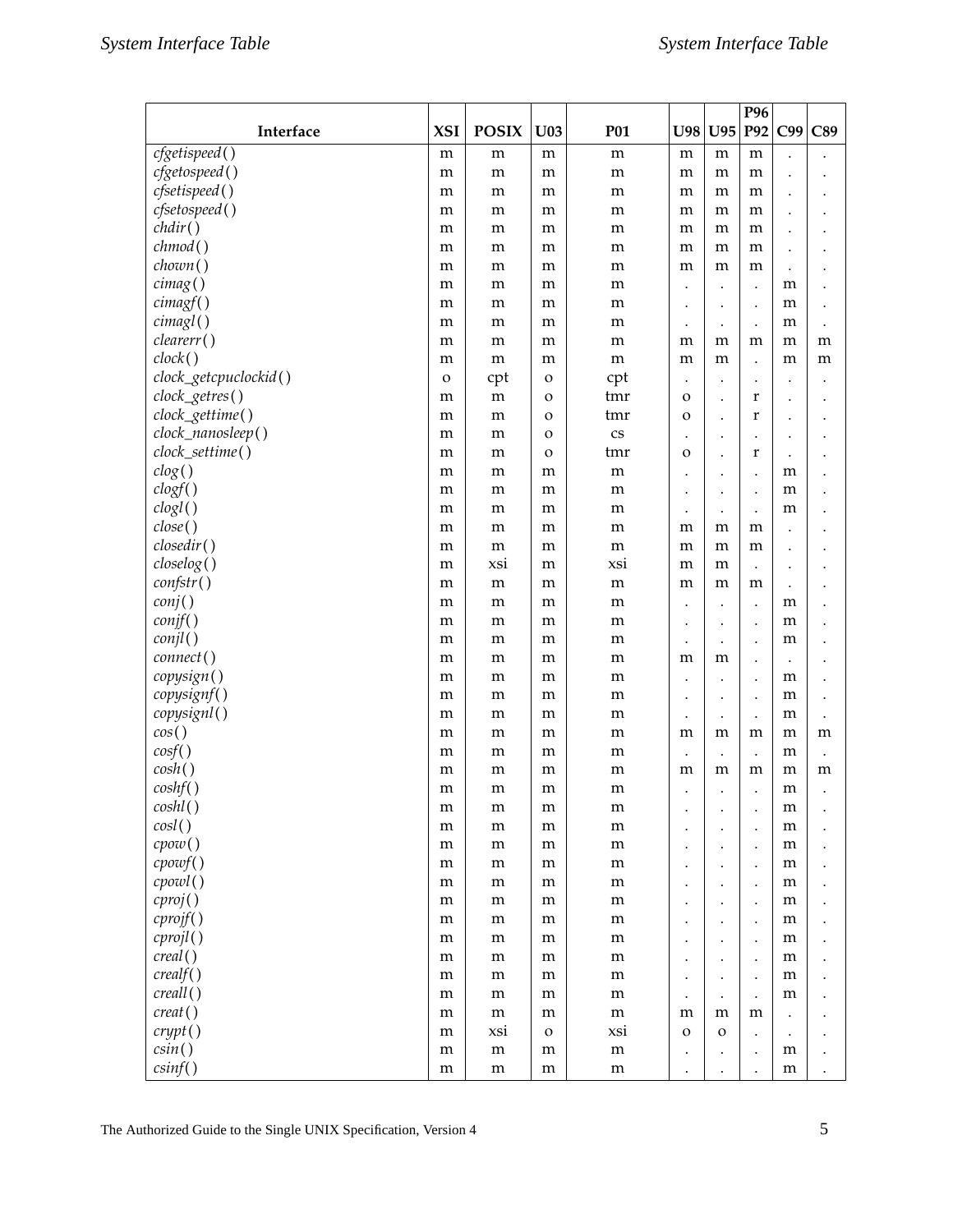| Interface | XSI | POSIX | U03 | P01 | U98 | U95 | P96 P92 | C99 | C89 |
|---|---|---|---|---|---|---|---|---|---|
| *cfgetispeed*( ) | m | m | m | m | m | m | m | . | . |
| *cfgetospeed*( ) | m | m | m | m | m | m | m | . | . |
| *cfsetispeed*( ) | m | m | m | m | m | m | m | . | . |
| *cfsetospeed*( ) | m | m | m | m | m | m | m | . | . |
| *chdir*( ) | m | m | m | m | m | m | m | . | . |
| *chmod*( ) | m | m | m | m | m | m | m | . | . |
| *chown*( ) | m | m | m | m | m | m | m | . | . |
| *cimag*( ) | m | m | m | m | . | . | . | m | . |
| *cimagf*( ) | m | m | m | m | . | . | . | m | . |
| *cimagl*( ) | m | m | m | m | . | . | . | m | . |
| *clearerr*( ) | m | m | m | m | m | m | m | m | m |
| *clock*( ) | m | m | m | m | m | m | . | m | m |
| *clock_getcpuclockid*( ) | o | cpt | o | cpt | . | . | . | . | . |
| *clock_getres*( ) | m | m | o | tmr | o | . | r | . | . |
| *clock_gettime*( ) | m | m | o | tmr | o | . | r | . | . |
| *clock_nanosleep*( ) | m | m | o | cs | . | . | . | . | . |
| *clock_settime*( ) | m | m | o | tmr | o | . | r | . | . |
| *clog*( ) | m | m | m | m | . | . | . | m | . |
| *clogf*( ) | m | m | m | m | . | . | . | m | . |
| *clogl*( ) | m | m | m | m | . | . | . | m | . |
| *close*( ) | m | m | m | m | m | m | m | . | . |
| *closedir*( ) | m | m | m | m | m | m | m | . | . |
| *closelog*( ) | m | xsi | m | xsi | m | m | . | . | . |
| *confstr*( ) | m | m | m | m | m | m | m | . | . |
| *conj*( ) | m | m | m | m | . | . | . | m | . |
| *conjf*( ) | m | m | m | m | . | . | . | m | . |
| *conjl*( ) | m | m | m | m | . | . | . | m | . |
| *connect*( ) | m | m | m | m | m | m | . | . | . |
| *copysign*( ) | m | m | m | m | . | . | . | m | . |
| *copysignf*( ) | m | m | m | m | . | . | . | m | . |
| *copysignl*( ) | m | m | m | m | . | . | . | m | . |
| *cos*( ) | m | m | m | m | m | m | m | m | m |
| *cosf*( ) | m | m | m | m | . | . | . | m | . |
| *cosh*( ) | m | m | m | m | m | m | m | m | m |
| *coshf*( ) | m | m | m | m | . | . | . | m | . |
| *coshl*( ) | m | m | m | m | . | . | . | m | . |
| *cosl*( ) | m | m | m | m | . | . | . | m | . |
| *cpow*( ) | m | m | m | m | . | . | . | m | . |
| *cpowf*( ) | m | m | m | m | . | . | . | m | . |
| *cpowl*( ) | m | m | m | m | . | . | . | m | . |
| *cproj*( ) | m | m | m | m | . | . | . | m | . |
| *cprojf*( ) | m | m | m | m | . | . | . | m | . |
| *cprojl*( ) | m | m | m | m | . | . | . | m | . |
| *creal*( ) | m | m | m | m | . | . | . | m | . |
| *crealf*( ) | m | m | m | m | . | . | . | m | . |
| *creall*( ) | m | m | m | m | . | . | . | m | . |
| *creat*( ) | m | m | m | m | m | m | m | . | . |
| *crypt*( ) | m | xsi | o | xsi | o | o | . | . | . |
| *csin*( ) | m | m | m | m | . | . | . | m | . |
| *csinf*( ) | m | m | m | m | . | . | . | m | . |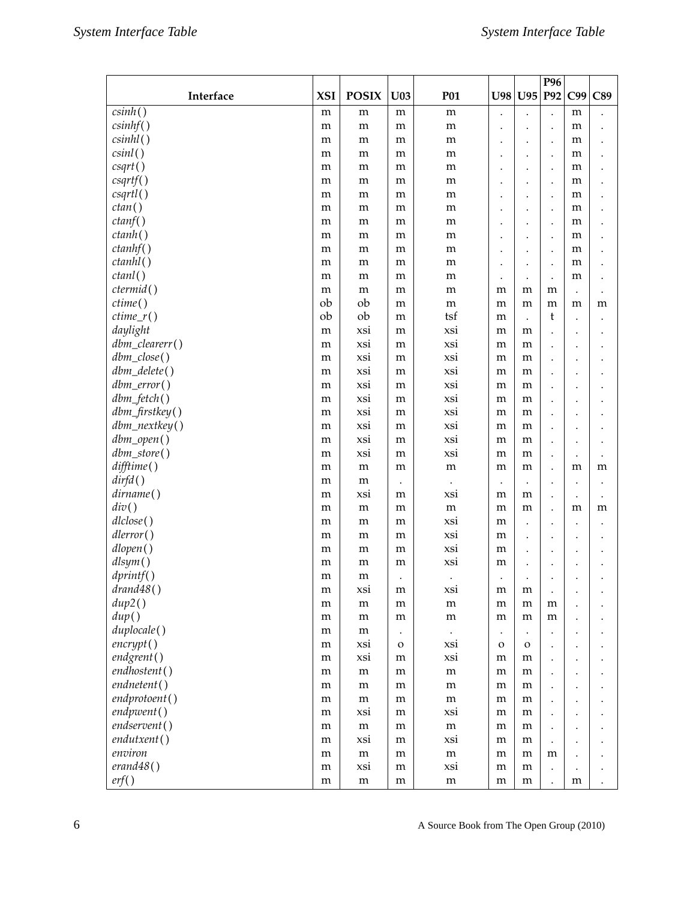| Interface | XSI | POSIX | U03 | P01 | U98 | U95 | P96 P92 | C99 | C89 |
|---|---|---|---|---|---|---|---|---|---|
| *csinh*( ) | m | m | m | m | . | . | . | m | . |
| *csinhf*( ) | m | m | m | m | . | . | . | m | . |
| *csinhl*( ) | m | m | m | m | . | . | . | m | . |
| *csinl*( ) | m | m | m | m | . | . | . | m | . |
| *csqrt*( ) | m | m | m | m | . | . | . | m | . |
| *csqrtf*( ) | m | m | m | m | . | . | . | m | . |
| *csqrtl*( ) | m | m | m | m | . | . | . | m | . |
| *ctan*( ) | m | m | m | m | . | . | . | m | . |
| *ctanf*( ) | m | m | m | m | . | . | . | m | . |
| *ctanh*( ) | m | m | m | m | . | . | . | m | . |
| *ctanhf*( ) | m | m | m | m | . | . | . | m | . |
| *ctanhl*( ) | m | m | m | m | . | . | . | m | . |
| *ctanl*( ) | m | m | m | m | . | . | . | m | . |
| *ctermid*( ) | m | m | m | m | m | m | m | . | . |
| *ctime*( ) | ob | ob | m | m | m | m | m | m | m |
| *ctime_r*( ) | ob | ob | m | tsf | m | . | t | . | . |
| *daylight* | m | xsi | m | xsi | m | m | . | . | . |
| *dbm_clearerr*( ) | m | xsi | m | xsi | m | m | . | . | . |
| *dbm_close*( ) | m | xsi | m | xsi | m | m | . | . | . |
| *dbm_delete*( ) | m | xsi | m | xsi | m | m | . | . | . |
| *dbm_error*( ) | m | xsi | m | xsi | m | m | . | . | . |
| *dbm_fetch*( ) | m | xsi | m | xsi | m | m | . | . | . |
| *dbm_firstkey*( ) | m | xsi | m | xsi | m | m | . | . | . |
| *dbm_nextkey*( ) | m | xsi | m | xsi | m | m | . | . | . |
| *dbm_open*( ) | m | xsi | m | xsi | m | m | . | . | . |
| *dbm_store*( ) | m | xsi | m | xsi | m | m | . | . | . |
| *difftime*( ) | m | m | m | m | m | m | . | m | m |
| *dirfd*( ) | m | m | . | . | . | . | . | . | . |
| *dirname*( ) | m | xsi | m | xsi | m | m | . | . | . |
| *div*( ) | m | m | m | m | m | m | . | m | m |
| *dlclose*( ) | m | m | m | xsi | m | . | . | . | . |
| *dlerror*( ) | m | m | m | xsi | m | . | . | . | . |
| *dlopen*( ) | m | m | m | xsi | m | . | . | . | . |
| *dlsym*( ) | m | m | m | xsi | m | . | . | . | . |
| *dprintf*( ) | m | m | . | . | . | . | . | . | . |
| *drand48*( ) | m | xsi | m | xsi | m | m | . | . | . |
| *dup2*( ) | m | m | m | m | m | m | m | . | . |
| *dup*( ) | m | m | m | m | m | m | m | . | . |
| *duplocale*( ) | m | m | . | . | . | . | . | . | . |
| *encrypt*( ) | m | xsi | o | xsi | o | o | . | . | . |
| *endgrent*( ) | m | xsi | m | xsi | m | m | . | . | . |
| *endhostent*( ) | m | m | m | m | m | m | . | . | . |
| *endnetent*( ) | m | m | m | m | m | m | . | . | . |
| *endprotoent*( ) | m | m | m | m | m | m | . | . | . |
| *endpwent*( ) | m | xsi | m | xsi | m | m | . | . | . |
| *endservent*( ) | m | m | m | m | m | m | . | . | . |
| *endutxent*( ) | m | xsi | m | xsi | m | m | . | . | . |
| *environ* | m | m | m | m | m | m | m | . | . |
| *erand48*( ) | m | xsi | m | xsi | m | m | . | . | . |
| *erf*( ) | m | m | m | m | m | m | . | m | . |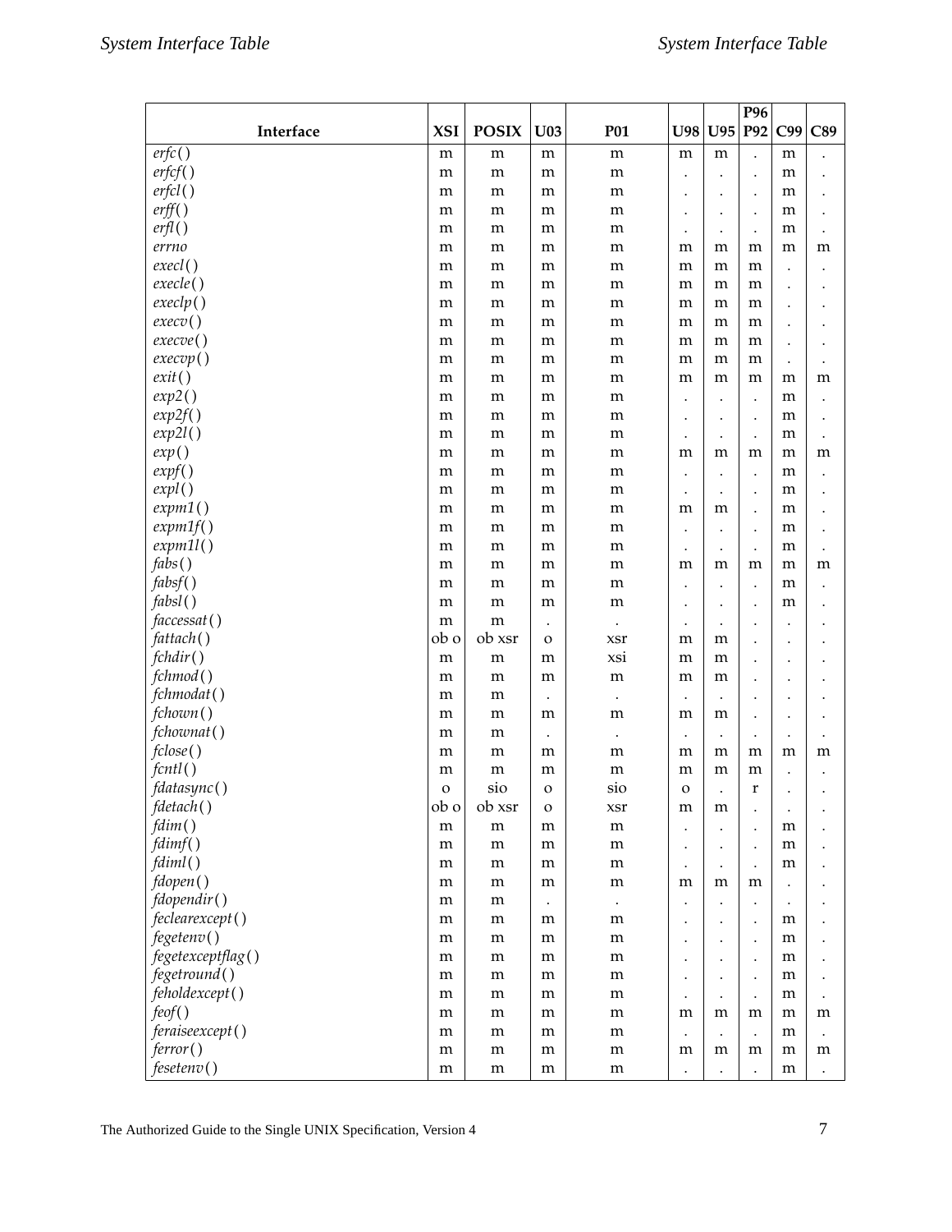| Interface | XSI | POSIX | U03 | P01 | U98 | U95 | P96 P92 | C99 | C89 |
|---|---|---|---|---|---|---|---|---|---|
| *erfc*( ) | m | m | m | m | m | m | . | m | . |
| *erfcf*( ) | m | m | m | m | . | . | . | m | . |
| *erfcl*( ) | m | m | m | m | . | . | . | m | . |
| *erff*( ) | m | m | m | m | . | . | . | m | . |
| *erfl*( ) | m | m | m | m | . | . | . | m | . |
| *errno* | m | m | m | m | m | m | m | m | m |
| *execl*( ) | m | m | m | m | m | m | m | . | . |
| *execle*( ) | m | m | m | m | m | m | m | . | . |
| *execlp*( ) | m | m | m | m | m | m | m | . | . |
| *execv*( ) | m | m | m | m | m | m | m | . | . |
| *execve*( ) | m | m | m | m | m | m | m | . | . |
| *execvp*( ) | m | m | m | m | m | m | m | . | . |
| *exit*( ) | m | m | m | m | m | m | m | m | m |
| *exp2*( ) | m | m | m | m | . | . | . | m | . |
| *exp2f*( ) | m | m | m | m | . | . | . | m | . |
| *exp2l*( ) | m | m | m | m | . | . | . | m | . |
| *exp*( ) | m | m | m | m | m | m | m | m | m |
| *expf*( ) | m | m | m | m | . | . | . | m | . |
| *expl*( ) | m | m | m | m | . | . | . | m | . |
| *expm1*( ) | m | m | m | m | m | m | . | m | . |
| *expm1f*( ) | m | m | m | m | . | . | . | m | . |
| *expm1l*( ) | m | m | m | m | . | . | . | m | . |
| *fabs*( ) | m | m | m | m | m | m | m | m | m |
| *fabsf*( ) | m | m | m | m | . | . | . | m | . |
| *fabsl*( ) | m | m | m | m | . | . | . | m | . |
| *faccessat*( ) | m | m | . | . | . | . | . | . | . |
| *fattach*( ) | ob o | ob xsr | o | xsr | m | m | . | . | . |
| *fchdir*( ) | m | m | m | xsi | m | m | . | . | . |
| *fchmod*( ) | m | m | m | m | m | m | . | . | . |
| *fchmodat*( ) | m | m | . | . | . | . | . | . | . |
| *fchown*( ) | m | m | m | m | m | m | . | . | . |
| *fchownat*( ) | m | m | . | . | . | . | . | . | . |
| *fclose*( ) | m | m | m | m | m | m | m | m | m |
| *fcntl*( ) | m | m | m | m | m | m | m | . | . |
| *fdatasync*( ) | o | sio | o | sio | o | . | r | . | . |
| *fdetach*( ) | ob o | ob xsr | o | xsr | m | m | . | . | . |
| *fdim*( ) | m | m | m | m | . | . | . | m | . |
| *fdimf*( ) | m | m | m | m | . | . | . | m | . |
| *fdiml*( ) | m | m | m | m | . | . | . | m | . |
| *fdopen*( ) | m | m | m | m | m | m | m | . | . |
| *fdopendir*( ) | m | m | . | . | . | . | . | . | . |
| *feclearexcept*( ) | m | m | m | m | . | . | . | m | . |
| *fegetenv*( ) | m | m | m | m | . | . | . | m | . |
| *fegetexceptflag*( ) | m | m | m | m | . | . | . | m | . |
| *fegetround*( ) | m | m | m | m | . | . | . | m | . |
| *feholdexcept*( ) | m | m | m | m | . | . | . | m | . |
| *feof*( ) | m | m | m | m | m | m | m | m | m |
| *feraiseexcept*( ) | m | m | m | m | . | . | . | m | . |
| *ferror*( ) | m | m | m | m | m | m | m | m | m |
| *fesetenv*( ) | m | m | m | m | . | . | . | m | . |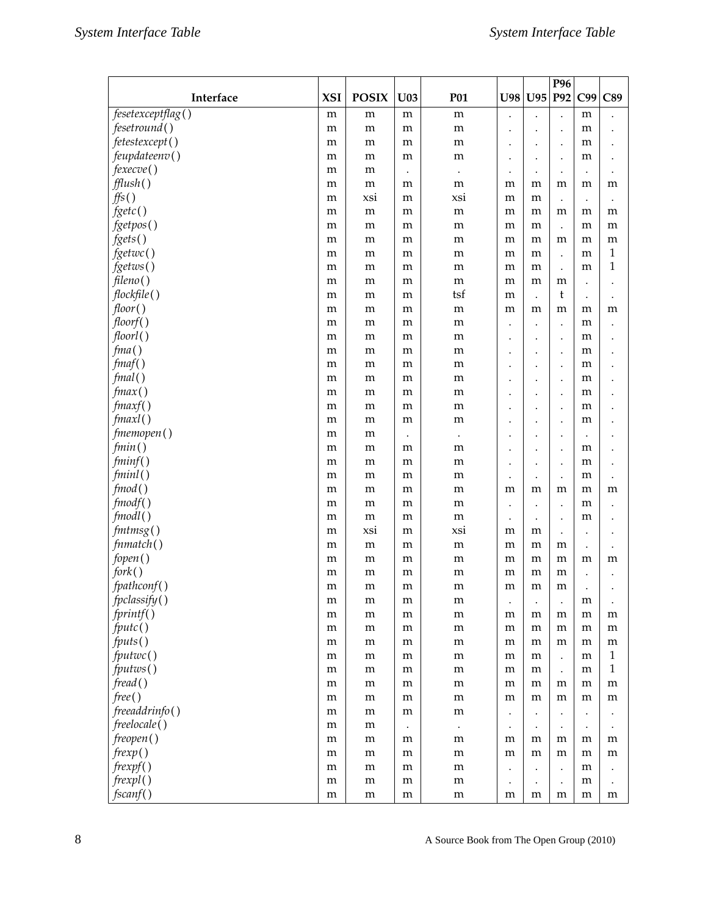| Interface | XSI | POSIX | U03 | P01 | U98 | U95 | P96 P92 | C99 | C89 |
|---|---|---|---|---|---|---|---|---|---|
| *fesetexceptflag*( ) | m | m | m | m | . | . | . | m | . |
| *fesetround*( ) | m | m | m | m | . | . | . | m | . |
| *fetestexcept*( ) | m | m | m | m | . | . | . | m | . |
| *feupdateenv*( ) | m | m | m | m | . | . | . | m | . |
| *fexecve*( ) | m | m | . | . | . | . | . | . | . |
| *fflush*( ) | m | m | m | m | m | m | m | m | m |
| *ffs*( ) | m | xsi | m | xsi | m | m | . | . | . |
| *fgetc*( ) | m | m | m | m | m | m | m | m | m |
| *fgetpos*( ) | m | m | m | m | m | m | . | m | m |
| *fgets*( ) | m | m | m | m | m | m | m | m | m |
| *fgetwc*( ) | m | m | m | m | m | m | . | m | 1 |
| *fgetws*( ) | m | m | m | m | m | m | . | m | 1 |
| *fileno*( ) | m | m | m | m | m | m | m | . | . |
| *flockfile*( ) | m | m | m | tsf | m | . | t | . | . |
| *floor*( ) | m | m | m | m | m | m | m | m | m |
| *floorf*( ) | m | m | m | m | . | . | . | m | . |
| *floorl*( ) | m | m | m | m | . | . | . | m | . |
| *fma*( ) | m | m | m | m | . | . | . | m | . |
| *fmaf*( ) | m | m | m | m | . | . | . | m | . |
| *fmal*( ) | m | m | m | m | . | . | . | m | . |
| *fmax*( ) | m | m | m | m | . | . | . | m | . |
| *fmaxf*( ) | m | m | m | m | . | . | . | m | . |
| *fmaxl*( ) | m | m | m | m | . | . | . | m | . |
| *fmemopen*( ) | m | m | . | . | . | . | . | . | . |
| *fmin*( ) | m | m | m | m | . | . | . | m | . |
| *fminf*( ) | m | m | m | m | . | . | . | m | . |
| *fminl*( ) | m | m | m | m | . | . | . | m | . |
| *fmod*( ) | m | m | m | m | m | m | m | m | m |
| *fmodf*( ) | m | m | m | m | . | . | . | m | . |
| *fmodl*( ) | m | m | m | m | . | . | . | m | . |
| *fmtmsg*( ) | m | xsi | m | xsi | m | m | . | . | . |
| *fnmatch*( ) | m | m | m | m | m | m | m | . | . |
| *fopen*( ) | m | m | m | m | m | m | m | m | m |
| *fork*( ) | m | m | m | m | m | m | m | . | . |
| *fpathconf*( ) | m | m | m | m | m | m | m | . | . |
| *fpclassify*( ) | m | m | m | m | . | . | . | m | . |
| *fprintf*( ) | m | m | m | m | m | m | m | m | m |
| *fputc*( ) | m | m | m | m | m | m | m | m | m |
| *fputs*( ) | m | m | m | m | m | m | m | m | m |
| *fputwc*( ) | m | m | m | m | m | m | . | m | 1 |
| *fputws*( ) | m | m | m | m | m | m | . | m | 1 |
| *fread*( ) | m | m | m | m | m | m | m | m | m |
| *free*( ) | m | m | m | m | m | m | m | m | m |
| *freeaddrinfo*( ) | m | m | m | m | . | . | . | . | . |
| *freelocale*( ) | m | m | . | . | . | . | . | . | . |
| *freopen*( ) | m | m | m | m | m | m | m | m | m |
| *frexp*( ) | m | m | m | m | m | m | m | m | m |
| *frexpf*( ) | m | m | m | m | . | . | . | m | . |
| *frexpl*( ) | m | m | m | m | . | . | . | m | . |
| *fscanf*( ) | m | m | m | m | m | m | m | m | m |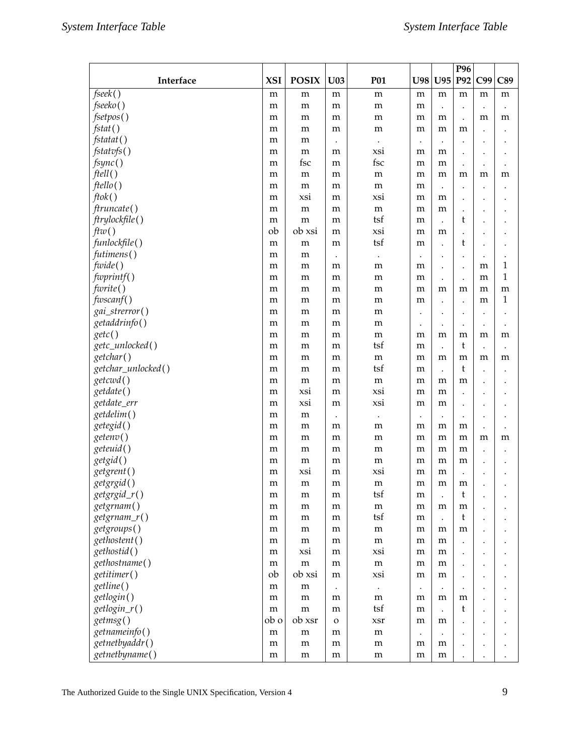| Interface | XSI | POSIX | U03 | P01 | U98 | U95 | P96 P92 | C99 | C89 |
|---|---|---|---|---|---|---|---|---|---|
| *fseek*( ) | m | m | m | m | m | m | m | m | m |
| *fseeko*( ) | m | m | m | m | m | . | . | . | . |
| *fsetpos*( ) | m | m | m | m | m | m | . | m | m |
| *fstat*( ) | m | m | m | m | m | m | m | . | . |
| *fstatat*( ) | m | m | . | . | . | . | . | . | . |
| *fstatvfs*( ) | m | m | m | xsi | m | m | . | . | . |
| *fsync*( ) | m | fsc | m | fsc | m | m | . | . | . |
| *ftell*( ) | m | m | m | m | m | m | m | m | m |
| *ftello*( ) | m | m | m | m | m | . | . | . | . |
| *ftok*( ) | m | xsi | m | xsi | m | m | . | . | . |
| *ftruncate*( ) | m | m | m | m | m | m | . | . | . |
| *ftrylockfile*( ) | m | m | m | tsf | m | . | t | . | . |
| *ftw*( ) | ob | ob xsi | m | xsi | m | m | . | . | . |
| *funlockfile*( ) | m | m | m | tsf | m | . | t | . | . |
| *futimens*( ) | m | m | . | . | . | . | . | . | . |
| *fwide*( ) | m | m | m | m | m | . | . | m | 1 |
| *fwprintf*( ) | m | m | m | m | m | . | . | m | 1 |
| *fwrite*( ) | m | m | m | m | m | m | m | m | m |
| *fwscanf*( ) | m | m | m | m | m | . | . | m | 1 |
| *gai_strerror*( ) | m | m | m | m | . | . | . | . | . |
| *getaddrinfo*( ) | m | m | m | m | . | . | . | . | . |
| *getc*( ) | m | m | m | m | m | m | m | m | m |
| *getc_unlocked*( ) | m | m | m | tsf | m | . | t | . | . |
| *getchar*( ) | m | m | m | m | m | m | m | m | m |
| *getchar_unlocked*( ) | m | m | m | tsf | m | . | t | . | . |
| *getcwd*( ) | m | m | m | m | m | m | m | . | . |
| *getdate*( ) | m | xsi | m | xsi | m | m | . | . | . |
| *getdate_err* | m | xsi | m | xsi | m | m | . | . | . |
| *getdelim*( ) | m | m | . | . | . | . | . | . | . |
| *getegid*( ) | m | m | m | m | m | m | m | . | . |
| *getenv*( ) | m | m | m | m | m | m | m | m | m |
| *geteuid*( ) | m | m | m | m | m | m | m | . | . |
| *getgid*( ) | m | m | m | m | m | m | m | . | . |
| *getgrent*( ) | m | xsi | m | xsi | m | m | . | . | . |
| *getgrgid*( ) | m | m | m | m | m | m | m | . | . |
| *getgrgid_r*( ) | m | m | m | tsf | m | . | t | . | . |
| *getgrnam*( ) | m | m | m | m | m | m | m | . | . |
| *getgrnam_r*( ) | m | m | m | tsf | m | . | t | . | . |
| *getgroups*( ) | m | m | m | m | m | m | m | . | . |
| *gethostent*( ) | m | m | m | m | m | m | . | . | . |
| *gethostid*( ) | m | xsi | m | xsi | m | m | . | . | . |
| *gethostname*( ) | m | m | m | m | m | m | . | . | . |
| *getitimer*( ) | ob | ob xsi | m | xsi | m | m | . | . | . |
| *getline*( ) | m | m | . | . | . | . | . | . | . |
| *getlogin*( ) | m | m | m | m | m | m | m | . | . |
| *getlogin_r*( ) | m | m | m | tsf | m | . | t | . | . |
| *getmsg*( ) | ob o | ob xsr | o | xsr | m | m | . | . | . |
| *getnameinfo*( ) | m | m | m | m | . | . | . | . | . |
| *getnetbyaddr*( ) | m | m | m | m | m | m | . | . | . |
| *getnetbyname*( ) | m | m | m | m | m | m | . | . | . |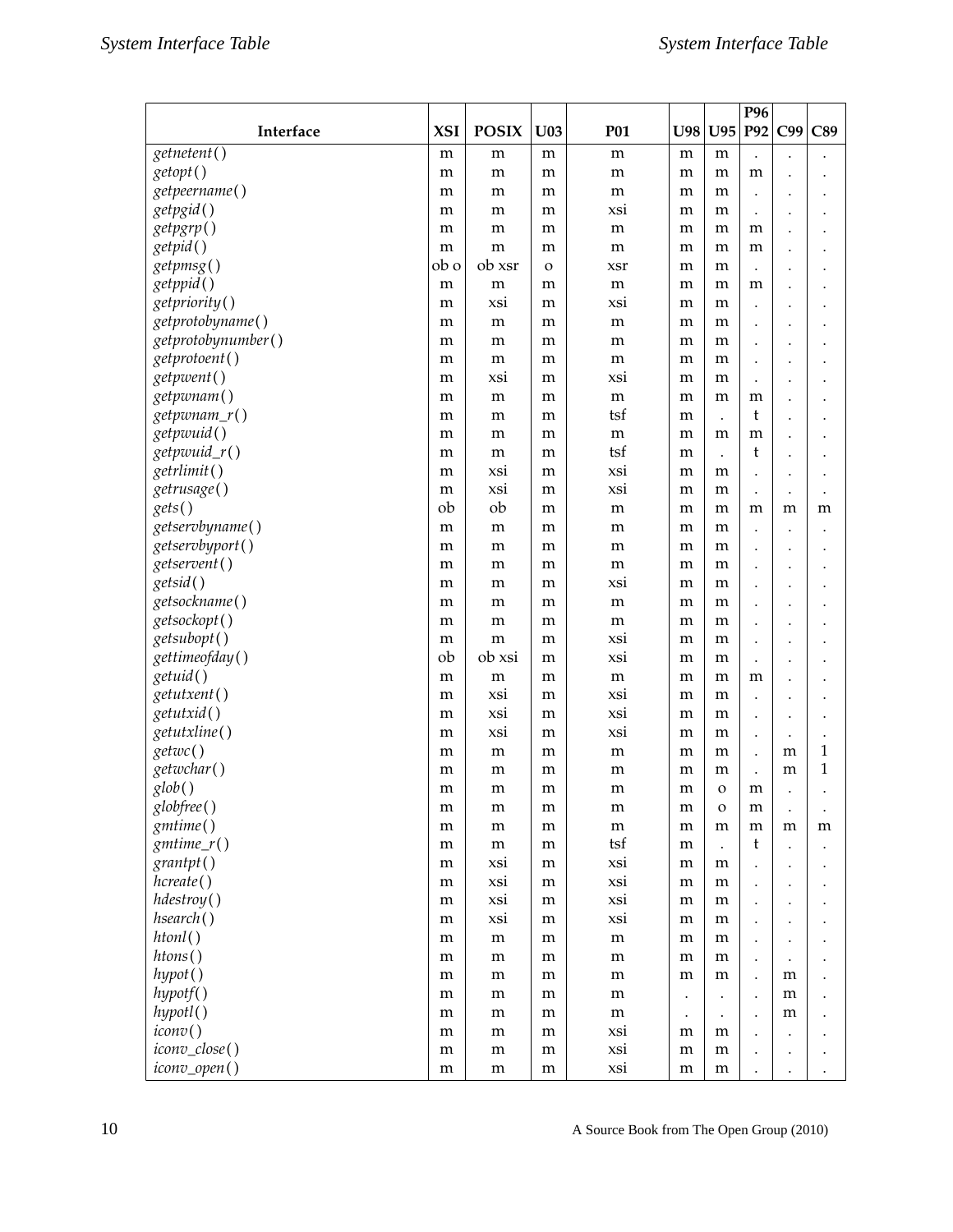| Interface | XSI | POSIX | U03 | P01 | U98 | U95 | P96 P92 | C99 | C89 |
|---|---|---|---|---|---|---|---|---|---|
| *getnetent*( ) | m | m | m | m | m | m | . | . | . |
| *getopt*( ) | m | m | m | m | m | m | m | . | . |
| *getpeername*( ) | m | m | m | m | m | m | . | . | . |
| *getpgid*( ) | m | m | m | xsi | m | m | . | . | . |
| *getpgrp*( ) | m | m | m | m | m | m | m | . | . |
| *getpid*( ) | m | m | m | m | m | m | m | . | . |
| *getpmsg*( ) | ob o | ob xsr | o | xsr | m | m | . | . | . |
| *getppid*( ) | m | m | m | m | m | m | m | . | . |
| *getpriority*( ) | m | xsi | m | xsi | m | m | . | . | . |
| *getprotobyname*( ) | m | m | m | m | m | m | . | . | . |
| *getprotobynumber*( ) | m | m | m | m | m | m | . | . | . |
| *getprotoent*( ) | m | m | m | m | m | m | . | . | . |
| *getpwent*( ) | m | xsi | m | xsi | m | m | . | . | . |
| *getpwnam*( ) | m | m | m | m | m | m | m | . | . |
| *getpwnam_r*( ) | m | m | m | tsf | m | . | t | . | . |
| *getpwuid*( ) | m | m | m | m | m | m | m | . | . |
| *getpwuid_r*( ) | m | m | m | tsf | m | . | t | . | . |
| *getrlimit*( ) | m | xsi | m | xsi | m | m | . | . | . |
| *getrusage*( ) | m | xsi | m | xsi | m | m | . | . | . |
| *gets*( ) | ob | ob | m | m | m | m | m | m | m |
| *getservbyname*( ) | m | m | m | m | m | m | . | . | . |
| *getservbyport*( ) | m | m | m | m | m | m | . | . | . |
| *getservent*( ) | m | m | m | m | m | m | . | . | . |
| *getsid*( ) | m | m | m | xsi | m | m | . | . | . |
| *getsockname*( ) | m | m | m | m | m | m | . | . | . |
| *getsockopt*( ) | m | m | m | m | m | m | . | . | . |
| *getsubopt*( ) | m | m | m | xsi | m | m | . | . | . |
| *gettimeofday*( ) | ob | ob xsi | m | xsi | m | m | . | . | . |
| *getuid*( ) | m | m | m | m | m | m | m | . | . |
| *getutxent*( ) | m | xsi | m | xsi | m | m | . | . | . |
| *getutxid*( ) | m | xsi | m | xsi | m | m | . | . | . |
| *getutxline*( ) | m | xsi | m | xsi | m | m | . | . | . |
| *getwc*( ) | m | m | m | m | m | m | . | m | 1 |
| *getwchar*( ) | m | m | m | m | m | m | . | m | 1 |
| *glob*( ) | m | m | m | m | m | o | m | . | . |
| *globfree*( ) | m | m | m | m | m | o | m | . | . |
| *gmtime*( ) | m | m | m | m | m | m | m | m | m |
| *gmtime_r*( ) | m | m | m | tsf | m | . | t | . | . |
| *grantpt*( ) | m | xsi | m | xsi | m | m | . | . | . |
| *hcreate*( ) | m | xsi | m | xsi | m | m | . | . | . |
| *hdestroy*( ) | m | xsi | m | xsi | m | m | . | . | . |
| *hsearch*( ) | m | xsi | m | xsi | m | m | . | . | . |
| *htonl*( ) | m | m | m | m | m | m | . | . | . |
| *htons*( ) | m | m | m | m | m | m | . | . | . |
| *hypot*( ) | m | m | m | m | m | m | . | m | . |
| *hypotf*( ) | m | m | m | m | . | . | . | m | . |
| *hypotl*( ) | m | m | m | m | . | . | . | m | . |
| *iconv*( ) | m | m | m | xsi | m | m | . | . | . |
| *iconv_close*( ) | m | m | m | xsi | m | m | . | . | . |
| *iconv_open*( ) | m | m | m | xsi | m | m | . | . | . |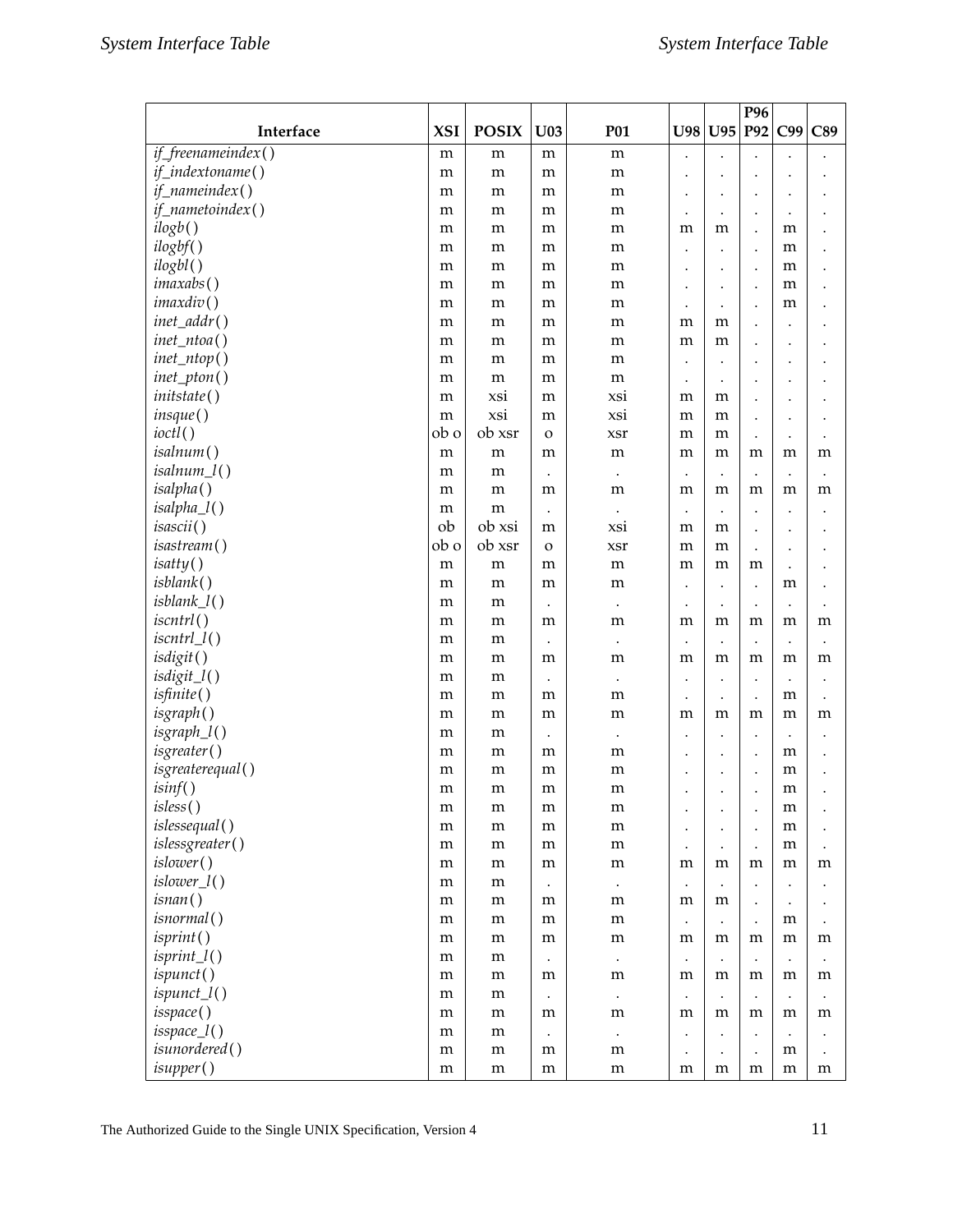| Interface | XSI | POSIX | U03 | P01 | U98 | U95 | P96 P92 | C99 | C89 |
|---|---|---|---|---|---|---|---|---|---|
| *if_freenameindex*( ) | m | m | m | m | . | . | . | . | . |
| *if_indextoname*( ) | m | m | m | m | . | . | . | . | . |
| *if_nameindex*( ) | m | m | m | m | . | . | . | . | . |
| *if_nametoindex*( ) | m | m | m | m | . | . | . | . | . |
| *ilogb*( ) | m | m | m | m | m | m | . | m | . |
| *ilogbf*( ) | m | m | m | m | . | . | . | m | . |
| *ilogbl*( ) | m | m | m | m | . | . | . | m | . |
| *imaxabs*( ) | m | m | m | m | . | . | . | m | . |
| *imaxdiv*( ) | m | m | m | m | . | . | . | m | . |
| *inet_addr*( ) | m | m | m | m | m | m | . | . | . |
| *inet_ntoa*( ) | m | m | m | m | m | m | . | . | . |
| *inet_ntop*( ) | m | m | m | m | . | . | . | . | . |
| *inet_pton*( ) | m | m | m | m | . | . | . | . | . |
| *initstate*( ) | m | xsi | m | xsi | m | m | . | . | . |
| *insque*( ) | m | xsi | m | xsi | m | m | . | . | . |
| *ioctl*( ) | ob o | ob xsr | o | xsr | m | m | . | . | . |
| *isalnum*( ) | m | m | m | m | m | m | m | m | m |
| *isalnum_l*( ) | m | m | . | . | . | . | . | . | . |
| *isalpha*( ) | m | m | m | m | m | m | m | m | m |
| *isalpha_l*( ) | m | m | . | . | . | . | . | . | . |
| *isascii*( ) | ob | ob xsi | m | xsi | m | m | . | . | . |
| *isastream*( ) | ob o | ob xsr | o | xsr | m | m | . | . | . |
| *isatty*( ) | m | m | m | m | m | m | m | . | . |
| *isblank*( ) | m | m | m | m | . | . | . | m | . |
| *isblank_l*( ) | m | m | . | . | . | . | . | . | . |
| *iscntrl*( ) | m | m | m | m | m | m | m | m | m |
| *iscntrl_l*( ) | m | m | . | . | . | . | . | . | . |
| *isdigit*( ) | m | m | m | m | m | m | m | m | m |
| *isdigit_l*( ) | m | m | . | . | . | . | . | . | . |
| *isfinite*( ) | m | m | m | m | . | . | . | m | . |
| *isgraph*( ) | m | m | m | m | m | m | m | m | m |
| *isgraph_l*( ) | m | m | . | . | . | . | . | . | . |
| *isgreater*( ) | m | m | m | m | . | . | . | m | . |
| *isgreaterequal*( ) | m | m | m | m | . | . | . | m | . |
| *isinf*( ) | m | m | m | m | . | . | . | m | . |
| *isless*( ) | m | m | m | m | . | . | . | m | . |
| *islessequal*( ) | m | m | m | m | . | . | . | m | . |
| *islessgreater*( ) | m | m | m | m | . | . | . | m | . |
| *islower*( ) | m | m | m | m | m | m | m | m | m |
| *islower_l*( ) | m | m | . | . | . | . | . | . | . |
| *isnan*( ) | m | m | m | m | m | m | . | . | . |
| *isnormal*( ) | m | m | m | m | . | . | . | m | . |
| *isprint*( ) | m | m | m | m | m | m | m | m | m |
| *isprint_l*( ) | m | m | . | . | . | . | . | . | . |
| *ispunct*( ) | m | m | m | m | m | m | m | m | m |
| *ispunct_l*( ) | m | m | . | . | . | . | . | . | . |
| *isspace*( ) | m | m | m | m | m | m | m | m | m |
| *isspace_l*( ) | m | m | . | . | . | . | . | . | . |
| *isunordered*( ) | m | m | m | m | . | . | . | m | . |
| *isupper*( ) | m | m | m | m | m | m | m | m | m |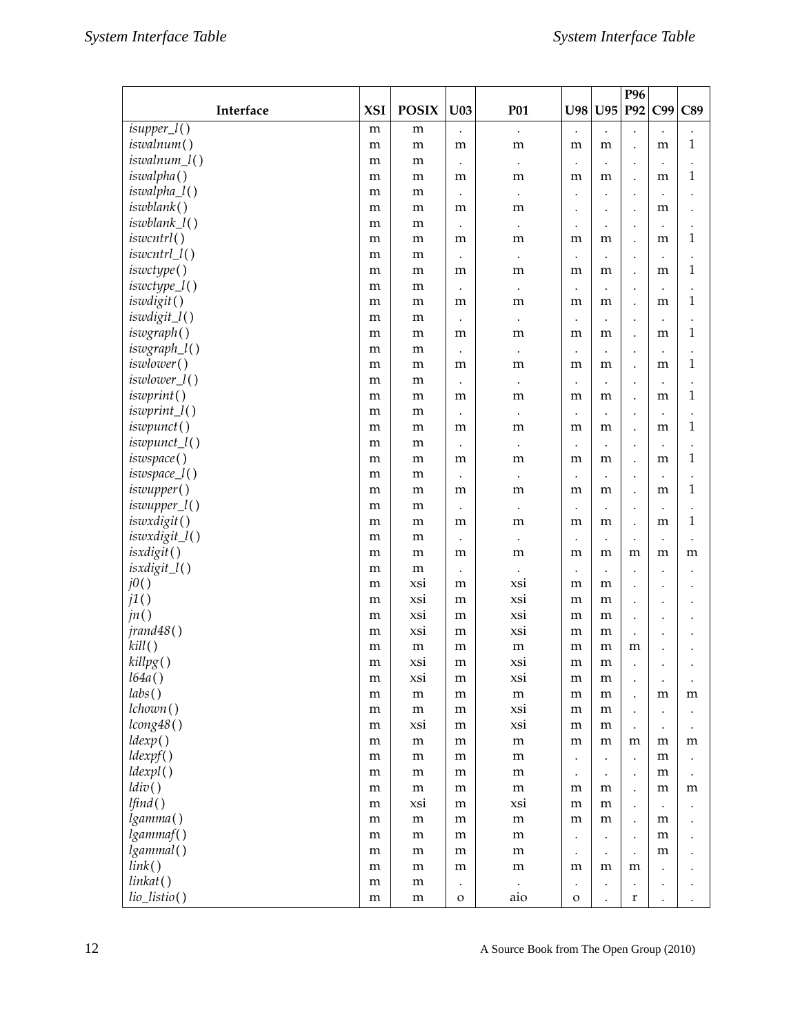| Interface | XSI | POSIX | U03 | P01 | U98 | U95 | P96 P92 | C99 | C89 |
|---|---|---|---|---|---|---|---|---|---|
| *isupper_l*() | m | m | . | . | . | . | . | . | . |
| *iswalnum*() | m | m | m | m | m | m | . | m | 1 |
| *iswalnum_l*() | m | m | . | . | . | . | . | . | . |
| *iswalpha*() | m | m | m | m | m | m | . | m | 1 |
| *iswalpha_l*() | m | m | . | . | . | . | . | . | . |
| *iswblank*() | m | m | m | m | . | . | . | m | . |
| *iswblank_l*() | m | m | . | . | . | . | . | . | . |
| *iswcntrl*() | m | m | m | m | m | m | . | m | 1 |
| *iswcntrl_l*() | m | m | . | . | . | . | . | . | . |
| *iswctype*() | m | m | m | m | m | m | . | m | 1 |
| *iswctype_l*() | m | m | . | . | . | . | . | . | . |
| *iswdigit*() | m | m | m | m | m | m | . | m | 1 |
| *iswdigit_l*() | m | m | . | . | . | . | . | . | . |
| *iswgraph*() | m | m | m | m | m | m | . | m | 1 |
| *iswgraph_l*() | m | m | . | . | . | . | . | . | . |
| *iswlower*() | m | m | m | m | m | m | . | m | 1 |
| *iswlower_l*() | m | m | . | . | . | . | . | . | . |
| *iswprint*() | m | m | m | m | m | m | . | m | 1 |
| *iswprint_l*() | m | m | . | . | . | . | . | . | . |
| *iswpunct*() | m | m | m | m | m | m | . | m | 1 |
| *iswpunct_l*() | m | m | . | . | . | . | . | . | . |
| *iswspace*() | m | m | m | m | m | m | . | m | 1 |
| *iswspace_l*() | m | m | . | . | . | . | . | . | . |
| *iswupper*() | m | m | m | m | m | m | . | m | 1 |
| *iswupper_l*() | m | m | . | . | . | . | . | . | . |
| *iswxdigit*() | m | m | m | m | m | m | . | m | 1 |
| *iswxdigit_l*() | m | m | . | . | . | . | . | . | . |
| *isxdigit*() | m | m | m | m | m | m | m | m | m |
| *isxdigit_l*() | m | m | . | . | . | . | . | . | . |
| *j0*() | m | xsi | m | xsi | m | m | . | . | . |
| *j1*() | m | xsi | m | xsi | m | m | . | . | . |
| *jn*() | m | xsi | m | xsi | m | m | . | . | . |
| *jrand48*() | m | xsi | m | xsi | m | m | . | . | . |
| *kill*() | m | m | m | m | m | m | m | . | . |
| *killpg*() | m | xsi | m | xsi | m | m | . | . | . |
| *l64a*() | m | xsi | m | xsi | m | m | . | . | . |
| *labs*() | m | m | m | m | m | m | . | m | m |
| *lchown*() | m | m | m | xsi | m | m | . | . | . |
| *lcong48*() | m | xsi | m | xsi | m | m | . | . | . |
| *ldexp*() | m | m | m | m | m | m | m | m | m |
| *ldexpf*() | m | m | m | m | . | . | . | m | . |
| *ldexpl*() | m | m | m | m | . | . | . | m | . |
| *ldiv*() | m | m | m | m | m | m | . | m | m |
| *lfind*() | m | xsi | m | xsi | m | m | . | . | . |
| *lgamma*() | m | m | m | m | m | m | . | m | . |
| *lgammaf*() | m | m | m | m | . | . | . | m | . |
| *lgammal*() | m | m | m | m | . | . | . | m | . |
| *link*() | m | m | m | m | m | m | m | . | . |
| *linkat*() | m | m | . | . | . | . | . | . | . |
| *lio_listio*() | m | m | o | aio | o | . | r | . | . |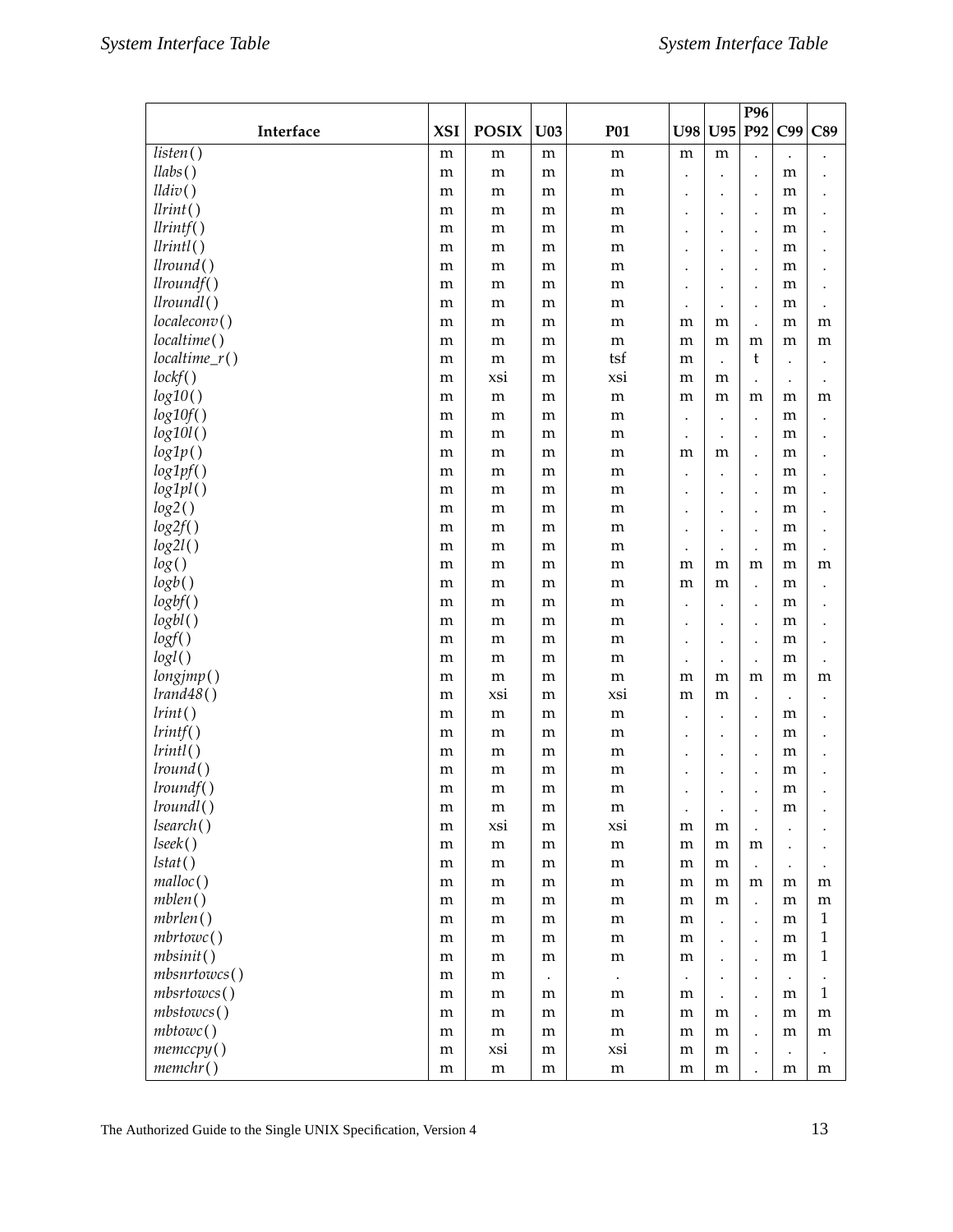| Interface | XSI | POSIX | U03 | P01 | U98 | U95 | P96 P92 | C99 | C89 |
|---|---|---|---|---|---|---|---|---|---|
| *listen*() | m | m | m | m | m | m | . | . | . |
| *llabs*() | m | m | m | m | . | . | . | m | . |
| *lldiv*() | m | m | m | m | . | . | . | m | . |
| *llrint*() | m | m | m | m | . | . | . | m | . |
| *llrintf*() | m | m | m | m | . | . | . | m | . |
| *llrintl*() | m | m | m | m | . | . | . | m | . |
| *llround*() | m | m | m | m | . | . | . | m | . |
| *llroundf*() | m | m | m | m | . | . | . | m | . |
| *llroundl*() | m | m | m | m | . | . | . | m | . |
| *localeconv*() | m | m | m | m | m | m | . | m | m |
| *localtime*() | m | m | m | m | m | m | m | m | m |
| *localtime_r*() | m | m | m | tsf | m | . | t | . | . |
| *lockf*() | m | xsi | m | xsi | m | m | . | . | . |
| *log10*() | m | m | m | m | m | m | m | m | m |
| *log10f*() | m | m | m | m | . | . | . | m | . |
| *log10l*() | m | m | m | m | . | . | . | m | . |
| *log1p*() | m | m | m | m | m | m | . | m | . |
| *log1pf*() | m | m | m | m | . | . | . | m | . |
| *log1pl*() | m | m | m | m | . | . | . | m | . |
| *log2*() | m | m | m | m | . | . | . | m | . |
| *log2f*() | m | m | m | m | . | . | . | m | . |
| *log2l*() | m | m | m | m | . | . | . | m | . |
| *log*() | m | m | m | m | m | m | m | m | m |
| *logb*() | m | m | m | m | m | m | . | m | . |
| *logbf*() | m | m | m | m | . | . | . | m | . |
| *logbl*() | m | m | m | m | . | . | . | m | . |
| *logf*() | m | m | m | m | . | . | . | m | . |
| *logl*() | m | m | m | m | . | . | . | m | . |
| *longjmp*() | m | m | m | m | m | m | m | m | m |
| *lrand48*() | m | xsi | m | xsi | m | m | . | . | . |
| *lrint*() | m | m | m | m | . | . | . | m | . |
| *lrintf*() | m | m | m | m | . | . | . | m | . |
| *lrintl*() | m | m | m | m | . | . | . | m | . |
| *lround*() | m | m | m | m | . | . | . | m | . |
| *lroundf*() | m | m | m | m | . | . | . | m | . |
| *lroundl*() | m | m | m | m | . | . | . | m | . |
| *lsearch*() | m | xsi | m | xsi | m | m | . | . | . |
| *lseek*() | m | m | m | m | m | m | m | . | . |
| *lstat*() | m | m | m | m | m | m | . | . | . |
| *malloc*() | m | m | m | m | m | m | m | m | m |
| *mblen*() | m | m | m | m | m | m | . | m | m |
| *mbrlen*() | m | m | m | m | m | . | . | m | 1 |
| *mbrtowc*() | m | m | m | m | m | . | . | m | 1 |
| *mbsinit*() | m | m | m | m | m | . | . | m | 1 |
| *mbsnrtowcs*() | m | m | . | . | . | . | . | . | . |
| *mbsrtowcs*() | m | m | m | m | m | . | . | m | 1 |
| *mbstowcs*() | m | m | m | m | m | m | . | m | m |
| *mbtowc*() | m | m | m | m | m | m | . | m | m |
| *memccpy*() | m | xsi | m | xsi | m | m | . | . | . |
| *memchr*() | m | m | m | m | m | m | . | m | m |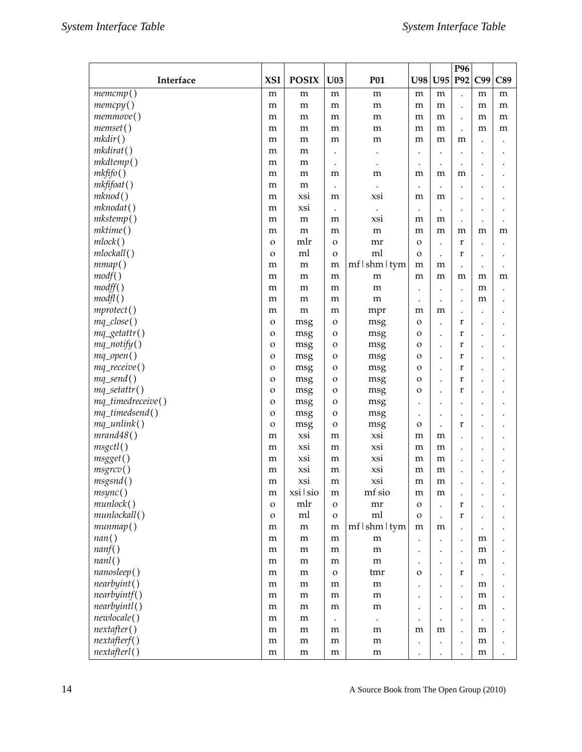| Interface | XSI | POSIX | U03 | P01 | U98 | U95 | P96 P92 | C99 | C89 |
|---|---|---|---|---|---|---|---|---|---|
| *memcmp*( ) | m | m | m | m | m | m | . | m | m |
| *memcpy*( ) | m | m | m | m | m | m | . | m | m |
| *memmove*( ) | m | m | m | m | m | m | . | m | m |
| *memset*( ) | m | m | m | m | m | m | . | m | m |
| *mkdir*( ) | m | m | m | m | m | m | m | . | . |
| *mkdirat*( ) | m | m | . | . | . | . | . | . | . |
| *mkdtemp*( ) | m | m | . | . | . | . | . | . | . |
| *mkfifo*( ) | m | m | m | m | m | m | m | . | . |
| *mkfifoat*( ) | m | m | . | . | . | . | . | . | . |
| *mknod*( ) | m | xsi | m | xsi | m | m | . | . | . |
| *mknodat*( ) | m | xsi | . | . | . | . | . | . | . |
| *mkstemp*( ) | m | m | m | xsi | m | m | . | . | . |
| *mktime*( ) | m | m | m | m | m | m | m | m | m |
| *mlock*( ) | o | mlr | o | mr | o | . | r | . | . |
| *mlockall*( ) | o | ml | o | ml | o | . | r | . | . |
| *mmap*( ) | m | m | m | mf \| shm \| tym | m | m | . | . | . |
| *modf*( ) | m | m | m | m | m | m | m | m | m |
| *modff*( ) | m | m | m | m | . | . | . | m | . |
| *modfl*( ) | m | m | m | m | . | . | . | m | . |
| *mprotect*( ) | m | m | m | mpr | m | m | . | . | . |
| *mq_close*( ) | o | msg | o | msg | o | . | r | . | . |
| *mq_getattr*( ) | o | msg | o | msg | o | . | r | . | . |
| *mq_notify*( ) | o | msg | o | msg | o | . | r | . | . |
| *mq_open*( ) | o | msg | o | msg | o | . | r | . | . |
| *mq_receive*( ) | o | msg | o | msg | o | . | r | . | . |
| *mq_send*( ) | o | msg | o | msg | o | . | r | . | . |
| *mq_setattr*( ) | o | msg | o | msg | o | . | r | . | . |
| *mq_timedreceive*( ) | o | msg | o | msg | . | . | . | . | . |
| *mq_timedsend*( ) | o | msg | o | msg | . | . | . | . | . |
| *mq_unlink*( ) | o | msg | o | msg | o | . | r | . | . |
| *mrand48*( ) | m | xsi | m | xsi | m | m | . | . | . |
| *msgctl*( ) | m | xsi | m | xsi | m | m | . | . | . |
| *msgget*( ) | m | xsi | m | xsi | m | m | . | . | . |
| *msgrcv*( ) | m | xsi | m | xsi | m | m | . | . | . |
| *msgsnd*( ) | m | xsi | m | xsi | m | m | . | . | . |
| *msync*( ) | m | xsi \| sio | m | mf sio | m | m | . | . | . |
| *munlock*( ) | o | mlr | o | mr | o | . | r | . | . |
| *munlockall*( ) | o | ml | o | ml | o | . | r | . | . |
| *munmap*( ) | m | m | m | mf \| shm \| tym | m | m | . | . | . |
| *nan*( ) | m | m | m | m | . | . | . | m | . |
| *nanf*( ) | m | m | m | m | . | . | . | m | . |
| *nanl*( ) | m | m | m | m | . | . | . | m | . |
| *nanosleep*( ) | m | m | o | tmr | o | . | r | . | . |
| *nearbyint*( ) | m | m | m | m | . | . | . | m | . |
| *nearbyintf*( ) | m | m | m | m | . | . | . | m | . |
| *nearbyintl*( ) | m | m | m | m | . | . | . | m | . |
| *newlocale*( ) | m | m | . | . | . | . | . | . | . |
| *nextafter*( ) | m | m | m | m | m | m | . | m | . |
| *nextafterf*( ) | m | m | m | m | . | . | . | m | . |
| *nextafterl*( ) | m | m | m | m | . | . | . | m | . |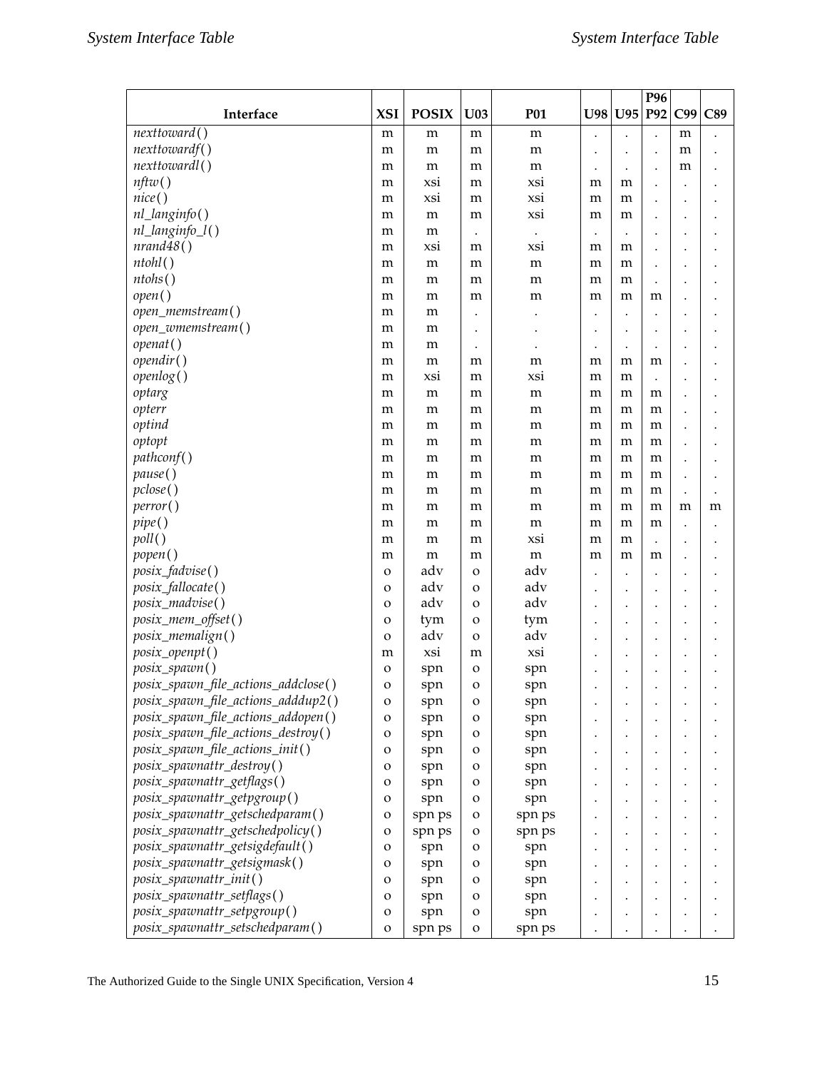| Interface | XSI | POSIX | U03 | P01 | U98 | U95 | P96 P92 | C99 | C89 |
|---|---|---|---|---|---|---|---|---|---|
| *nexttoward*( ) | m | m | m | m | . | . | . | m | . |
| *nexttowardf*( ) | m | m | m | m | . | . | . | m | . |
| *nexttowardl*( ) | m | m | m | m | . | . | . | m | . |
| *nftw*( ) | m | xsi | m | xsi | m | m | . | . | . |
| *nice*( ) | m | xsi | m | xsi | m | m | . | . | . |
| *nl_langinfo*( ) | m | m | m | xsi | m | m | . | . | . |
| *nl_langinfo_l*( ) | m | m | . | . | . | . | . | . | . |
| *nrand48*( ) | m | xsi | m | xsi | m | m | . | . | . |
| *ntohl*( ) | m | m | m | m | m | m | . | . | . |
| *ntohs*( ) | m | m | m | m | m | m | . | . | . |
| *open*( ) | m | m | m | m | m | m | m | . | . |
| *open_memstream*( ) | m | m | . | . | . | . | . | . | . |
| *open_wmemstream*( ) | m | m | . | . | . | . | . | . | . |
| *openat*( ) | m | m | . | . | . | . | . | . | . |
| *opendir*( ) | m | m | m | m | m | m | m | . | . |
| *openlog*( ) | m | xsi | m | xsi | m | m | . | . | . |
| *optarg* | m | m | m | m | m | m | m | . | . |
| *opterr* | m | m | m | m | m | m | m | . | . |
| *optind* | m | m | m | m | m | m | m | . | . |
| *optopt* | m | m | m | m | m | m | m | . | . |
| *pathconf*( ) | m | m | m | m | m | m | m | . | . |
| *pause*( ) | m | m | m | m | m | m | m | . | . |
| *pclose*( ) | m | m | m | m | m | m | m | . | . |
| *perror*( ) | m | m | m | m | m | m | m | m | m |
| *pipe*( ) | m | m | m | m | m | m | m | . | . |
| *poll*( ) | m | m | m | xsi | m | m | . | . | . |
| *popen*( ) | m | m | m | m | m | m | m | . | . |
| *posix_fadvise*( ) | o | adv | o | adv | . | . | . | . | . |
| *posix_fallocate*( ) | o | adv | o | adv | . | . | . | . | . |
| *posix_madvise*( ) | o | adv | o | adv | . | . | . | . | . |
| *posix_mem_offset*( ) | o | tym | o | tym | . | . | . | . | . |
| *posix_memalign*( ) | o | adv | o | adv | . | . | . | . | . |
| *posix_openpt*( ) | m | xsi | m | xsi | . | . | . | . | . |
| *posix_spawn*( ) | o | spn | o | spn | . | . | . | . | . |
| *posix_spawn_file_actions_addclose*( ) | o | spn | o | spn | . | . | . | . | . |
| *posix_spawn_file_actions_adddup2*( ) | o | spn | o | spn | . | . | . | . | . |
| *posix_spawn_file_actions_addopen*( ) | o | spn | o | spn | . | . | . | . | . |
| *posix_spawn_file_actions_destroy*( ) | o | spn | o | spn | . | . | . | . | . |
| *posix_spawn_file_actions_init*( ) | o | spn | o | spn | . | . | . | . | . |
| *posix_spawnattr_destroy*( ) | o | spn | o | spn | . | . | . | . | . |
| *posix_spawnattr_getflags*( ) | o | spn | o | spn | . | . | . | . | . |
| *posix_spawnattr_getpgroup*( ) | o | spn | o | spn | . | . | . | . | . |
| *posix_spawnattr_getschedparam*( ) | o | spn ps | o | spn ps | . | . | . | . | . |
| *posix_spawnattr_getschedpolicy*( ) | o | spn ps | o | spn ps | . | . | . | . | . |
| *posix_spawnattr_getsigdefault*( ) | o | spn | o | spn | . | . | . | . | . |
| *posix_spawnattr_getsigmask*( ) | o | spn | o | spn | . | . | . | . | . |
| *posix_spawnattr_init*( ) | o | spn | o | spn | . | . | . | . | . |
| *posix_spawnattr_setflags*( ) | o | spn | o | spn | . | . | . | . | . |
| *posix_spawnattr_setpgroup*( ) | o | spn | o | spn | . | . | . | . | . |
| *posix_spawnattr_setschedparam*( ) | o | spn ps | o | spn ps | . | . | . | . | . |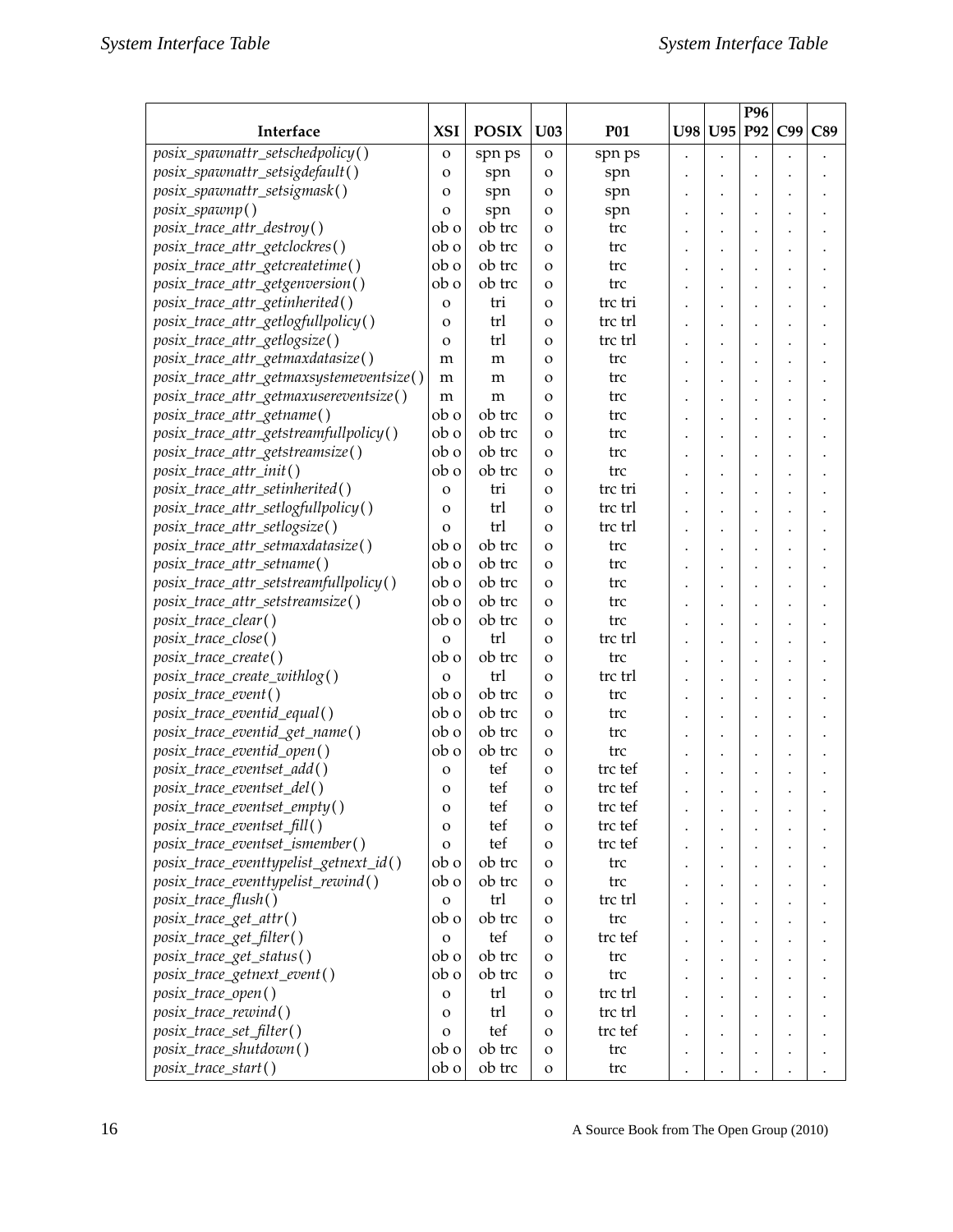| Interface | XSI | POSIX | U03 | P01 | U98 | U95 | P96 P92 | C99 | C89 |
|---|---|---|---|---|---|---|---|---|---|
| *posix_spawnattr_setschedpolicy*( ) | o | spn ps | o | spn ps | . | . | . | . | . |
| *posix_spawnattr_setsigdefault*( ) | o | spn | o | spn | . | . | . | . | . |
| *posix_spawnattr_setsigmask*( ) | o | spn | o | spn | . | . | . | . | . |
| *posix_spawnp*( ) | o | spn | o | spn | . | . | . | . | . |
| *posix_trace_attr_destroy*( ) | ob o | ob trc | o | trc | . | . | . | . | . |
| *posix_trace_attr_getclockres*( ) | ob o | ob trc | o | trc | . | . | . | . | . |
| *posix_trace_attr_getcreatetime*( ) | ob o | ob trc | o | trc | . | . | . | . | . |
| *posix_trace_attr_getgenversion*( ) | ob o | ob trc | o | trc | . | . | . | . | . |
| *posix_trace_attr_getinherited*( ) | o | tri | o | trc tri | . | . | . | . | . |
| *posix_trace_attr_getlogfullpolicy*( ) | o | trl | o | trc trl | . | . | . | . | . |
| *posix_trace_attr_getlogsize*( ) | o | trl | o | trc trl | . | . | . | . | . |
| *posix_trace_attr_getmaxdatasize*( ) | m | m | o | trc | . | . | . | . | . |
| *posix_trace_attr_getmaxsystemeventsize*( ) | m | m | o | trc | . | . | . | . | . |
| *posix_trace_attr_getmaxusereventsize*( ) | m | m | o | trc | . | . | . | . | . |
| *posix_trace_attr_getname*( ) | ob o | ob trc | o | trc | . | . | . | . | . |
| *posix_trace_attr_getstreamfullpolicy*( ) | ob o | ob trc | o | trc | . | . | . | . | . |
| *posix_trace_attr_getstreamsize*( ) | ob o | ob trc | o | trc | . | . | . | . | . |
| *posix_trace_attr_init*( ) | ob o | ob trc | o | trc | . | . | . | . | . |
| *posix_trace_attr_setinherited*( ) | o | tri | o | trc tri | . | . | . | . | . |
| *posix_trace_attr_setlogfullpolicy*( ) | o | trl | o | trc trl | . | . | . | . | . |
| *posix_trace_attr_setlogsize*( ) | o | trl | o | trc trl | . | . | . | . | . |
| *posix_trace_attr_setmaxdatasize*( ) | ob o | ob trc | o | trc | . | . | . | . | . |
| *posix_trace_attr_setname*( ) | ob o | ob trc | o | trc | . | . | . | . | . |
| *posix_trace_attr_setstreamfullpolicy*( ) | ob o | ob trc | o | trc | . | . | . | . | . |
| *posix_trace_attr_setstreamsize*( ) | ob o | ob trc | o | trc | . | . | . | . | . |
| *posix_trace_clear*( ) | ob o | ob trc | o | trc | . | . | . | . | . |
| *posix_trace_close*( ) | o | trl | o | trc trl | . | . | . | . | . |
| *posix_trace_create*( ) | ob o | ob trc | o | trc | . | . | . | . | . |
| *posix_trace_create_withlog*( ) | o | trl | o | trc trl | . | . | . | . | . |
| *posix_trace_event*( ) | ob o | ob trc | o | trc | . | . | . | . | . |
| *posix_trace_eventid_equal*( ) | ob o | ob trc | o | trc | . | . | . | . | . |
| *posix_trace_eventid_get_name*( ) | ob o | ob trc | o | trc | . | . | . | . | . |
| *posix_trace_eventid_open*( ) | ob o | ob trc | o | trc | . | . | . | . | . |
| *posix_trace_eventset_add*( ) | o | tef | o | trc tef | . | . | . | . | . |
| *posix_trace_eventset_del*( ) | o | tef | o | trc tef | . | . | . | . | . |
| *posix_trace_eventset_empty*( ) | o | tef | o | trc tef | . | . | . | . | . |
| *posix_trace_eventset_fill*( ) | o | tef | o | trc tef | . | . | . | . | . |
| *posix_trace_eventset_ismember*( ) | o | tef | o | trc tef | . | . | . | . | . |
| *posix_trace_eventtypelist_getnext_id*( ) | ob o | ob trc | o | trc | . | . | . | . | . |
| *posix_trace_eventtypelist_rewind*( ) | ob o | ob trc | o | trc | . | . | . | . | . |
| *posix_trace_flush*( ) | o | trl | o | trc trl | . | . | . | . | . |
| *posix_trace_get_attr*( ) | ob o | ob trc | o | trc | . | . | . | . | . |
| *posix_trace_get_filter*( ) | o | tef | o | trc tef | . | . | . | . | . |
| *posix_trace_get_status*( ) | ob o | ob trc | o | trc | . | . | . | . | . |
| *posix_trace_getnext_event*( ) | ob o | ob trc | o | trc | . | . | . | . | . |
| *posix_trace_open*( ) | o | trl | o | trc trl | . | . | . | . | . |
| *posix_trace_rewind*( ) | o | trl | o | trc trl | . | . | . | . | . |
| *posix_trace_set_filter*( ) | o | tef | o | trc tef | . | . | . | . | . |
| *posix_trace_shutdown*( ) | ob o | ob trc | o | trc | . | . | . | . | . |
| *posix_trace_start*( ) | ob o | ob trc | o | trc | . | . | . | . | . |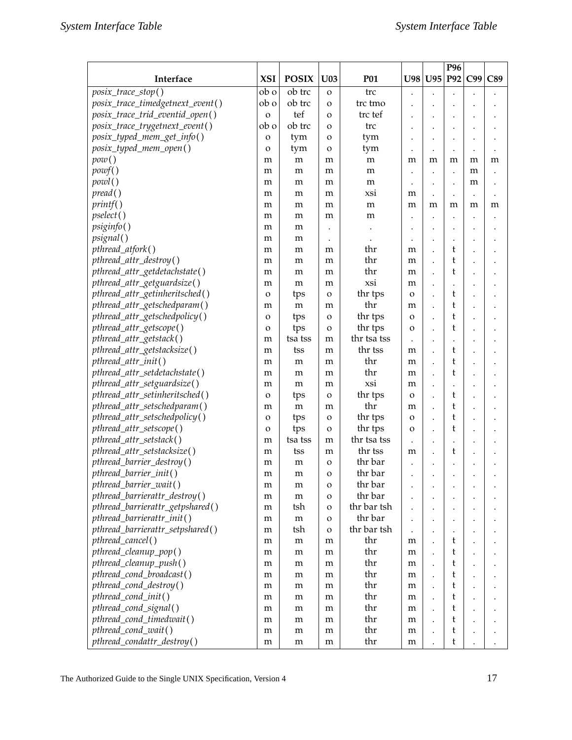| Interface | XSI | POSIX | U03 | P01 | U98 | U95 | P96 P92 | C99 | C89 |
|---|---|---|---|---|---|---|---|---|---|
| *posix_trace_stop*( ) | ob o | ob trc | o | trc | . | . | . | . | . |
| *posix_trace_timedgetnext_event*( ) | ob o | ob trc | o | trc tmo | . | . | . | . | . |
| *posix_trace_trid_eventid_open*( ) | o | tef | o | trc tef | . | . | . | . | . |
| *posix_trace_trygetnext_event*( ) | ob o | ob trc | o | trc | . | . | . | . | . |
| *posix_typed_mem_get_info*( ) | o | tym | o | tym | . | . | . | . | . |
| *posix_typed_mem_open*( ) | o | tym | o | tym | . | . | . | . | . |
| *pow*( ) | m | m | m | m | m | m | m | m | m |
| *powf*( ) | m | m | m | m | . | . | . | m | . |
| *powl*( ) | m | m | m | m | . | . | . | m | . |
| *pread*( ) | m | m | m | xsi | m | . | . | . | . |
| *printf*( ) | m | m | m | m | m | m | m | m | m |
| *pselect*( ) | m | m | m | m | . | . | . | . | . |
| *psiginfo*( ) | m | m | . | . | . | . | . | . | . |
| *psignal*( ) | m | m | . | . | . | . | . | . | . |
| *pthread_atfork*( ) | m | m | m | thr | m | . | t | . | . |
| *pthread_attr_destroy*( ) | m | m | m | thr | m | . | t | . | . |
| *pthread_attr_getdetachstate*( ) | m | m | m | thr | m | . | t | . | . |
| *pthread_attr_getguardsize*( ) | m | m | m | xsi | m | . | . | . | . |
| *pthread_attr_getinheritsched*( ) | o | tps | o | thr tps | o | . | t | . | . |
| *pthread_attr_getschedparam*( ) | m | m | m | thr | m | . | t | . | . |
| *pthread_attr_getschedpolicy*( ) | o | tps | o | thr tps | o | . | t | . | . |
| *pthread_attr_getscope*( ) | o | tps | o | thr tps | o | . | t | . | . |
| *pthread_attr_getstack*( ) | m | tsa tss | m | thr tsa tss | . | . | . | . | . |
| *pthread_attr_getstacksize*( ) | m | tss | m | thr tss | m | . | t | . | . |
| *pthread_attr_init*( ) | m | m | m | thr | m | . | t | . | . |
| *pthread_attr_setdetachstate*( ) | m | m | m | thr | m | . | t | . | . |
| *pthread_attr_setguardsize*( ) | m | m | m | xsi | m | . | . | . | . |
| *pthread_attr_setinheritsched*( ) | o | tps | o | thr tps | o | . | t | . | . |
| *pthread_attr_setschedparam*( ) | m | m | m | thr | m | . | t | . | . |
| *pthread_attr_setschedpolicy*( ) | o | tps | o | thr tps | o | . | t | . | . |
| *pthread_attr_setscope*( ) | o | tps | o | thr tps | o | . | t | . | . |
| *pthread_attr_setstack*( ) | m | tsa tss | m | thr tsa tss | . | . | . | . | . |
| *pthread_attr_setstacksize*( ) | m | tss | m | thr tss | m | . | t | . | . |
| *pthread_barrier_destroy*( ) | m | m | o | thr bar | . | . | . | . | . |
| *pthread_barrier_init*( ) | m | m | o | thr bar | . | . | . | . | . |
| *pthread_barrier_wait*( ) | m | m | o | thr bar | . | . | . | . | . |
| *pthread_barrierattr_destroy*( ) | m | m | o | thr bar | . | . | . | . | . |
| *pthread_barrierattr_getpshared*( ) | m | tsh | o | thr bar tsh | . | . | . | . | . |
| *pthread_barrierattr_init*( ) | m | m | o | thr bar | . | . | . | . | . |
| *pthread_barrierattr_setpshared*( ) | m | tsh | o | thr bar tsh | . | . | . | . | . |
| *pthread_cancel*( ) | m | m | m | thr | m | . | t | . | . |
| *pthread_cleanup_pop*( ) | m | m | m | thr | m | . | t | . | . |
| *pthread_cleanup_push*( ) | m | m | m | thr | m | . | t | . | . |
| *pthread_cond_broadcast*( ) | m | m | m | thr | m | . | t | . | . |
| *pthread_cond_destroy*( ) | m | m | m | thr | m | . | t | . | . |
| *pthread_cond_init*( ) | m | m | m | thr | m | . | t | . | . |
| *pthread_cond_signal*( ) | m | m | m | thr | m | . | t | . | . |
| *pthread_cond_timedwait*( ) | m | m | m | thr | m | . | t | . | . |
| *pthread_cond_wait*( ) | m | m | m | thr | m | . | t | . | . |
| *pthread_condattr_destroy*( ) | m | m | m | thr | m | . | t | . | . |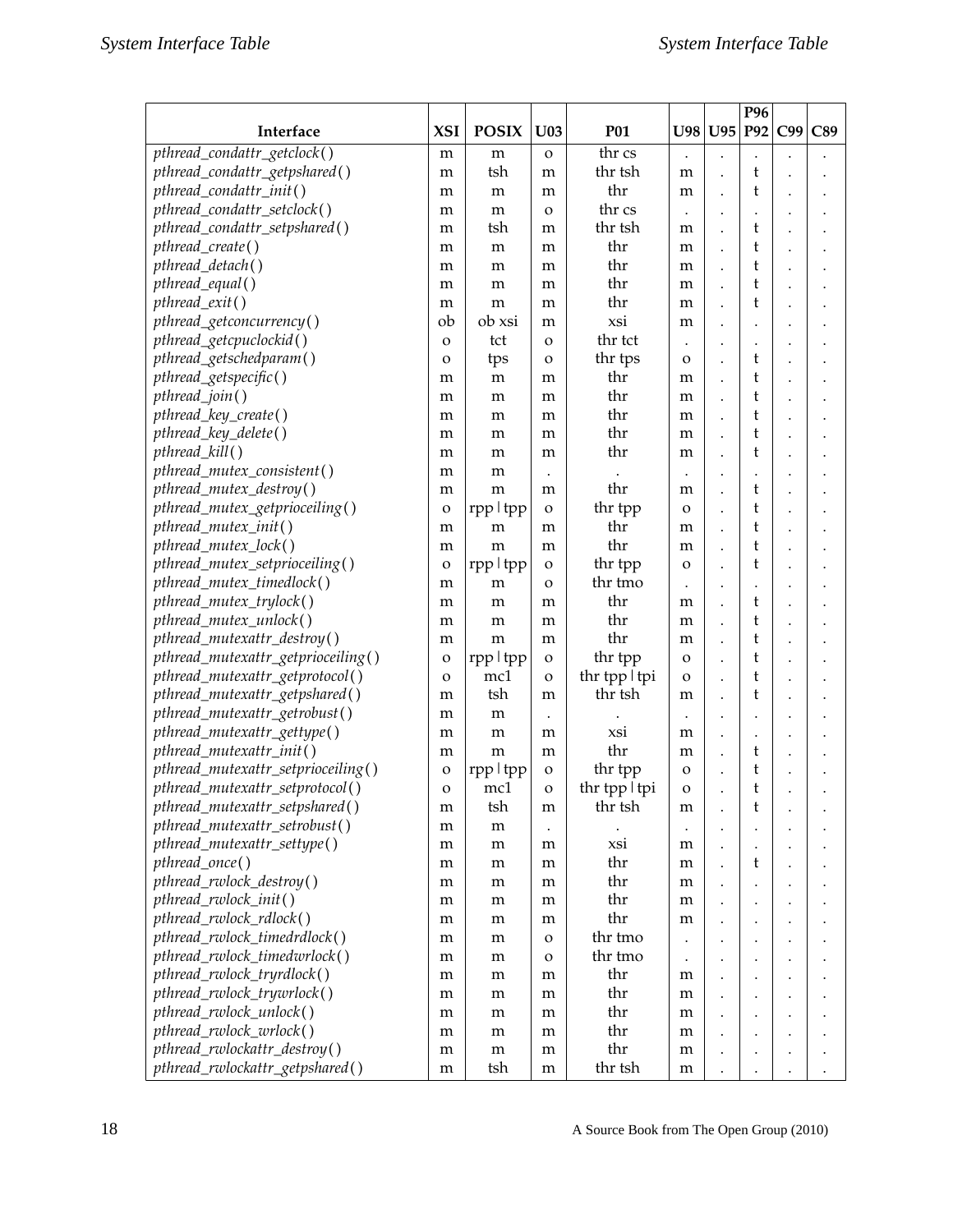| Interface | XSI | POSIX | U03 | P01 | U98 | U95 | P96 P92 | C99 | C89 |
|---|---|---|---|---|---|---|---|---|---|
| *pthread_condattr_getclock*( ) | m | m | o | thr cs | . | . | . | . | . |
| *pthread_condattr_getpshared*( ) | m | tsh | m | thr tsh | m | . | t | . | . |
| *pthread_condattr_init*( ) | m | m | m | thr | m | . | t | . | . |
| *pthread_condattr_setclock*( ) | m | m | o | thr cs | . | . | . | . | . |
| *pthread_condattr_setpshared*( ) | m | tsh | m | thr tsh | m | . | t | . | . |
| *pthread_create*( ) | m | m | m | thr | m | . | t | . | . |
| *pthread_detach*( ) | m | m | m | thr | m | . | t | . | . |
| *pthread_equal*( ) | m | m | m | thr | m | . | t | . | . |
| *pthread_exit*( ) | m | m | m | thr | m | . | t | . | . |
| *pthread_getconcurrency*( ) | ob | ob xsi | m | xsi | m | . | . | . | . |
| *pthread_getcpuclockid*( ) | o | tct | o | thr tct | . | . | . | . | . |
| *pthread_getschedparam*( ) | o | tps | o | thr tps | o | . | t | . | . |
| *pthread_getspecific*( ) | m | m | m | thr | m | . | t | . | . |
| *pthread_join*( ) | m | m | m | thr | m | . | t | . | . |
| *pthread_key_create*( ) | m | m | m | thr | m | . | t | . | . |
| *pthread_key_delete*( ) | m | m | m | thr | m | . | t | . | . |
| *pthread_kill*( ) | m | m | m | thr | m | . | t | . | . |
| *pthread_mutex_consistent*( ) | m | m | . | . | . | . | . | . | . |
| *pthread_mutex_destroy*( ) | m | m | m | thr | m | . | t | . | . |
| *pthread_mutex_getprioceiling*( ) | o | rpp \| tpp | o | thr tpp | o | . | t | . | . |
| *pthread_mutex_init*( ) | m | m | m | thr | m | . | t | . | . |
| *pthread_mutex_lock*( ) | m | m | m | thr | m | . | t | . | . |
| *pthread_mutex_setprioceiling*( ) | o | rpp \| tpp | o | thr tpp | o | . | t | . | . |
| *pthread_mutex_timedlock*( ) | m | m | o | thr tmo | . | . | . | . | . |
| *pthread_mutex_trylock*( ) | m | m | m | thr | m | . | t | . | . |
| *pthread_mutex_unlock*( ) | m | m | m | thr | m | . | t | . | . |
| *pthread_mutexattr_destroy*( ) | m | m | m | thr | m | . | t | . | . |
| *pthread_mutexattr_getprioceiling*( ) | o | rpp \| tpp | o | thr tpp | o | . | t | . | . |
| *pthread_mutexattr_getprotocol*( ) | o | mc1 | o | thr tpp \| tpi | o | . | t | . | . |
| *pthread_mutexattr_getpshared*( ) | m | tsh | m | thr tsh | m | . | t | . | . |
| *pthread_mutexattr_getrobust*( ) | m | m | . | . | . | . | . | . | . |
| *pthread_mutexattr_gettype*( ) | m | m | m | xsi | m | . | . | . | . |
| *pthread_mutexattr_init*( ) | m | m | m | thr | m | . | t | . | . |
| *pthread_mutexattr_setprioceiling*( ) | o | rpp \| tpp | o | thr tpp | o | . | t | . | . |
| *pthread_mutexattr_setprotocol*( ) | o | mc1 | o | thr tpp \| tpi | o | . | t | . | . |
| *pthread_mutexattr_setpshared*( ) | m | tsh | m | thr tsh | m | . | t | . | . |
| *pthread_mutexattr_setrobust*( ) | m | m | . | . | . | . | . | . | . |
| *pthread_mutexattr_settype*( ) | m | m | m | xsi | m | . | . | . | . |
| *pthread_once*( ) | m | m | m | thr | m | . | t | . | . |
| *pthread_rwlock_destroy*( ) | m | m | m | thr | m | . | . | . | . |
| *pthread_rwlock_init*( ) | m | m | m | thr | m | . | . | . | . |
| *pthread_rwlock_rdlock*( ) | m | m | m | thr | m | . | . | . | . |
| *pthread_rwlock_timedrdlock*( ) | m | m | o | thr tmo | . | . | . | . | . |
| *pthread_rwlock_timedwrlock*( ) | m | m | o | thr tmo | . | . | . | . | . |
| *pthread_rwlock_tryrdlock*( ) | m | m | m | thr | m | . | . | . | . |
| *pthread_rwlock_trywrlock*( ) | m | m | m | thr | m | . | . | . | . |
| *pthread_rwlock_unlock*( ) | m | m | m | thr | m | . | . | . | . |
| *pthread_rwlock_wrlock*( ) | m | m | m | thr | m | . | . | . | . |
| *pthread_rwlockattr_destroy*( ) | m | m | m | thr | m | . | . | . | . |
| *pthread_rwlockattr_getpshared*( ) | m | tsh | m | thr tsh | m | . | . | . | . |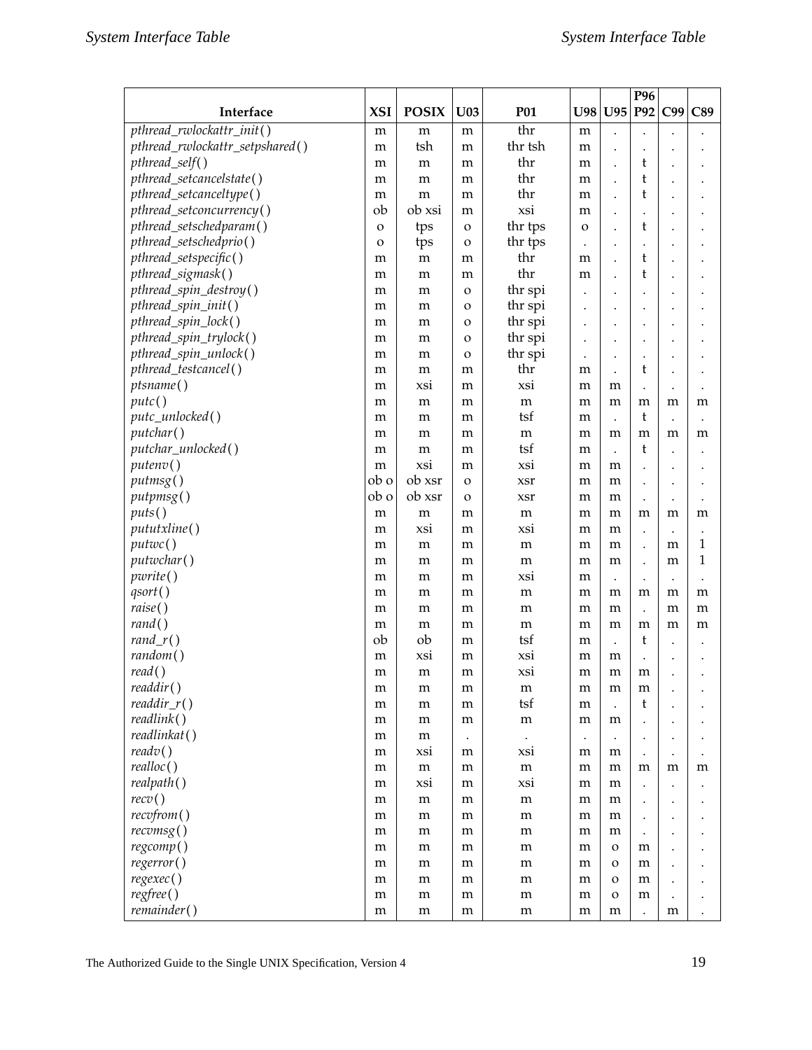| Interface | XSI | POSIX | U03 | P01 | U98 | U95 | P96 P92 | C99 | C89 |
|---|---|---|---|---|---|---|---|---|---|
| *pthread_rwlockattr_init*( ) | m | m | m | thr | m | . | . | . | . |
| *pthread_rwlockattr_setpshared*( ) | m | tsh | m | thr tsh | m | . | . | . | . |
| *pthread_self*( ) | m | m | m | thr | m | . | t | . | . |
| *pthread_setcancelstate*( ) | m | m | m | thr | m | . | t | . | . |
| *pthread_setcanceltype*( ) | m | m | m | thr | m | . | t | . | . |
| *pthread_setconcurrency*( ) | ob | ob xsi | m | xsi | m | . | . | . | . |
| *pthread_setschedparam*( ) | o | tps | o | thr tps | o | . | t | . | . |
| *pthread_setschedprio*( ) | o | tps | o | thr tps | . | . | . | . | . |
| *pthread_setspecific*( ) | m | m | m | thr | m | . | t | . | . |
| *pthread_sigmask*( ) | m | m | m | thr | m | . | t | . | . |
| *pthread_spin_destroy*( ) | m | m | o | thr spi | . | . | . | . | . |
| *pthread_spin_init*( ) | m | m | o | thr spi | . | . | . | . | . |
| *pthread_spin_lock*( ) | m | m | o | thr spi | . | . | . | . | . |
| *pthread_spin_trylock*( ) | m | m | o | thr spi | . | . | . | . | . |
| *pthread_spin_unlock*( ) | m | m | o | thr spi | . | . | . | . | . |
| *pthread_testcancel*( ) | m | m | m | thr | m | . | t | . | . |
| *ptsname*( ) | m | xsi | m | xsi | m | m | . | . | . |
| *putc*( ) | m | m | m | m | m | m | m | m | m |
| *putc_unlocked*( ) | m | m | m | tsf | m | . | t | . | . |
| *putchar*( ) | m | m | m | m | m | m | m | m | m |
| *putchar_unlocked*( ) | m | m | m | tsf | m | . | t | . | . |
| *putenv*( ) | m | xsi | m | xsi | m | m | . | . | . |
| *putmsg*( ) | ob o | ob xsr | o | xsr | m | m | . | . | . |
| *putpmsg*( ) | ob o | ob xsr | o | xsr | m | m | . | . | . |
| *puts*( ) | m | m | m | m | m | m | m | m | m |
| *pututxline*( ) | m | xsi | m | xsi | m | m | . | . | . |
| *putwc*( ) | m | m | m | m | m | m | . | m | 1 |
| *putwchar*( ) | m | m | m | m | m | m | . | m | 1 |
| *pwrite*( ) | m | m | m | xsi | m | . | . | . | . |
| *qsort*( ) | m | m | m | m | m | m | m | m | m |
| *raise*( ) | m | m | m | m | m | m | . | m | m |
| *rand*( ) | m | m | m | m | m | m | m | m | m |
| *rand_r*( ) | ob | ob | m | tsf | m | . | t | . | . |
| *random*( ) | m | xsi | m | xsi | m | m | . | . | . |
| *read*( ) | m | m | m | xsi | m | m | m | . | . |
| *readdir*( ) | m | m | m | m | m | m | m | . | . |
| *readdir_r*( ) | m | m | m | tsf | m | . | t | . | . |
| *readlink*( ) | m | m | m | m | m | m | . | . | . |
| *readlinkat*( ) | m | m | . | . | . | . | . | . | . |
| *readv*( ) | m | xsi | m | xsi | m | m | . | . | . |
| *realloc*( ) | m | m | m | m | m | m | m | m | m |
| *realpath*( ) | m | xsi | m | xsi | m | m | . | . | . |
| *recv*( ) | m | m | m | m | m | m | . | . | . |
| *recvfrom*( ) | m | m | m | m | m | m | . | . | . |
| *recvmsg*( ) | m | m | m | m | m | m | . | . | . |
| *regcomp*( ) | m | m | m | m | m | o | m | . | . |
| *regerror*( ) | m | m | m | m | m | o | m | . | . |
| *regexec*( ) | m | m | m | m | m | o | m | . | . |
| *regfree*( ) | m | m | m | m | m | o | m | . | . |
| *remainder*( ) | m | m | m | m | m | m | . | m | . |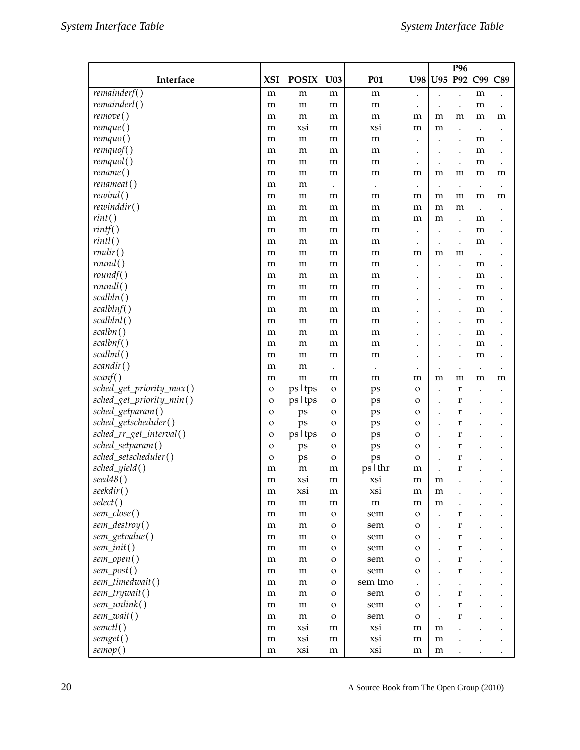| Interface | XSI | POSIX | U03 | P01 | U98 | U95 | P96 P92 | C99 | C89 |
|---|---|---|---|---|---|---|---|---|---|
| *remainderf*( ) | m | m | m | m | . | . | . | m | . |
| *remainderl*( ) | m | m | m | m | . | . | . | m | . |
| *remove*( ) | m | m | m | m | m | m | m | m | m |
| *remque*( ) | m | xsi | m | xsi | m | m | . | . | . |
| *remquo*( ) | m | m | m | m | . | . | . | m | . |
| *remquof*( ) | m | m | m | m | . | . | . | m | . |
| *remquol*( ) | m | m | m | m | . | . | . | m | . |
| *rename*( ) | m | m | m | m | m | m | m | m | m |
| *renameat*( ) | m | m | . | . | . | . | . | . | . |
| *rewind*( ) | m | m | m | m | m | m | m | m | m |
| *rewinddir*( ) | m | m | m | m | m | m | m | . | . |
| *rint*( ) | m | m | m | m | m | m | . | m | . |
| *rintf*( ) | m | m | m | m | . | . | . | m | . |
| *rintl*( ) | m | m | m | m | . | . | . | m | . |
| *rmdir*( ) | m | m | m | m | m | m | m | . | . |
| *round*( ) | m | m | m | m | . | . | . | m | . |
| *roundf*( ) | m | m | m | m | . | . | . | m | . |
| *roundl*( ) | m | m | m | m | . | . | . | m | . |
| *scalbln*( ) | m | m | m | m | . | . | . | m | . |
| *scalblnf*( ) | m | m | m | m | . | . | . | m | . |
| *scalblnl*( ) | m | m | m | m | . | . | . | m | . |
| *scalbn*( ) | m | m | m | m | . | . | . | m | . |
| *scalbnf*( ) | m | m | m | m | . | . | . | m | . |
| *scalbnl*( ) | m | m | m | m | . | . | . | m | . |
| *scandir*( ) | m | m | . | . | . | . | . | . | . |
| *scanf*( ) | m | m | m | m | m | m | m | m | m |
| *sched_get_priority_max*( ) | o | ps \| tps | o | ps | o | . | r | . | . |
| *sched_get_priority_min*( ) | o | ps \| tps | o | ps | o | . | r | . | . |
| *sched_getparam*( ) | o | ps | o | ps | o | . | r | . | . |
| *sched_getscheduler*( ) | o | ps | o | ps | o | . | r | . | . |
| *sched_rr_get_interval*( ) | o | ps \| tps | o | ps | o | . | r | . | . |
| *sched_setparam*( ) | o | ps | o | ps | o | . | r | . | . |
| *sched_setscheduler*( ) | o | ps | o | ps | o | . | r | . | . |
| *sched_yield*( ) | m | m | m | ps \| thr | m | . | r | . | . |
| *seed48*( ) | m | xsi | m | xsi | m | m | . | . | . |
| *seekdir*( ) | m | xsi | m | xsi | m | m | . | . | . |
| *select*( ) | m | m | m | m | m | m | . | . | . |
| *sem_close*( ) | m | m | o | sem | o | . | r | . | . |
| *sem_destroy*( ) | m | m | o | sem | o | . | r | . | . |
| *sem_getvalue*( ) | m | m | o | sem | o | . | r | . | . |
| *sem_init*( ) | m | m | o | sem | o | . | r | . | . |
| *sem_open*( ) | m | m | o | sem | o | . | r | . | . |
| *sem_post*( ) | m | m | o | sem | o | . | r | . | . |
| *sem_timedwait*( ) | m | m | o | sem tmo | . | . | . | . | . |
| *sem_trywait*( ) | m | m | o | sem | o | . | r | . | . |
| *sem_unlink*( ) | m | m | o | sem | o | . | r | . | . |
| *sem_wait*( ) | m | m | o | sem | o | . | r | . | . |
| *semctl*( ) | m | xsi | m | xsi | m | m | . | . | . |
| *semget*( ) | m | xsi | m | xsi | m | m | . | . | . |
| *semop*( ) | m | xsi | m | xsi | m | m | . | . | . |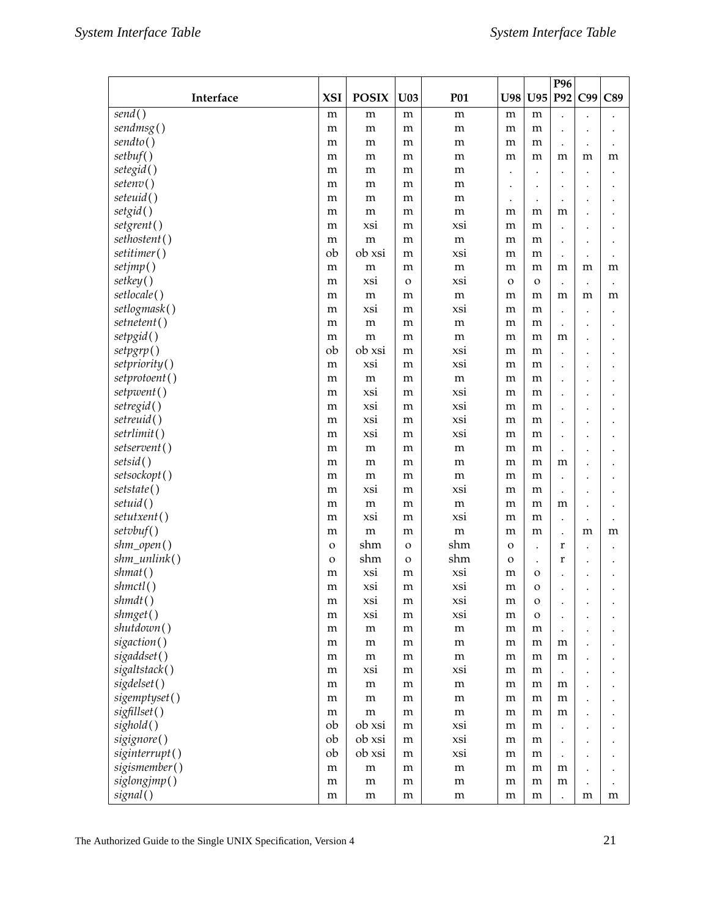| Interface | XSI | POSIX | U03 | P01 | U98 | U95 | P96 P92 | C99 | C89 |
|---|---|---|---|---|---|---|---|---|---|
| *send*( ) | m | m | m | m | m | m | . | . | . |
| *sendmsg*( ) | m | m | m | m | m | m | . | . | . |
| *sendto*( ) | m | m | m | m | m | m | . | . | . |
| *setbuf*( ) | m | m | m | m | m | m | m | m | m |
| *setegid*( ) | m | m | m | m | . | . | . | . | . |
| *setenv*( ) | m | m | m | m | . | . | . | . | . |
| *seteuid*( ) | m | m | m | m | . | . | . | . | . |
| *setgid*( ) | m | m | m | m | m | m | m | . | . |
| *setgrent*( ) | m | xsi | m | xsi | m | m | . | . | . |
| *sethostent*( ) | m | m | m | m | m | m | . | . | . |
| *setitimer*( ) | ob | ob xsi | m | xsi | m | m | . | . | . |
| *setjmp*( ) | m | m | m | m | m | m | m | m | m |
| *setkey*( ) | m | xsi | o | xsi | o | o | . | . | . |
| *setlocale*( ) | m | m | m | m | m | m | m | m | m |
| *setlogmask*( ) | m | xsi | m | xsi | m | m | . | . | . |
| *setnetent*( ) | m | m | m | m | m | m | . | . | . |
| *setpgid*( ) | m | m | m | m | m | m | m | . | . |
| *setpgrp*( ) | ob | ob xsi | m | xsi | m | m | . | . | . |
| *setpriority*( ) | m | xsi | m | xsi | m | m | . | . | . |
| *setprotoent*( ) | m | m | m | m | m | m | . | . | . |
| *setpwent*( ) | m | xsi | m | xsi | m | m | . | . | . |
| *setregid*( ) | m | xsi | m | xsi | m | m | . | . | . |
| *setreuid*( ) | m | xsi | m | xsi | m | m | . | . | . |
| *setrlimit*( ) | m | xsi | m | xsi | m | m | . | . | . |
| *setservent*( ) | m | m | m | m | m | m | . | . | . |
| *setsid*( ) | m | m | m | m | m | m | m | . | . |
| *setsockopt*( ) | m | m | m | m | m | m | . | . | . |
| *setstate*( ) | m | xsi | m | xsi | m | m | . | . | . |
| *setuid*( ) | m | m | m | m | m | m | m | . | . |
| *setutxent*( ) | m | xsi | m | xsi | m | m | . | . | . |
| *setvbuf*( ) | m | m | m | m | m | m | . | m | m |
| *shm_open*( ) | o | shm | o | shm | o | . | r | . | . |
| *shm_unlink*( ) | o | shm | o | shm | o | . | r | . | . |
| *shmat*( ) | m | xsi | m | xsi | m | o | . | . | . |
| *shmctl*( ) | m | xsi | m | xsi | m | o | . | . | . |
| *shmdt*( ) | m | xsi | m | xsi | m | o | . | . | . |
| *shmget*( ) | m | xsi | m | xsi | m | o | . | . | . |
| *shutdown*( ) | m | m | m | m | m | m | . | . | . |
| *sigaction*( ) | m | m | m | m | m | m | m | . | . |
| *sigaddset*( ) | m | m | m | m | m | m | m | . | . |
| *sigaltstack*( ) | m | xsi | m | xsi | m | m | . | . | . |
| *sigdelset*( ) | m | m | m | m | m | m | m | . | . |
| *sigemptyset*( ) | m | m | m | m | m | m | m | . | . |
| *sigfillset*( ) | m | m | m | m | m | m | m | . | . |
| *sighold*( ) | ob | ob xsi | m | xsi | m | m | . | . | . |
| *sigignore*( ) | ob | ob xsi | m | xsi | m | m | . | . | . |
| *siginterrupt*( ) | ob | ob xsi | m | xsi | m | m | . | . | . |
| *sigismember*( ) | m | m | m | m | m | m | m | . | . |
| *siglongjmp*( ) | m | m | m | m | m | m | m | . | . |
| *signal*( ) | m | m | m | m | m | m | . | m | m |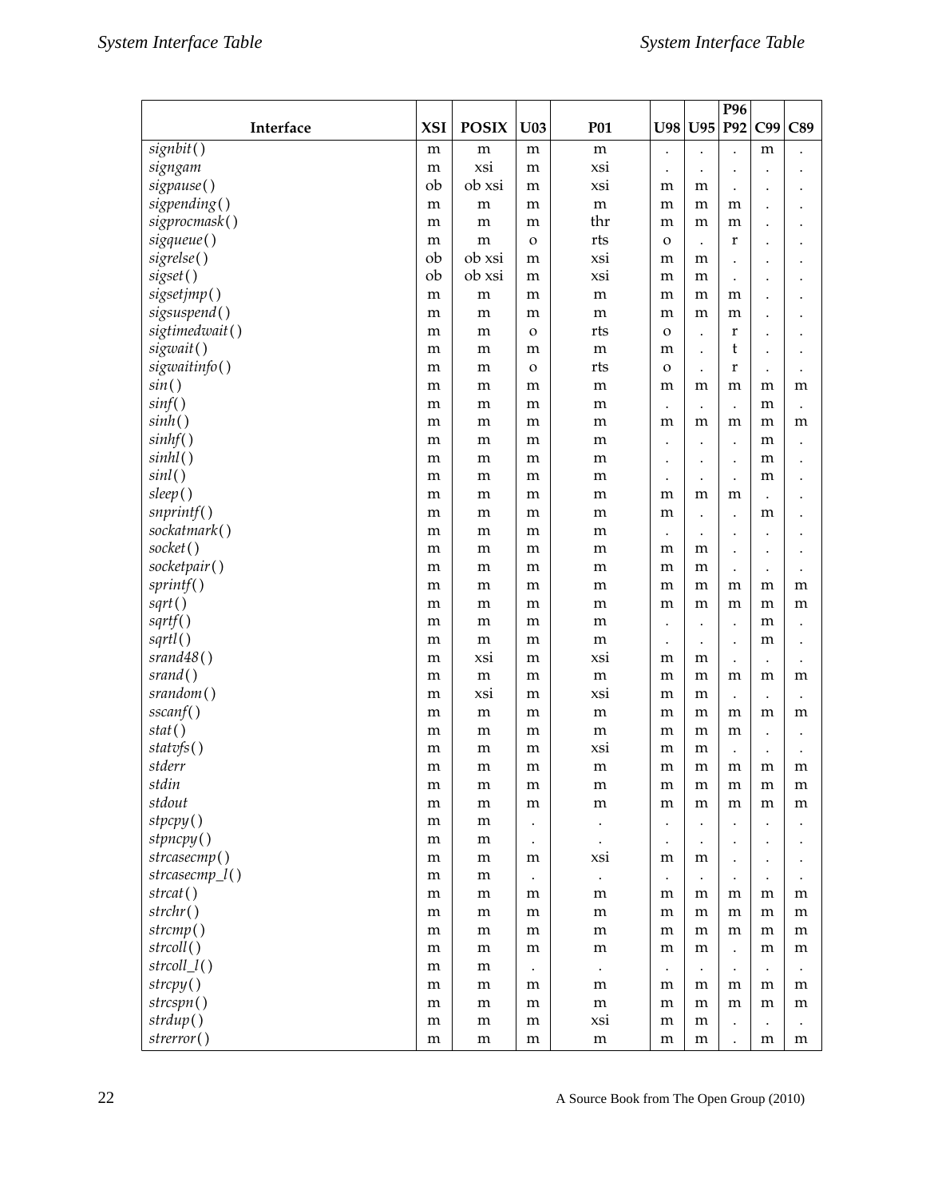| Interface | XSI | POSIX | U03 | P01 | U98 | U95 | P96 P92 | C99 | C89 |
|---|---|---|---|---|---|---|---|---|---|
| *signbit*( ) | m | m | m | m | . | . | . | m | . |
| *signgam* | m | xsi | m | xsi | . | . | . | . | . |
| *sigpause*( ) | ob | ob xsi | m | xsi | m | m | . | . | . |
| *sigpending*( ) | m | m | m | m | m | m | m | . | . |
| *sigprocmask*( ) | m | m | m | thr | m | m | m | . | . |
| *sigqueue*( ) | m | m | o | rts | o | . | r | . | . |
| *sigrelse*( ) | ob | ob xsi | m | xsi | m | m | . | . | . |
| *sigset*( ) | ob | ob xsi | m | xsi | m | m | . | . | . |
| *sigsetjmp*( ) | m | m | m | m | m | m | m | . | . |
| *sigsuspend*( ) | m | m | m | m | m | m | m | . | . |
| *sigtimedwait*( ) | m | m | o | rts | o | . | r | . | . |
| *sigwait*( ) | m | m | m | m | m | . | t | . | . |
| *sigwaitinfo*( ) | m | m | o | rts | o | . | r | . | . |
| *sin*( ) | m | m | m | m | m | m | m | m | m |
| *sinf*( ) | m | m | m | m | . | . | . | m | . |
| *sinh*( ) | m | m | m | m | m | m | m | m | m |
| *sinhf*( ) | m | m | m | m | . | . | . | m | . |
| *sinhl*( ) | m | m | m | m | . | . | . | m | . |
| *sinl*( ) | m | m | m | m | . | . | . | m | . |
| *sleep*( ) | m | m | m | m | m | m | m | . | . |
| *snprintf*( ) | m | m | m | m | m | . | . | m | . |
| *sockatmark*( ) | m | m | m | m | . | . | . | . | . |
| *socket*( ) | m | m | m | m | m | m | . | . | . |
| *socketpair*( ) | m | m | m | m | m | m | . | . | . |
| *sprintf*( ) | m | m | m | m | m | m | m | m | m |
| *sqrt*( ) | m | m | m | m | m | m | m | m | m |
| *sqrtf*( ) | m | m | m | m | . | . | . | m | . |
| *sqrtl*( ) | m | m | m | m | . | . | . | m | . |
| *srand48*( ) | m | xsi | m | xsi | m | m | . | . | . |
| *srand*( ) | m | m | m | m | m | m | m | m | m |
| *srandom*( ) | m | xsi | m | xsi | m | m | . | . | . |
| *sscanf*( ) | m | m | m | m | m | m | m | m | m |
| *stat*( ) | m | m | m | m | m | m | m | . | . |
| *statvfs*( ) | m | m | m | xsi | m | m | . | . | . |
| *stderr* | m | m | m | m | m | m | m | m | m |
| *stdin* | m | m | m | m | m | m | m | m | m |
| *stdout* | m | m | m | m | m | m | m | m | m |
| *stpcpy*( ) | m | m | . | . | . | . | . | . | . |
| *stpncpy*( ) | m | m | . | . | . | . | . | . | . |
| *strcasecmp*( ) | m | m | m | xsi | m | m | . | . | . |
| *strcasecmp_l*( ) | m | m | . | . | . | . | . | . | . |
| *strcat*( ) | m | m | m | m | m | m | m | m | m |
| *strchr*( ) | m | m | m | m | m | m | m | m | m |
| *strcmp*( ) | m | m | m | m | m | m | m | m | m |
| *strcoll*( ) | m | m | m | m | m | m | . | m | m |
| *strcoll_l*( ) | m | m | . | . | . | . | . | . | . |
| *strcpy*( ) | m | m | m | m | m | m | m | m | m |
| *strcspn*( ) | m | m | m | m | m | m | m | m | m |
| *strdup*( ) | m | m | m | xsi | m | m | . | . | . |
| *strerror*( ) | m | m | m | m | m | m | . | m | m |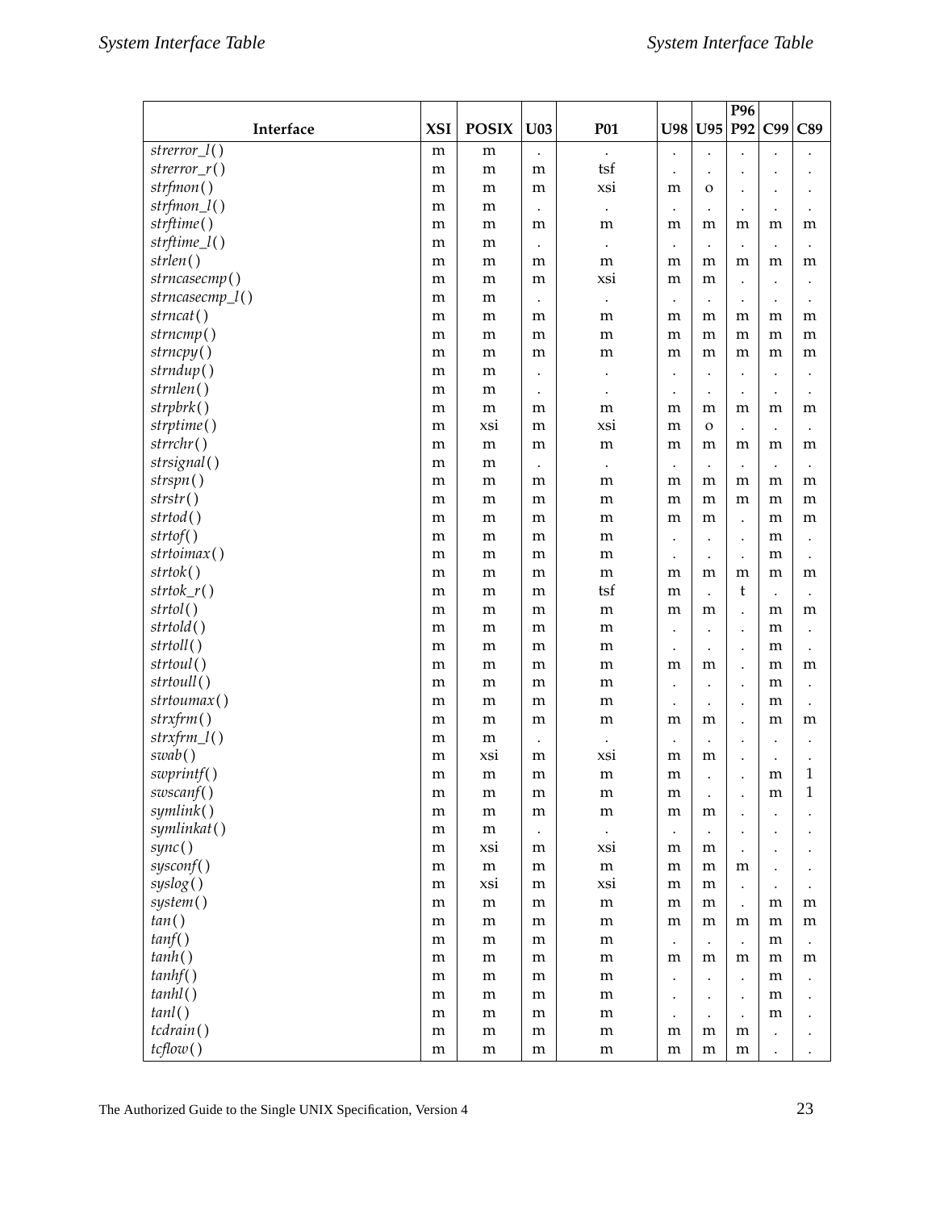| Interface | XSI | POSIX | U03 | P01 | U98 | U95 | P96 P92 | C99 | C89 |
|---|---|---|---|---|---|---|---|---|---|
| *strerror_l*() | m | m | . | . | . | . | . | . | . |
| *strerror_r*() | m | m | m | tsf | . | . | . | . | . |
| *strfmon*() | m | m | m | xsi | m | o | . | . | . |
| *strfmon_l*() | m | m | . | . | . | . | . | . | . |
| *strftime*() | m | m | m | m | m | m | m | m | m |
| *strftime_l*() | m | m | . | . | . | . | . | . | . |
| *strlen*() | m | m | m | m | m | m | m | m | m |
| *strncasecmp*() | m | m | m | xsi | m | m | . | . | . |
| *strncasecmp_l*() | m | m | . | . | . | . | . | . | . |
| *strncat*() | m | m | m | m | m | m | m | m | m |
| *strncmp*() | m | m | m | m | m | m | m | m | m |
| *strncpy*() | m | m | m | m | m | m | m | m | m |
| *strndup*() | m | m | . | . | . | . | . | . | . |
| *strnlen*() | m | m | . | . | . | . | . | . | . |
| *strpbrk*() | m | m | m | m | m | m | m | m | m |
| *strptime*() | m | xsi | m | xsi | m | o | . | . | . |
| *strrchr*() | m | m | m | m | m | m | m | m | m |
| *strsignal*() | m | m | . | . | . | . | . | . | . |
| *strspn*() | m | m | m | m | m | m | m | m | m |
| *strstr*() | m | m | m | m | m | m | m | m | m |
| *strtod*() | m | m | m | m | m | m | . | m | m |
| *strtof*() | m | m | m | m | . | . | . | m | . |
| *strtoimax*() | m | m | m | m | . | . | . | m | . |
| *strtok*() | m | m | m | m | m | m | m | m | m |
| *strtok_r*() | m | m | m | tsf | m | . | t | . | . |
| *strtol*() | m | m | m | m | m | m | . | m | m |
| *strtold*() | m | m | m | m | . | . | . | m | . |
| *strtoll*() | m | m | m | m | . | . | . | m | . |
| *strtoul*() | m | m | m | m | m | m | . | m | m |
| *strtoull*() | m | m | m | m | . | . | . | m | . |
| *strtoumax*() | m | m | m | m | . | . | . | m | . |
| *strxfrm*() | m | m | m | m | m | m | . | m | m |
| *strxfrm_l*() | m | m | . | . | . | . | . | . | . |
| *swab*() | m | xsi | m | xsi | m | m | . | . | . |
| *swprintf*() | m | m | m | m | m | . | . | m | 1 |
| *swscanf*() | m | m | m | m | m | . | . | m | 1 |
| *symlink*() | m | m | m | m | m | m | . | . | . |
| *symlinkat*() | m | m | . | . | . | . | . | . | . |
| *sync*() | m | xsi | m | xsi | m | m | . | . | . |
| *sysconf*() | m | m | m | m | m | m | m | . | . |
| *syslog*() | m | xsi | m | xsi | m | m | . | . | . |
| *system*() | m | m | m | m | m | m | . | m | m |
| *tan*() | m | m | m | m | m | m | m | m | m |
| *tanf*() | m | m | m | m | . | . | . | m | . |
| *tanh*() | m | m | m | m | m | m | m | m | m |
| *tanhf*() | m | m | m | m | . | . | . | m | . |
| *tanhl*() | m | m | m | m | . | . | . | m | . |
| *tanl*() | m | m | m | m | . | . | . | m | . |
| *tcdrain*() | m | m | m | m | m | m | m | . | . |
| *tcflow*() | m | m | m | m | m | m | m | . | . |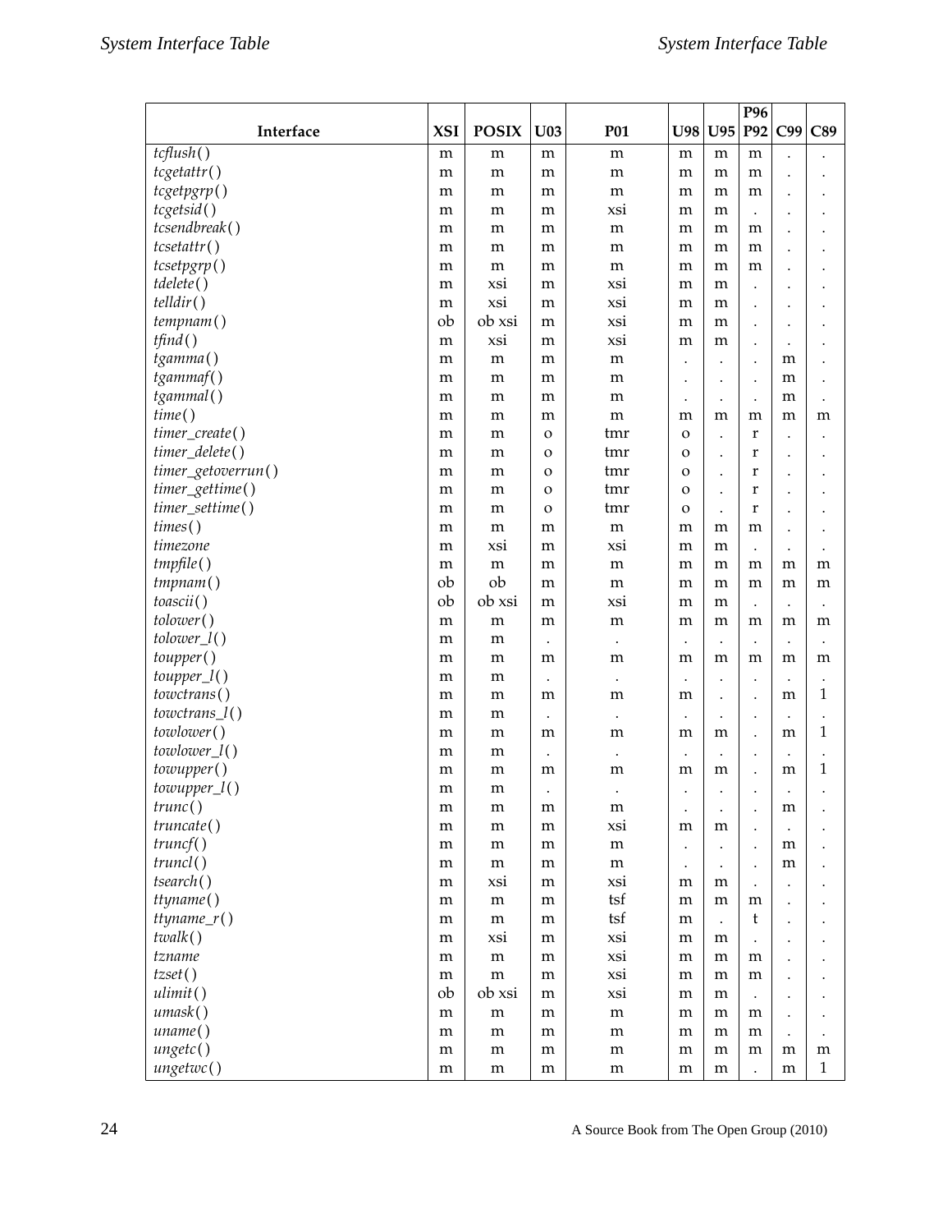| Interface | XSI | POSIX | U03 | P01 | U98 | U95 | P96 P92 | C99 | C89 |
|---|---|---|---|---|---|---|---|---|---|
| *tcflush*( ) | m | m | m | m | m | m | m | . | . |
| *tcgetattr*( ) | m | m | m | m | m | m | m | . | . |
| *tcgetpgrp*( ) | m | m | m | m | m | m | m | . | . |
| *tcgetsid*( ) | m | m | m | xsi | m | m | . | . | . |
| *tcsendbreak*( ) | m | m | m | m | m | m | m | . | . |
| *tcsetattr*( ) | m | m | m | m | m | m | m | . | . |
| *tcsetpgrp*( ) | m | m | m | m | m | m | m | . | . |
| *tdelete*( ) | m | xsi | m | xsi | m | m | . | . | . |
| *telldir*( ) | m | xsi | m | xsi | m | m | . | . | . |
| *tempnam*( ) | ob | ob xsi | m | xsi | m | m | . | . | . |
| *tfind*( ) | m | xsi | m | xsi | m | m | . | . | . |
| *tgamma*( ) | m | m | m | m | . | . | . | m | . |
| *tgammaf*( ) | m | m | m | m | . | . | . | m | . |
| *tgammal*( ) | m | m | m | m | . | . | . | m | . |
| *time*( ) | m | m | m | m | m | m | m | m | m |
| *timer_create*( ) | m | m | o | tmr | o | . | r | . | . |
| *timer_delete*( ) | m | m | o | tmr | o | . | r | . | . |
| *timer_getoverrun*( ) | m | m | o | tmr | o | . | r | . | . |
| *timer_gettime*( ) | m | m | o | tmr | o | . | r | . | . |
| *timer_settime*( ) | m | m | o | tmr | o | . | r | . | . |
| *times*( ) | m | m | m | m | m | m | m | . | . |
| *timezone* | m | xsi | m | xsi | m | m | . | . | . |
| *tmpfile*( ) | m | m | m | m | m | m | m | m | m |
| *tmpnam*( ) | ob | ob | m | m | m | m | m | m | m |
| *toascii*( ) | ob | ob xsi | m | xsi | m | m | . | . | . |
| *tolower*( ) | m | m | m | m | m | m | m | m | m |
| *tolower_l*( ) | m | m | . | . | . | . | . | . | . |
| *toupper*( ) | m | m | m | m | m | m | m | m | m |
| *toupper_l*( ) | m | m | . | . | . | . | . | . | . |
| *towctrans*( ) | m | m | m | m | m | . | . | m | 1 |
| *towctrans_l*( ) | m | m | . | . | . | . | . | . | . |
| *towlower*( ) | m | m | m | m | m | m | . | m | 1 |
| *towlower_l*( ) | m | m | . | . | . | . | . | . | . |
| *towupper*( ) | m | m | m | m | m | m | . | m | 1 |
| *towupper_l*( ) | m | m | . | . | . | . | . | . | . |
| *trunc*( ) | m | m | m | m | . | . | . | m | . |
| *truncate*( ) | m | m | m | xsi | m | m | . | . | . |
| *truncf*( ) | m | m | m | m | . | . | . | m | . |
| *truncl*( ) | m | m | m | m | . | . | . | m | . |
| *tsearch*( ) | m | xsi | m | xsi | m | m | . | . | . |
| *ttyname*( ) | m | m | m | tsf | m | m | m | . | . |
| *ttyname_r*( ) | m | m | m | tsf | m | . | t | . | . |
| *twalk*( ) | m | xsi | m | xsi | m | m | . | . | . |
| *tzname* | m | m | m | xsi | m | m | m | . | . |
| *tzset*( ) | m | m | m | xsi | m | m | m | . | . |
| *ulimit*( ) | ob | ob xsi | m | xsi | m | m | . | . | . |
| *umask*( ) | m | m | m | m | m | m | m | . | . |
| *uname*( ) | m | m | m | m | m | m | m | . | . |
| *ungetc*( ) | m | m | m | m | m | m | m | m | m |
| *ungetwc*( ) | m | m | m | m | m | m | . | m | 1 |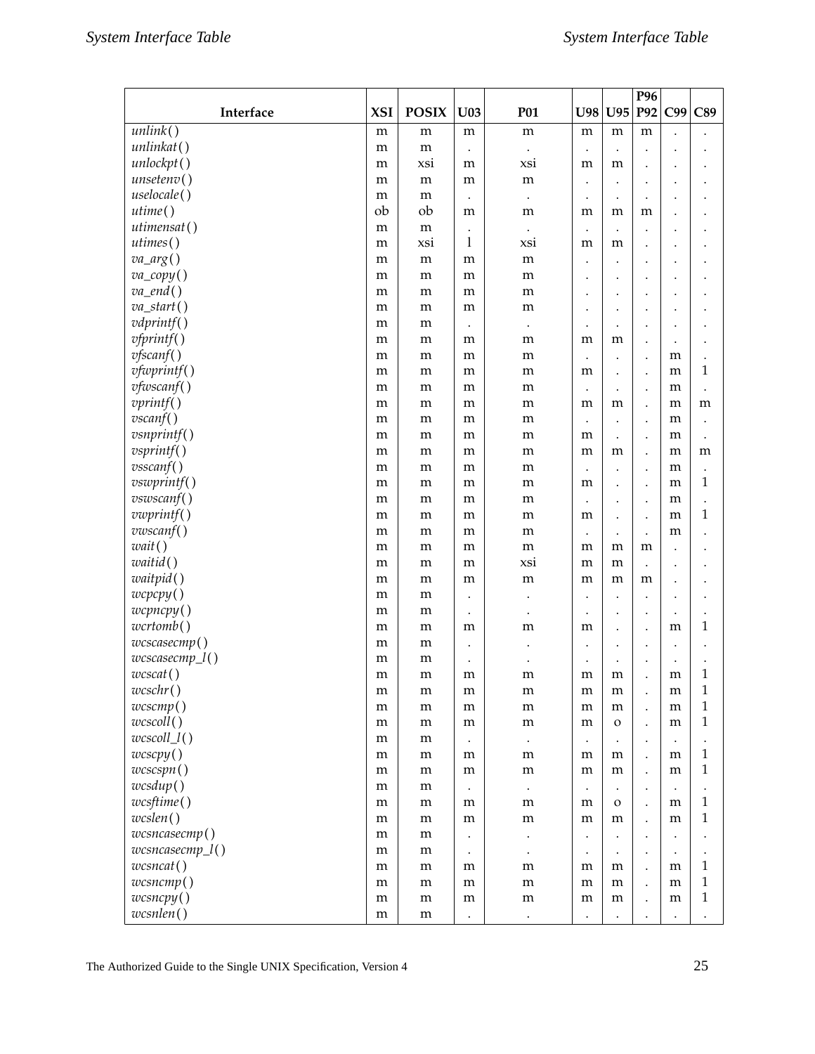| Interface | XSI | POSIX | U03 | P01 | U98 | U95 | P96 P92 | C99 | C89 |
|---|---|---|---|---|---|---|---|---|---|
| *unlink*( ) | m | m | m | m | m | m | m | . | . |
| *unlinkat*( ) | m | m | . | . | . | . | . | . | . |
| *unlockpt*( ) | m | xsi | m | xsi | m | m | . | . | . |
| *unsetenv*( ) | m | m | m | m | . | . | . | . | . |
| *uselocale*( ) | m | m | . | . | . | . | . | . | . |
| *utime*( ) | ob | ob | m | m | m | m | m | . | . |
| *utimensat*( ) | m | m | . | . | . | . | . | . | . |
| *utimes*( ) | m | xsi | l | xsi | m | m | . | . | . |
| *va_arg*( ) | m | m | m | m | . | . | . | . | . |
| *va_copy*( ) | m | m | m | m | . | . | . | . | . |
| *va_end*( ) | m | m | m | m | . | . | . | . | . |
| *va_start*( ) | m | m | m | m | . | . | . | . | . |
| *vdprintf*( ) | m | m | . | . | . | . | . | . | . |
| *vfprintf*( ) | m | m | m | m | m | m | . | . | . |
| *vfscanf*( ) | m | m | m | m | . | . | . | m | . |
| *vfwprintf*( ) | m | m | m | m | m | . | . | m | 1 |
| *vfwscanf*( ) | m | m | m | m | . | . | . | m | . |
| *vprintf*( ) | m | m | m | m | m | m | . | m | m |
| *vscanf*( ) | m | m | m | m | . | . | . | m | . |
| *vsnprintf*( ) | m | m | m | m | m | . | . | m | . |
| *vsprintf*( ) | m | m | m | m | m | m | . | m | m |
| *vsscanf*( ) | m | m | m | m | . | . | . | m | . |
| *vswprintf*( ) | m | m | m | m | m | . | . | m | 1 |
| *vswscanf*( ) | m | m | m | m | . | . | . | m | . |
| *vwprintf*( ) | m | m | m | m | m | . | . | m | 1 |
| *vwscanf*( ) | m | m | m | m | . | . | . | m | . |
| *wait*( ) | m | m | m | m | m | m | m | . | . |
| *waitid*( ) | m | m | m | xsi | m | m | . | . | . |
| *waitpid*( ) | m | m | m | m | m | m | m | . | . |
| *wcpcpy*( ) | m | m | . | . | . | . | . | . | . |
| *wcpncpy*( ) | m | m | . | . | . | . | . | . | . |
| *wcrtomb*( ) | m | m | m | m | m | . | . | m | 1 |
| *wcscasecmp*( ) | m | m | . | . | . | . | . | . | . |
| *wcscasecmp_l*( ) | m | m | . | . | . | . | . | . | . |
| *wcscat*( ) | m | m | m | m | m | m | . | m | 1 |
| *wcschr*( ) | m | m | m | m | m | m | . | m | 1 |
| *wcscmp*( ) | m | m | m | m | m | m | . | m | 1 |
| *wcscoll*( ) | m | m | m | m | m | o | . | m | 1 |
| *wcscoll_l*( ) | m | m | . | . | . | . | . | . | . |
| *wcscpy*( ) | m | m | m | m | m | m | . | m | 1 |
| *wcscspn*( ) | m | m | m | m | m | m | . | m | 1 |
| *wcsdup*( ) | m | m | . | . | . | . | . | . | . |
| *wcsftime*( ) | m | m | m | m | m | o | . | m | 1 |
| *wcslen*( ) | m | m | m | m | m | m | . | m | 1 |
| *wcsncasecmp*( ) | m | m | . | . | . | . | . | . | . |
| *wcsncasecmp_l*( ) | m | m | . | . | . | . | . | . | . |
| *wcsncat*( ) | m | m | m | m | m | m | . | m | 1 |
| *wcsncmp*( ) | m | m | m | m | m | m | . | m | 1 |
| *wcsncpy*( ) | m | m | m | m | m | m | . | m | 1 |
| *wcsnlen*( ) | m | m | . | . | . | . | . | . | . |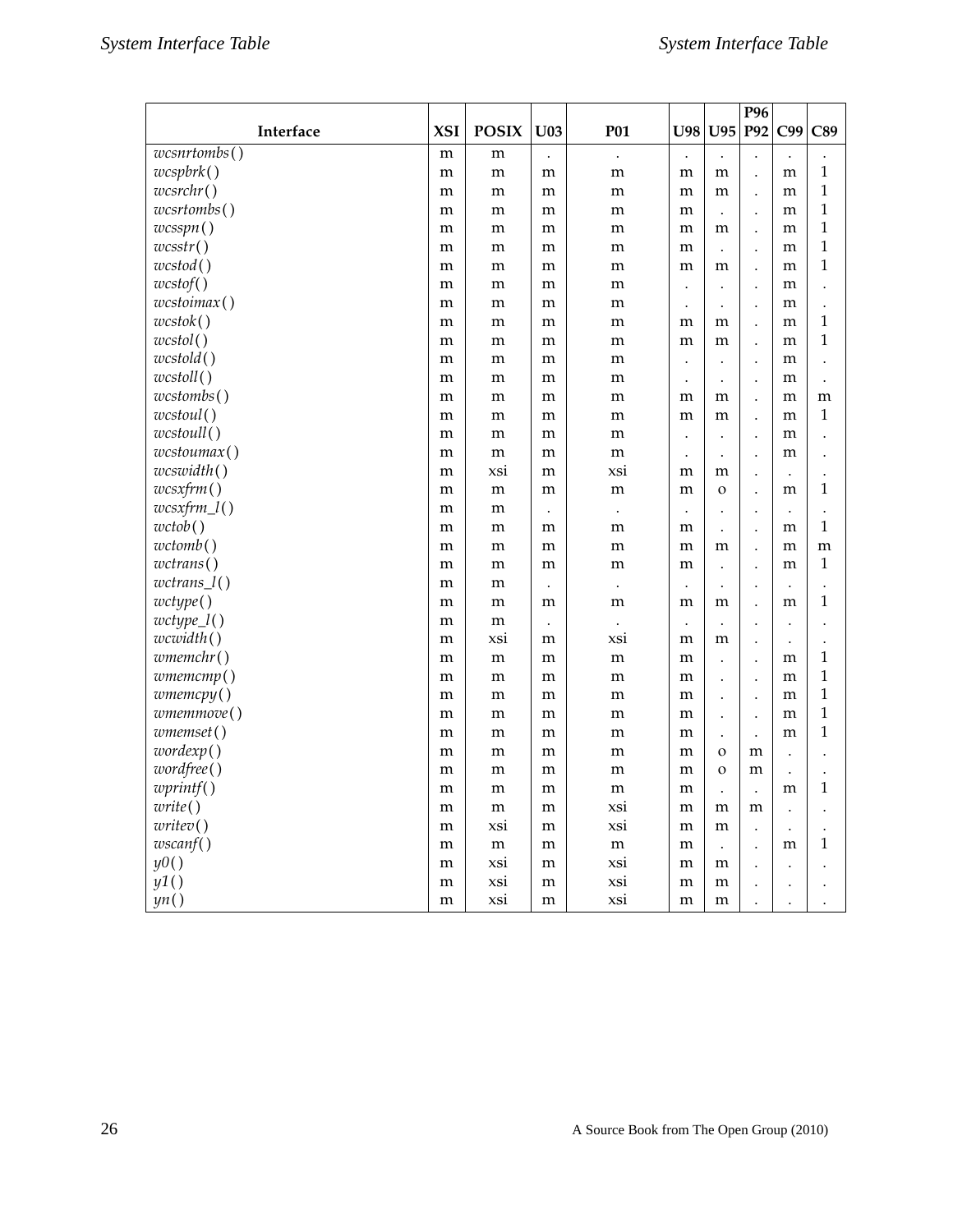| Interface | XSI | POSIX | U03 | P01 | U98 | U95 | P96 P92 | C99 | C89 |
|---|---|---|---|---|---|---|---|---|---|
| *wcsnrtombs*( ) | m | m | . | . | . | . | . | . | . |
| *wcspbrk*( ) | m | m | m | m | m | m | . | m | 1 |
| *wcsrchr*( ) | m | m | m | m | m | m | . | m | 1 |
| *wcsrtombs*( ) | m | m | m | m | m | . | . | m | 1 |
| *wcsspn*( ) | m | m | m | m | m | m | . | m | 1 |
| *wcsstr*( ) | m | m | m | m | m | . | . | m | 1 |
| *wcstod*( ) | m | m | m | m | m | m | . | m | 1 |
| *wcstof*( ) | m | m | m | m | . | . | . | m | . |
| *wcstoimax*( ) | m | m | m | m | . | . | . | m | . |
| *wcstok*( ) | m | m | m | m | m | m | . | m | 1 |
| *wcstol*( ) | m | m | m | m | m | m | . | m | 1 |
| *wcstold*( ) | m | m | m | m | . | . | . | m | . |
| *wcstoll*( ) | m | m | m | m | . | . | . | m | . |
| *wcstombs*( ) | m | m | m | m | m | m | . | m | m |
| *wcstoul*( ) | m | m | m | m | m | m | . | m | 1 |
| *wcstoull*( ) | m | m | m | m | . | . | . | m | . |
| *wcstoumax*( ) | m | m | m | m | . | . | . | m | . |
| *wcswidth*( ) | m | xsi | m | xsi | m | m | . | . | . |
| *wcsxfrm*( ) | m | m | m | m | m | o | . | m | 1 |
| *wcsxfrm_l*( ) | m | m | . | . | . | . | . | . | . |
| *wctob*( ) | m | m | m | m | m | . | . | m | 1 |
| *wctomb*( ) | m | m | m | m | m | m | . | m | m |
| *wctrans*( ) | m | m | m | m | m | . | . | m | 1 |
| *wctrans_l*( ) | m | m | . | . | . | . | . | . | . |
| *wctype*( ) | m | m | m | m | m | m | . | m | 1 |
| *wctype_l*( ) | m | m | . | . | . | . | . | . | . |
| *wcwidth*( ) | m | xsi | m | xsi | m | m | . | . | . |
| *wmemchr*( ) | m | m | m | m | m | . | . | m | 1 |
| *wmemcmp*( ) | m | m | m | m | m | . | . | m | 1 |
| *wmemcpy*( ) | m | m | m | m | m | . | . | m | 1 |
| *wmemmove*( ) | m | m | m | m | m | . | . | m | 1 |
| *wmemset*( ) | m | m | m | m | m | . | . | m | 1 |
| *wordexp*( ) | m | m | m | m | m | o | m | . | . |
| *wordfree*( ) | m | m | m | m | m | o | m | . | . |
| *wprintf*( ) | m | m | m | m | m | . | . | m | 1 |
| *write*( ) | m | m | m | xsi | m | m | m | . | . |
| *writev*( ) | m | xsi | m | xsi | m | m | . | . | . |
| *wscanf*( ) | m | m | m | m | m | . | . | m | 1 |
| *y0*( ) | m | xsi | m | xsi | m | m | . | . | . |
| *y1*( ) | m | xsi | m | xsi | m | m | . | . | . |
| *yn*( ) | m | xsi | m | xsi | m | m | . | . | . |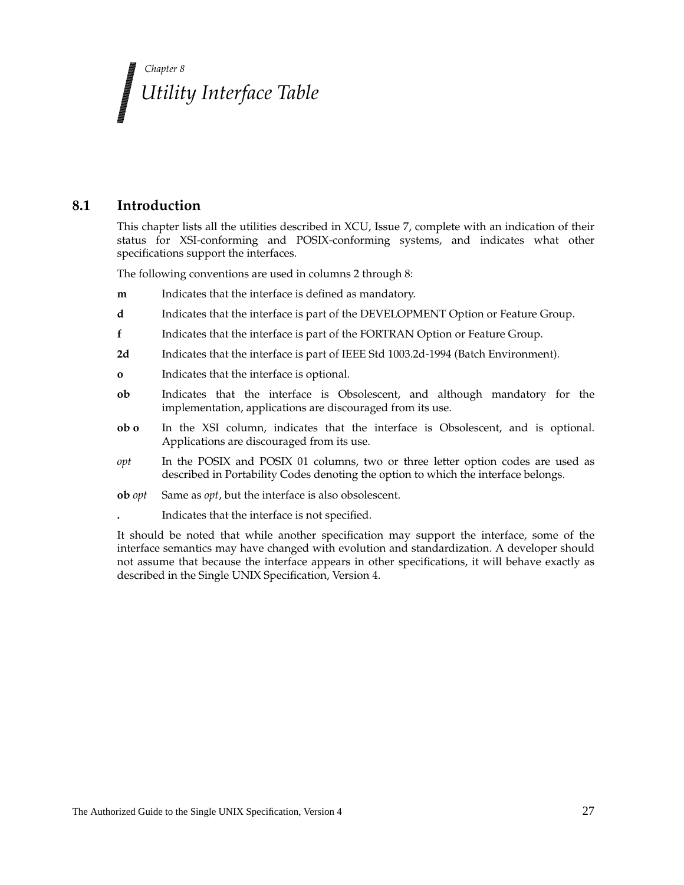*Chapter 8*

# *Utility Interface Table*

## 8.1 Introduction

This chapter lists all the utilities described in XCU, Issue 7, complete with an indication of their status for XSI-conforming and POSIX-conforming systems, and indicates what other specifications support the interfaces.

The following conventions are used in columns 2 through 8:

- **m** Indicates that the interface is defined as mandatory.
- **d** Indicates that the interface is part of the DEVELOPMENT Option or Feature Group.
- **f** Indicates that the interface is part of the FORTRAN Option or Feature Group.
- **2d** Indicates that the interface is part of IEEE Std 1003.2d-1994 (Batch Environment).
- **o** Indicates that the interface is optional.
- **ob** Indicates that the interface is Obsolescent, and although mandatory for the implementation, applications are discouraged from its use.
- **ob o** In the XSI column, indicates that the interface is Obsolescent, and is optional. Applications are discouraged from its use.
- *opt* In the POSIX and POSIX 01 columns, two or three letter option codes are used as described in Portability Codes denoting the option to which the interface belongs.
- **ob** *opt* Same as *opt*, but the interface is also obsolescent.
- **.** Indicates that the interface is not specified.

It should be noted that while another specification may support the interface, some of the interface semantics may have changed with evolution and standardization. A developer should not assume that because the interface appears in other specifications, it will behave exactly as described in the Single UNIX Specification, Version 4.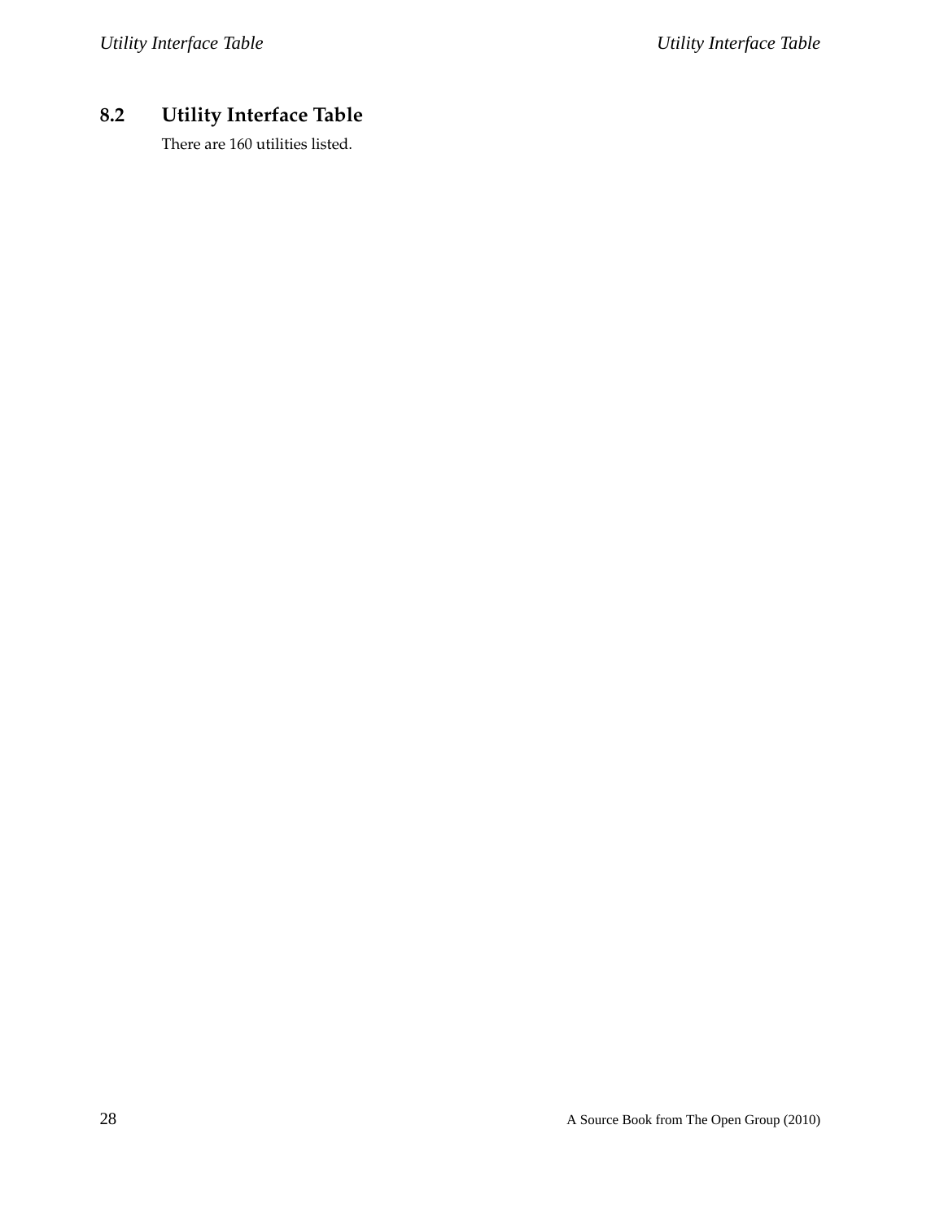## 8.2 Utility Interface Table

There are 160 utilities listed.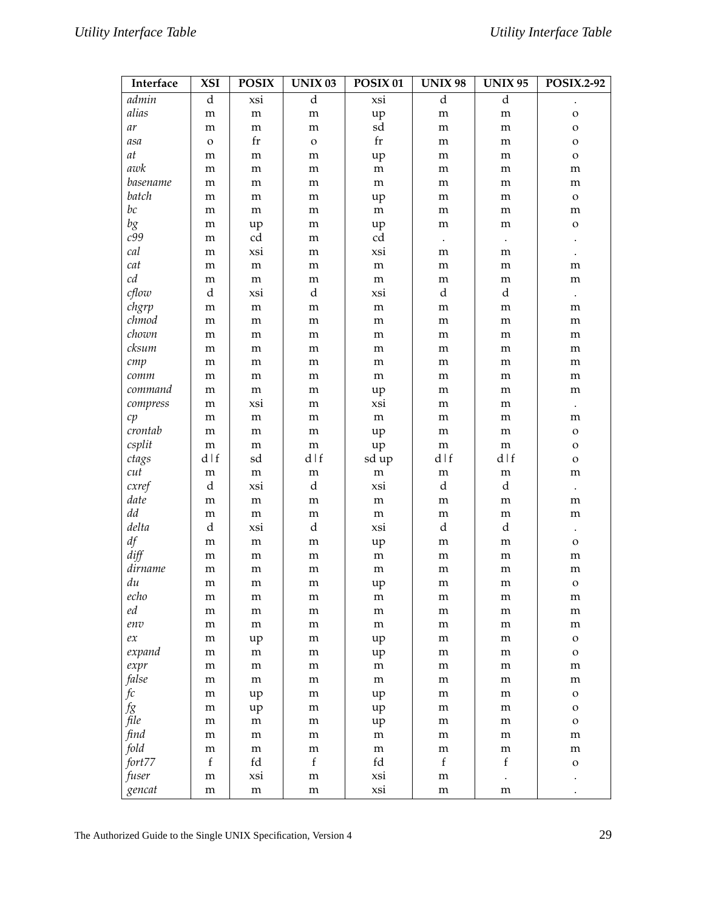| Interface | XSI | POSIX | UNIX 03 | POSIX 01 | UNIX 98 | UNIX 95 | POSIX.2-92 |
|---|---|---|---|---|---|---|---|
| *admin* | d | xsi | d | xsi | d | d | . |
| *alias* | m | m | m | up | m | m | o |
| *ar* | m | m | m | sd | m | m | o |
| *asa* | o | fr | o | fr | m | m | o |
| *at* | m | m | m | up | m | m | o |
| *awk* | m | m | m | m | m | m | m |
| *basename* | m | m | m | m | m | m | m |
| *batch* | m | m | m | up | m | m | o |
| *bc* | m | m | m | m | m | m | m |
| *bg* | m | up | m | up | m | m | o |
| *c99* | m | cd | m | cd | . | . | . |
| *cal* | m | xsi | m | xsi | m | m | . |
| *cat* | m | m | m | m | m | m | m |
| *cd* | m | m | m | m | m | m | m |
| *cflow* | d | xsi | d | xsi | d | d | . |
| *chgrp* | m | m | m | m | m | m | m |
| *chmod* | m | m | m | m | m | m | m |
| *chown* | m | m | m | m | m | m | m |
| *cksum* | m | m | m | m | m | m | m |
| *cmp* | m | m | m | m | m | m | m |
| *comm* | m | m | m | m | m | m | m |
| *command* | m | m | m | up | m | m | m |
| *compress* | m | xsi | m | xsi | m | m | . |
| *cp* | m | m | m | m | m | m | m |
| *crontab* | m | m | m | up | m | m | o |
| *csplit* | m | m | m | up | m | m | o |
| *ctags* | d \| f | sd | d \| f | sd up | d \| f | d \| f | o |
| *cut* | m | m | m | m | m | m | m |
| *cxref* | d | xsi | d | xsi | d | d | . |
| *date* | m | m | m | m | m | m | m |
| *dd* | m | m | m | m | m | m | m |
| *delta* | d | xsi | d | xsi | d | d | . |
| *df* | m | m | m | up | m | m | o |
| *diff* | m | m | m | m | m | m | m |
| *dirname* | m | m | m | m | m | m | m |
| *du* | m | m | m | up | m | m | o |
| *echo* | m | m | m | m | m | m | m |
| *ed* | m | m | m | m | m | m | m |
| *env* | m | m | m | m | m | m | m |
| *ex* | m | up | m | up | m | m | o |
| *expand* | m | m | m | up | m | m | o |
| *expr* | m | m | m | m | m | m | m |
| *false* | m | m | m | m | m | m | m |
| *fc* | m | up | m | up | m | m | o |
| *fg* | m | up | m | up | m | m | o |
| *file* | m | m | m | up | m | m | o |
| *find* | m | m | m | m | m | m | m |
| *fold* | m | m | m | m | m | m | m |
| *fort77* | f | fd | f | fd | f | f | o |
| *fuser* | m | xsi | m | xsi | m | . | . |
| *gencat* | m | m | m | xsi | m | m | . |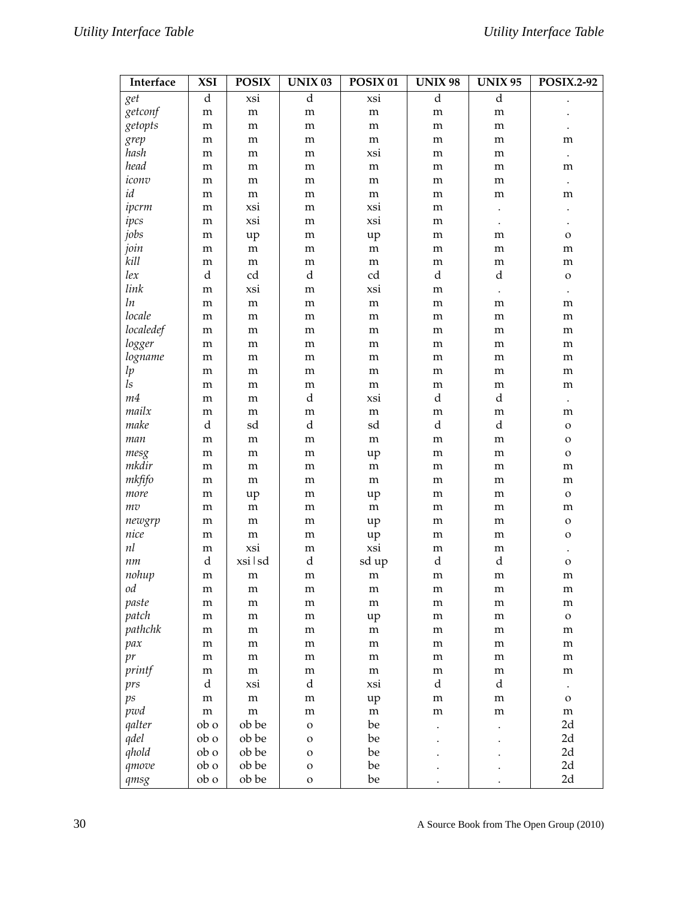| Interface | XSI | POSIX | UNIX 03 | POSIX 01 | UNIX 98 | UNIX 95 | POSIX.2-92 |
|---|---|---|---|---|---|---|---|
| *get* | d | xsi | d | xsi | d | d | . |
| *getconf* | m | m | m | m | m | m | . |
| *getopts* | m | m | m | m | m | m | . |
| *grep* | m | m | m | m | m | m | m |
| *hash* | m | m | m | xsi | m | m | . |
| *head* | m | m | m | m | m | m | m |
| *iconv* | m | m | m | m | m | m | . |
| *id* | m | m | m | m | m | m | m |
| *ipcrm* | m | xsi | m | xsi | m | . | . |
| *ipcs* | m | xsi | m | xsi | m | . | . |
| *jobs* | m | up | m | up | m | m | o |
| *join* | m | m | m | m | m | m | m |
| *kill* | m | m | m | m | m | m | m |
| *lex* | d | cd | d | cd | d | d | o |
| *link* | m | xsi | m | xsi | m | . | . |
| *ln* | m | m | m | m | m | m | m |
| *locale* | m | m | m | m | m | m | m |
| *localedef* | m | m | m | m | m | m | m |
| *logger* | m | m | m | m | m | m | m |
| *logname* | m | m | m | m | m | m | m |
| *lp* | m | m | m | m | m | m | m |
| *ls* | m | m | m | m | m | m | m |
| *m4* | m | m | d | xsi | d | d | . |
| *mailx* | m | m | m | m | m | m | m |
| *make* | d | sd | d | sd | d | d | o |
| *man* | m | m | m | m | m | m | o |
| *mesg* | m | m | m | up | m | m | o |
| *mkdir* | m | m | m | m | m | m | m |
| *mkfifo* | m | m | m | m | m | m | m |
| *more* | m | up | m | up | m | m | o |
| *mv* | m | m | m | m | m | m | m |
| *newgrp* | m | m | m | up | m | m | o |
| *nice* | m | m | m | up | m | m | o |
| *nl* | m | xsi | m | xsi | m | m | . |
| *nm* | d | xsi \| sd | d | sd up | d | d | o |
| *nohup* | m | m | m | m | m | m | m |
| *od* | m | m | m | m | m | m | m |
| *paste* | m | m | m | m | m | m | m |
| *patch* | m | m | m | up | m | m | o |
| *pathchk* | m | m | m | m | m | m | m |
| *pax* | m | m | m | m | m | m | m |
| *pr* | m | m | m | m | m | m | m |
| *printf* | m | m | m | m | m | m | m |
| *prs* | d | xsi | d | xsi | d | d | . |
| *ps* | m | m | m | up | m | m | o |
| *pwd* | m | m | m | m | m | m | m |
| *qalter* | ob o | ob be | o | be | . | . | 2d |
| *qdel* | ob o | ob be | o | be | . | . | 2d |
| *qhold* | ob o | ob be | o | be | . | . | 2d |
| *qmove* | ob o | ob be | o | be | . | . | 2d |
| *qmsg* | ob o | ob be | o | be | . | . | 2d |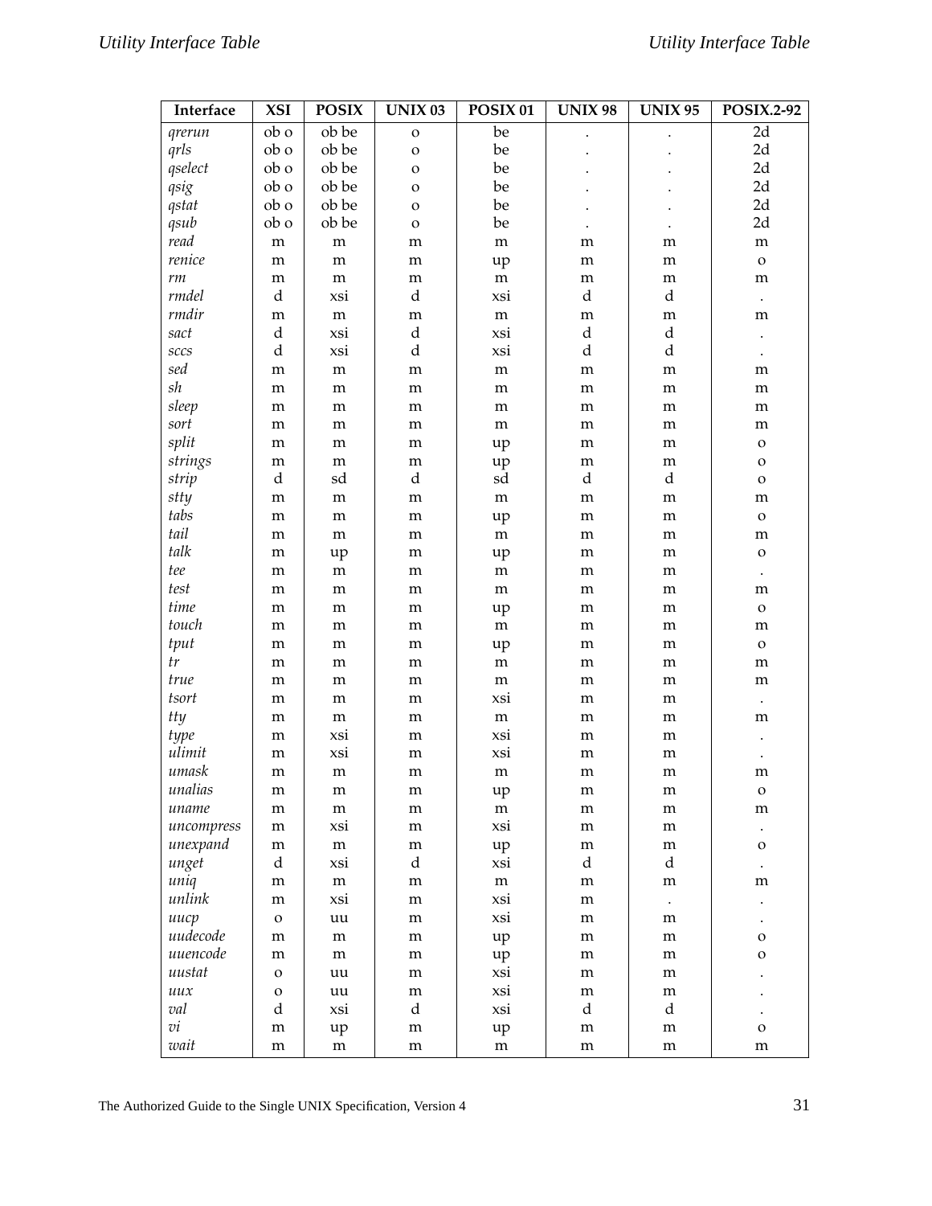| Interface | XSI | POSIX | UNIX 03 | POSIX 01 | UNIX 98 | UNIX 95 | POSIX.2-92 |
|---|---|---|---|---|---|---|---|
| *qrerun* | ob o | ob be | o | be | . | . | 2d |
| *qrls* | ob o | ob be | o | be | . | . | 2d |
| *qselect* | ob o | ob be | o | be | . | . | 2d |
| *qsig* | ob o | ob be | o | be | . | . | 2d |
| *qstat* | ob o | ob be | o | be | . | . | 2d |
| *qsub* | ob o | ob be | o | be | . | . | 2d |
| *read* | m | m | m | m | m | m | m |
| *renice* | m | m | m | up | m | m | o |
| *rm* | m | m | m | m | m | m | m |
| *rmdel* | d | xsi | d | xsi | d | d | . |
| *rmdir* | m | m | m | m | m | m | m |
| *sact* | d | xsi | d | xsi | d | d | . |
| *sccs* | d | xsi | d | xsi | d | d | . |
| *sed* | m | m | m | m | m | m | m |
| *sh* | m | m | m | m | m | m | m |
| *sleep* | m | m | m | m | m | m | m |
| *sort* | m | m | m | m | m | m | m |
| *split* | m | m | m | up | m | m | o |
| *strings* | m | m | m | up | m | m | o |
| *strip* | d | sd | d | sd | d | d | o |
| *stty* | m | m | m | m | m | m | m |
| *tabs* | m | m | m | up | m | m | o |
| *tail* | m | m | m | m | m | m | m |
| *talk* | m | up | m | up | m | m | o |
| *tee* | m | m | m | m | m | m | . |
| *test* | m | m | m | m | m | m | m |
| *time* | m | m | m | up | m | m | o |
| *touch* | m | m | m | m | m | m | m |
| *tput* | m | m | m | up | m | m | o |
| *tr* | m | m | m | m | m | m | m |
| *true* | m | m | m | m | m | m | m |
| *tsort* | m | m | m | xsi | m | m | . |
| *tty* | m | m | m | m | m | m | m |
| *type* | m | xsi | m | xsi | m | m | . |
| *ulimit* | m | xsi | m | xsi | m | m | . |
| *umask* | m | m | m | m | m | m | m |
| *unalias* | m | m | m | up | m | m | o |
| *uname* | m | m | m | m | m | m | m |
| *uncompress* | m | xsi | m | xsi | m | m | . |
| *unexpand* | m | m | m | up | m | m | o |
| *unget* | d | xsi | d | xsi | d | d | . |
| *uniq* | m | m | m | m | m | m | m |
| *unlink* | m | xsi | m | xsi | m | . | . |
| *uucp* | o | uu | m | xsi | m | m | . |
| *uudecode* | m | m | m | up | m | m | o |
| *uuencode* | m | m | m | up | m | m | o |
| *uustat* | o | uu | m | xsi | m | m | . |
| *uux* | o | uu | m | xsi | m | m | . |
| *val* | d | xsi | d | xsi | d | d | . |
| *vi* | m | up | m | up | m | m | o |
| *wait* | m | m | m | m | m | m | m |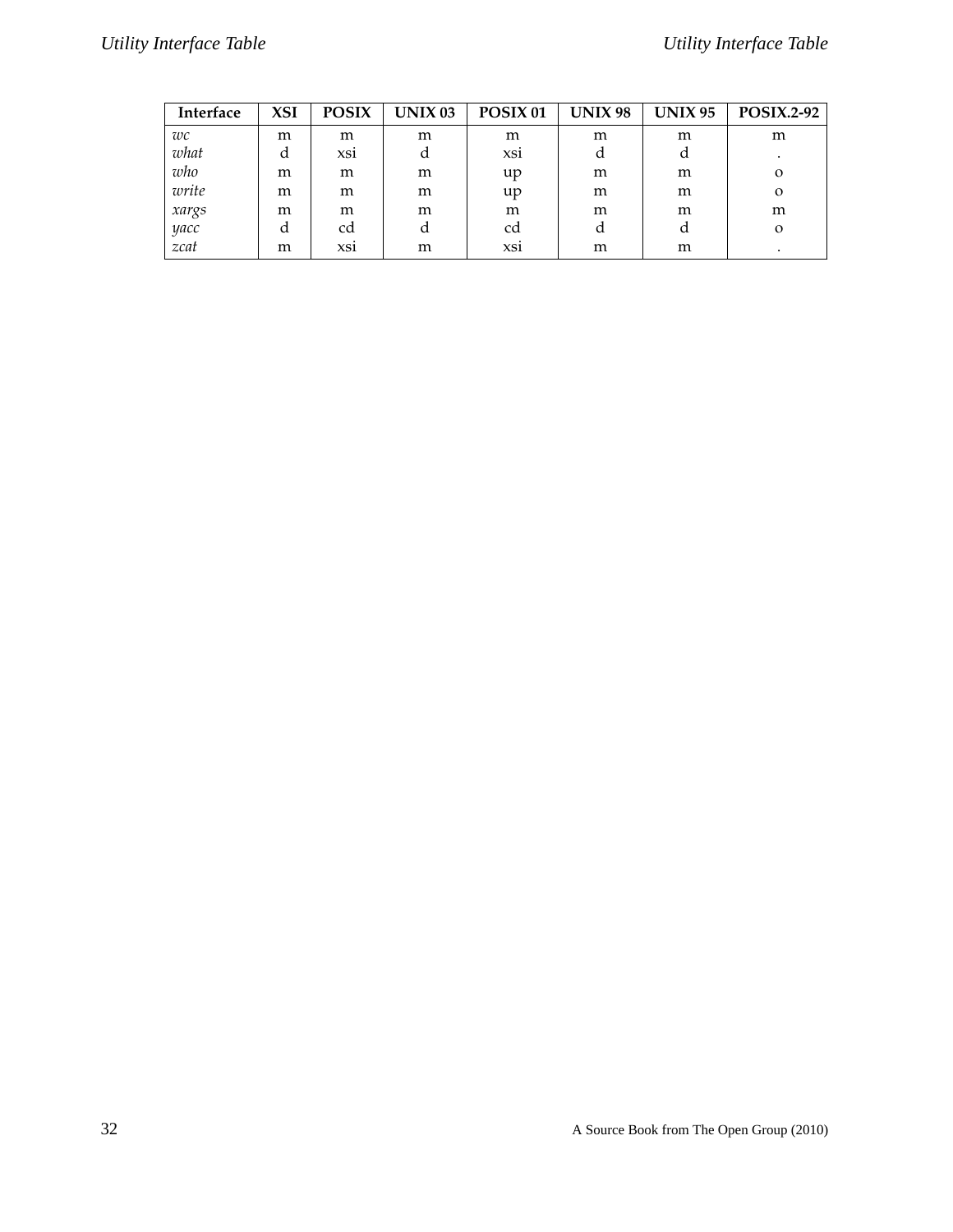| Interface | XSI | POSIX | UNIX 03 | POSIX 01 | UNIX 98 | UNIX 95 | POSIX.2-92 |
|---|---|---|---|---|---|---|---|
| *wc* | m | m | m | m | m | m | m |
| *what* | d | xsi | d | xsi | d | d | . |
| *who* | m | m | m | up | m | m | o |
| *write* | m | m | m | up | m | m | o |
| *xargs* | m | m | m | m | m | m | m |
| *yacc* | d | cd | d | cd | d | d | o |
| *zcat* | m | xsi | m | xsi | m | m | . |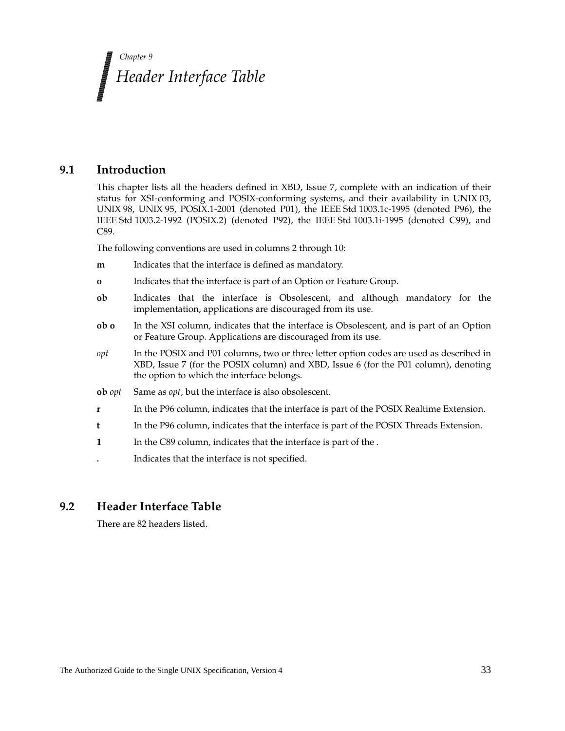*Chapter 9*

# Header Interface Table

## 9.1 Introduction

This chapter lists all the headers defined in XBD, Issue 7, complete with an indication of their status for XSI-conforming and POSIX-conforming systems, and their availability in UNIX 03, UNIX 98, UNIX 95, POSIX.1-2001 (denoted P01), the IEEE Std 1003.1c-1995 (denoted P96), the IEEE Std 1003.2-1992 (POSIX.2) (denoted P92), the IEEE Std 1003.1i-1995 (denoted C99), and C89.

The following conventions are used in columns 2 through 10:

**m** Indicates that the interface is defined as mandatory.

**o** Indicates that the interface is part of an Option or Feature Group.

**ob** Indicates that the interface is Obsolescent, and although mandatory for the implementation, applications are discouraged from its use.

**ob o** In the XSI column, indicates that the interface is Obsolescent, and is part of an Option or Feature Group. Applications are discouraged from its use.

*opt* In the POSIX and P01 columns, two or three letter option codes are used as described in XBD, Issue 7 (for the POSIX column) and XBD, Issue 6 (for the P01 column), denoting the option to which the interface belongs.

**ob** *opt* Same as *opt*, but the interface is also obsolescent.

**r** In the P96 column, indicates that the interface is part of the POSIX Realtime Extension.

**t** In the P96 column, indicates that the interface is part of the POSIX Threads Extension.

**1** In the C89 column, indicates that the interface is part of the .

**.** Indicates that the interface is not specified.

## 9.2 Header Interface Table

There are 82 headers listed.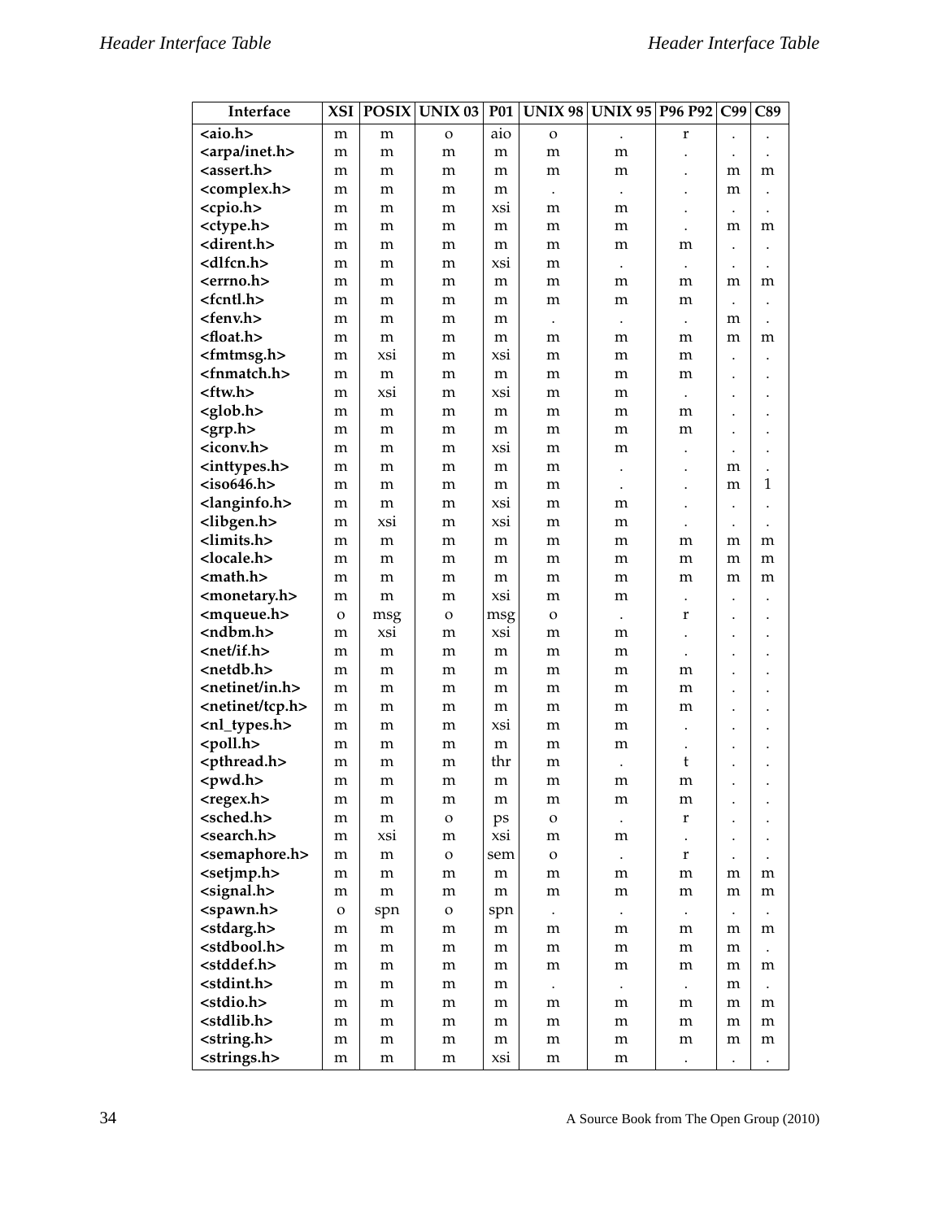| Interface | XSI | POSIX | UNIX 03 | P01 | UNIX 98 | UNIX 95 | P96 P92 | C99 | C89 |
|---|---|---|---|---|---|---|---|---|---|
| <aio.h> | m | m | o | aio | o | . | r | . | . |
| <arpa/inet.h> | m | m | m | m | m | m | . | . | . |
| <assert.h> | m | m | m | m | m | m | . | m | m |
| <complex.h> | m | m | m | m | . | . | . | m | . |
| <cpio.h> | m | m | m | xsi | m | m | . | . | . |
| <ctype.h> | m | m | m | m | m | m | . | m | m |
| <dirent.h> | m | m | m | m | m | m | m | . | . |
| <dlfcn.h> | m | m | m | xsi | m | . | . | . | . |
| <errno.h> | m | m | m | m | m | m | m | m | m |
| <fcntl.h> | m | m | m | m | m | m | m | . | . |
| <fenv.h> | m | m | m | m | . | . | . | m | . |
| <float.h> | m | m | m | m | m | m | m | m | m |
| <fmtmsg.h> | m | xsi | m | xsi | m | m | m | . | . |
| <fnmatch.h> | m | m | m | m | m | m | m | . | . |
| <ftw.h> | m | xsi | m | xsi | m | m | . | . | . |
| <glob.h> | m | m | m | m | m | m | m | . | . |
| <grp.h> | m | m | m | m | m | m | m | . | . |
| <iconv.h> | m | m | m | xsi | m | m | . | . | . |
| <inttypes.h> | m | m | m | m | m | . | . | m | . |
| <iso646.h> | m | m | m | m | m | . | . | m | 1 |
| <langinfo.h> | m | m | m | xsi | m | m | . | . | . |
| <libgen.h> | m | xsi | m | xsi | m | m | . | . | . |
| <limits.h> | m | m | m | m | m | m | m | m | m |
| <locale.h> | m | m | m | m | m | m | m | m | m |
| <math.h> | m | m | m | m | m | m | m | m | m |
| <monetary.h> | m | m | m | xsi | m | m | . | . | . |
| <mqueue.h> | o | msg | o | msg | o | . | r | . | . |
| <ndbm.h> | m | xsi | m | xsi | m | m | . | . | . |
| <net/if.h> | m | m | m | m | m | m | . | . | . |
| <netdb.h> | m | m | m | m | m | m | m | . | . |
| <netinet/in.h> | m | m | m | m | m | m | m | . | . |
| <netinet/tcp.h> | m | m | m | m | m | m | m | . | . |
| <nl_types.h> | m | m | m | xsi | m | m | . | . | . |
| <poll.h> | m | m | m | m | m | m | . | . | . |
| <pthread.h> | m | m | m | thr | m | . | t | . | . |
| <pwd.h> | m | m | m | m | m | m | m | . | . |
| <regex.h> | m | m | m | m | m | m | m | . | . |
| <sched.h> | m | m | o | ps | o | . | r | . | . |
| <search.h> | m | xsi | m | xsi | m | m | . | . | . |
| <semaphore.h> | m | m | o | sem | o | . | r | . | . |
| <setjmp.h> | m | m | m | m | m | m | m | m | m |
| <signal.h> | m | m | m | m | m | m | m | m | m |
| <spawn.h> | o | spn | o | spn | . | . | . | . | . |
| <stdarg.h> | m | m | m | m | m | m | m | m | m |
| <stdbool.h> | m | m | m | m | m | m | m | m | . |
| <stddef.h> | m | m | m | m | m | m | m | m | m |
| <stdint.h> | m | m | m | m | . | . | . | m | . |
| <stdio.h> | m | m | m | m | m | m | m | m | m |
| <stdlib.h> | m | m | m | m | m | m | m | m | m |
| <string.h> | m | m | m | m | m | m | m | m | m |
| <strings.h> | m | m | m | xsi | m | m | . | . | . |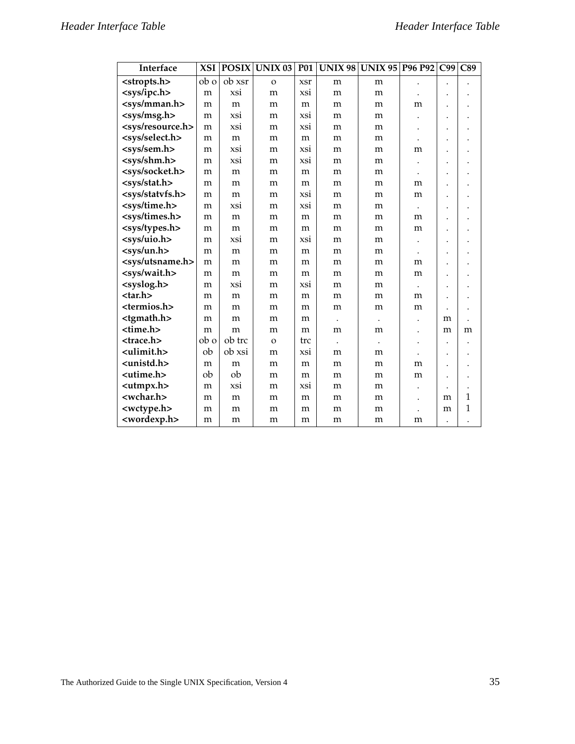| Interface | XSI | POSIX | UNIX 03 | P01 | UNIX 98 | UNIX 95 | P96 P92 | C99 | C89 |
|---|---|---|---|---|---|---|---|---|---|
| **<stropts.h>** | ob o | ob xsr | o | xsr | m | m | . | . | . |
| **<sys/ipc.h>** | m | xsi | m | xsi | m | m | . | . | . |
| **<sys/mman.h>** | m | m | m | m | m | m | m | . | . |
| **<sys/msg.h>** | m | xsi | m | xsi | m | m | . | . | . |
| **<sys/resource.h>** | m | xsi | m | xsi | m | m | . | . | . |
| **<sys/select.h>** | m | m | m | m | m | m | . | . | . |
| **<sys/sem.h>** | m | xsi | m | xsi | m | m | m | . | . |
| **<sys/shm.h>** | m | xsi | m | xsi | m | m | . | . | . |
| **<sys/socket.h>** | m | m | m | m | m | m | . | . | . |
| **<sys/stat.h>** | m | m | m | m | m | m | m | . | . |
| **<sys/statvfs.h>** | m | m | m | xsi | m | m | m | . | . |
| **<sys/time.h>** | m | xsi | m | xsi | m | m | . | . | . |
| **<sys/times.h>** | m | m | m | m | m | m | m | . | . |
| **<sys/types.h>** | m | m | m | m | m | m | m | . | . |
| **<sys/uio.h>** | m | xsi | m | xsi | m | m | . | . | . |
| **<sys/un.h>** | m | m | m | m | m | m | . | . | . |
| **<sys/utsname.h>** | m | m | m | m | m | m | m | . | . |
| **<sys/wait.h>** | m | m | m | m | m | m | m | . | . |
| **<syslog.h>** | m | xsi | m | xsi | m | m | . | . | . |
| **<tar.h>** | m | m | m | m | m | m | m | . | . |
| **<termios.h>** | m | m | m | m | m | m | m | . | . |
| **<tgmath.h>** | m | m | m | m | . | . | . | m | . |
| **<time.h>** | m | m | m | m | m | m | . | m | m |
| **<trace.h>** | ob o | ob trc | o | trc | . | . | . | . | . |
| **<ulimit.h>** | ob | ob xsi | m | xsi | m | m | . | . | . |
| **<unistd.h>** | m | m | m | m | m | m | m | . | . |
| **<utime.h>** | ob | ob | m | m | m | m | m | . | . |
| **<utmpx.h>** | m | xsi | m | xsi | m | m | . | . | . |
| **<wchar.h>** | m | m | m | m | m | m | . | m | 1 |
| **<wctype.h>** | m | m | m | m | m | m | . | m | 1 |
| **<wordexp.h>** | m | m | m | m | m | m | m | . | . |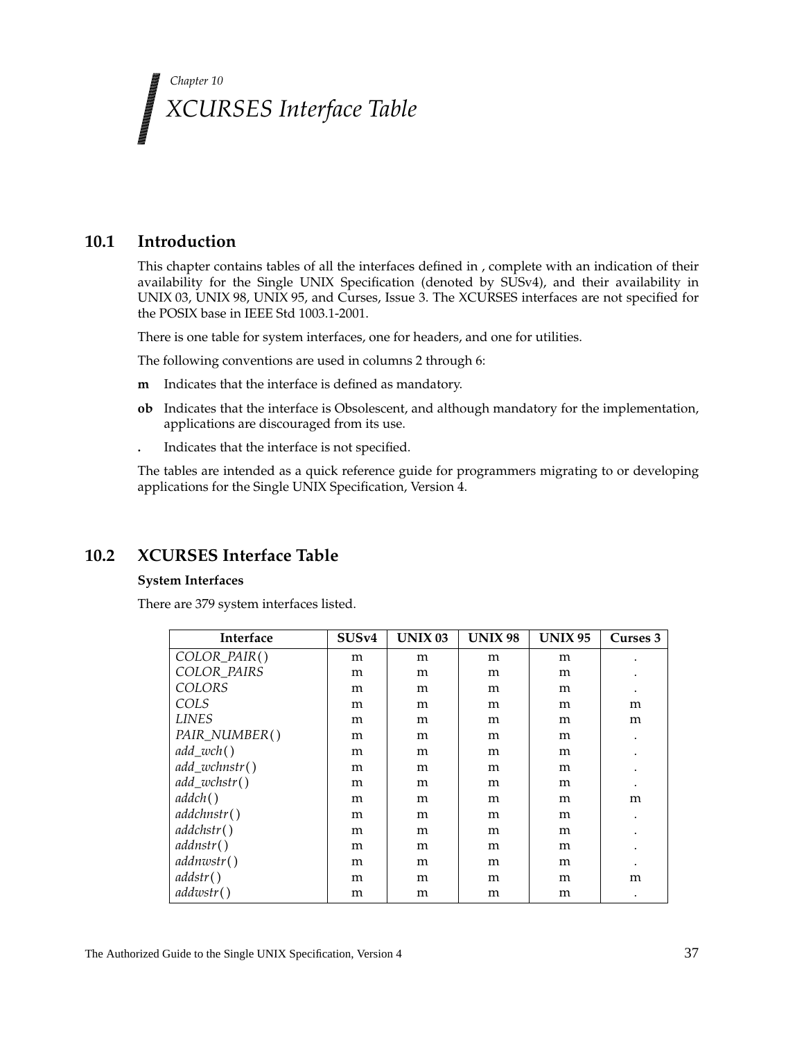*Chapter 10*

# *XCURSES Interface Table*

## 10.1 Introduction

This chapter contains tables of all the interfaces defined in , complete with an indication of their availability for the Single UNIX Specification (denoted by SUSv4), and their availability in UNIX 03, UNIX 98, UNIX 95, and Curses, Issue 3. The XCURSES interfaces are not specified for the POSIX base in IEEE Std 1003.1-2001.

There is one table for system interfaces, one for headers, and one for utilities.

The following conventions are used in columns 2 through 6:

- **m** Indicates that the interface is defined as mandatory.
- **ob** Indicates that the interface is Obsolescent, and although mandatory for the implementation, applications are discouraged from its use.
- **.** Indicates that the interface is not specified.

The tables are intended as a quick reference guide for programmers migrating to or developing applications for the Single UNIX Specification, Version 4.

## 10.2 XCURSES Interface Table

**System Interfaces**

There are 379 system interfaces listed.

| Interface | SUSv4 | UNIX 03 | UNIX 98 | UNIX 95 | Curses 3 |
|---|---|---|---|---|---|
| *COLOR_PAIR*( ) | m | m | m | m | . |
| *COLOR_PAIRS* | m | m | m | m | . |
| *COLORS* | m | m | m | m | . |
| *COLS* | m | m | m | m | m |
| *LINES* | m | m | m | m | m |
| *PAIR_NUMBER*( ) | m | m | m | m | . |
| *add_wch*( ) | m | m | m | m | . |
| *add_wchnstr*( ) | m | m | m | m | . |
| *add_wchstr*( ) | m | m | m | m | . |
| *addch*( ) | m | m | m | m | m |
| *addchnstr*( ) | m | m | m | m | . |
| *addchstr*( ) | m | m | m | m | . |
| *addnstr*( ) | m | m | m | m | . |
| *addnwstr*( ) | m | m | m | m | . |
| *addstr*( ) | m | m | m | m | m |
| *addwstr*( ) | m | m | m | m | . |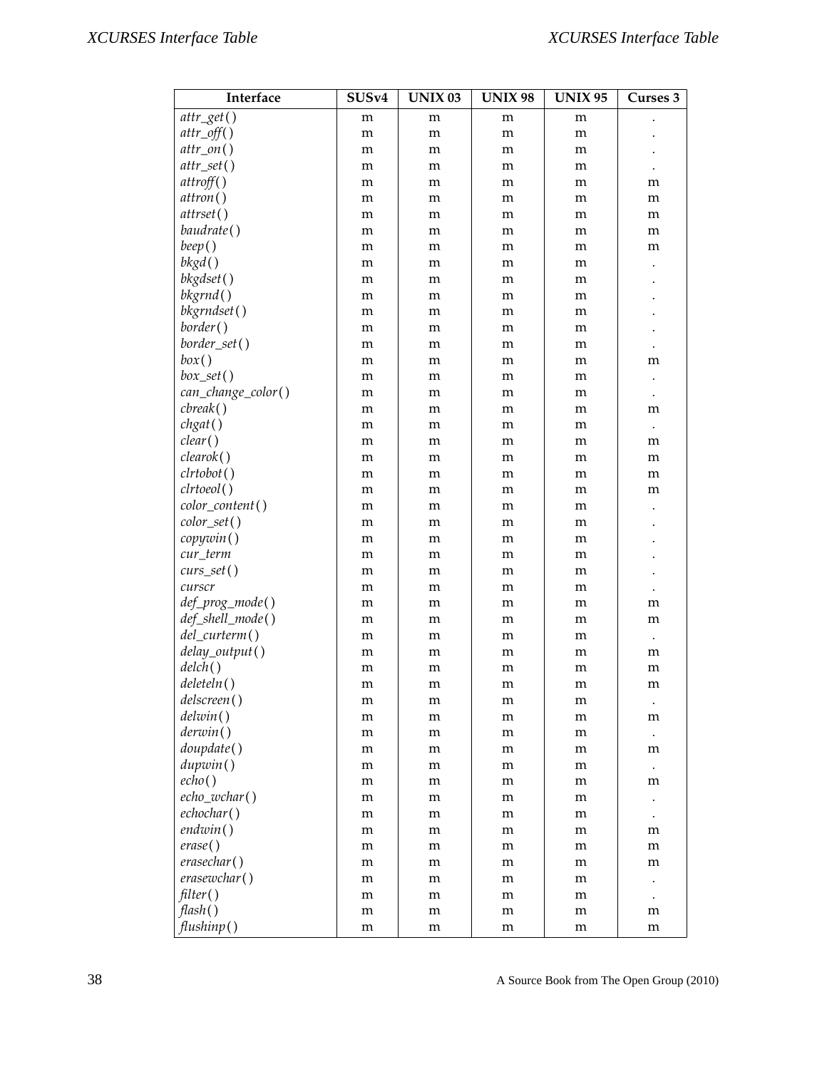| Interface | SUSv4 | UNIX 03 | UNIX 98 | UNIX 95 | Curses 3 |
|---|---|---|---|---|---|
| *attr_get*( ) | m | m | m | m | . |
| *attr_off*( ) | m | m | m | m | . |
| *attr_on*( ) | m | m | m | m | . |
| *attr_set*( ) | m | m | m | m | . |
| *attroff*( ) | m | m | m | m | m |
| *attron*( ) | m | m | m | m | m |
| *attrset*( ) | m | m | m | m | m |
| *baudrate*( ) | m | m | m | m | m |
| *beep*( ) | m | m | m | m | m |
| *bkgd*( ) | m | m | m | m | . |
| *bkgdset*( ) | m | m | m | m | . |
| *bkgrnd*( ) | m | m | m | m | . |
| *bkgrndset*( ) | m | m | m | m | . |
| *border*( ) | m | m | m | m | . |
| *border_set*( ) | m | m | m | m | . |
| *box*( ) | m | m | m | m | m |
| *box_set*( ) | m | m | m | m | . |
| *can_change_color*( ) | m | m | m | m | . |
| *cbreak*( ) | m | m | m | m | m |
| *chgat*( ) | m | m | m | m | . |
| *clear*( ) | m | m | m | m | m |
| *clearok*( ) | m | m | m | m | m |
| *clrtobot*( ) | m | m | m | m | m |
| *clrtoeol*( ) | m | m | m | m | m |
| *color_content*( ) | m | m | m | m | . |
| *color_set*( ) | m | m | m | m | . |
| *copywin*( ) | m | m | m | m | . |
| *cur_term* | m | m | m | m | . |
| *curs_set*( ) | m | m | m | m | . |
| *curscr* | m | m | m | m | . |
| *def_prog_mode*( ) | m | m | m | m | m |
| *def_shell_mode*( ) | m | m | m | m | m |
| *del_curterm*( ) | m | m | m | m | . |
| *delay_output*( ) | m | m | m | m | m |
| *delch*( ) | m | m | m | m | m |
| *deleteln*( ) | m | m | m | m | m |
| *delscreen*( ) | m | m | m | m | . |
| *delwin*( ) | m | m | m | m | m |
| *derwin*( ) | m | m | m | m | . |
| *doupdate*( ) | m | m | m | m | m |
| *dupwin*( ) | m | m | m | m | . |
| *echo*( ) | m | m | m | m | m |
| *echo_wchar*( ) | m | m | m | m | . |
| *echochar*( ) | m | m | m | m | . |
| *endwin*( ) | m | m | m | m | m |
| *erase*( ) | m | m | m | m | m |
| *erasechar*( ) | m | m | m | m | m |
| *erasewchar*( ) | m | m | m | m | . |
| *filter*( ) | m | m | m | m | . |
| *flash*( ) | m | m | m | m | m |
| *flushinp*( ) | m | m | m | m | m |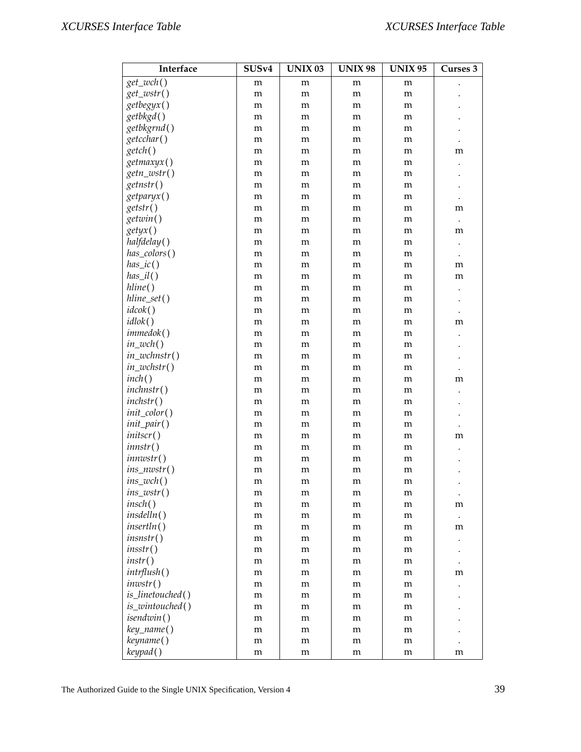| Interface | SUSv4 | UNIX 03 | UNIX 98 | UNIX 95 | Curses 3 |
|---|---|---|---|---|---|
| *get_wch*( ) | m | m | m | m | . |
| *get_wstr*( ) | m | m | m | m | . |
| *getbegyx*( ) | m | m | m | m | . |
| *getbkgd*( ) | m | m | m | m | . |
| *getbkgrnd*( ) | m | m | m | m | . |
| *getcchar*( ) | m | m | m | m | . |
| *getch*( ) | m | m | m | m | m |
| *getmaxyx*( ) | m | m | m | m | . |
| *getn_wstr*( ) | m | m | m | m | . |
| *getnstr*( ) | m | m | m | m | . |
| *getparyx*( ) | m | m | m | m | . |
| *getstr*( ) | m | m | m | m | m |
| *getwin*( ) | m | m | m | m | . |
| *getyx*( ) | m | m | m | m | m |
| *halfdelay*( ) | m | m | m | m | . |
| *has_colors*( ) | m | m | m | m | . |
| *has_ic*( ) | m | m | m | m | m |
| *has_il*( ) | m | m | m | m | m |
| *hline*( ) | m | m | m | m | . |
| *hline_set*( ) | m | m | m | m | . |
| *idcok*( ) | m | m | m | m | . |
| *idlok*( ) | m | m | m | m | m |
| *immedok*( ) | m | m | m | m | . |
| *in_wch*( ) | m | m | m | m | . |
| *in_wchnstr*( ) | m | m | m | m | . |
| *in_wchstr*( ) | m | m | m | m | . |
| *inch*( ) | m | m | m | m | m |
| *inchnstr*( ) | m | m | m | m | . |
| *inchstr*( ) | m | m | m | m | . |
| *init_color*( ) | m | m | m | m | . |
| *init_pair*( ) | m | m | m | m | . |
| *initscr*( ) | m | m | m | m | m |
| *innstr*( ) | m | m | m | m | . |
| *innwstr*( ) | m | m | m | m | . |
| *ins_nwstr*( ) | m | m | m | m | . |
| *ins_wch*( ) | m | m | m | m | . |
| *ins_wstr*( ) | m | m | m | m | . |
| *insch*( ) | m | m | m | m | m |
| *insdelln*( ) | m | m | m | m | . |
| *insertln*( ) | m | m | m | m | m |
| *insnstr*( ) | m | m | m | m | . |
| *insstr*( ) | m | m | m | m | . |
| *instr*( ) | m | m | m | m | . |
| *intrflush*( ) | m | m | m | m | m |
| *inwstr*( ) | m | m | m | m | . |
| *is_linetouched*( ) | m | m | m | m | . |
| *is_wintouched*( ) | m | m | m | m | . |
| *isendwin*( ) | m | m | m | m | . |
| *key_name*( ) | m | m | m | m | . |
| *keyname*( ) | m | m | m | m | . |
| *keypad*( ) | m | m | m | m | m |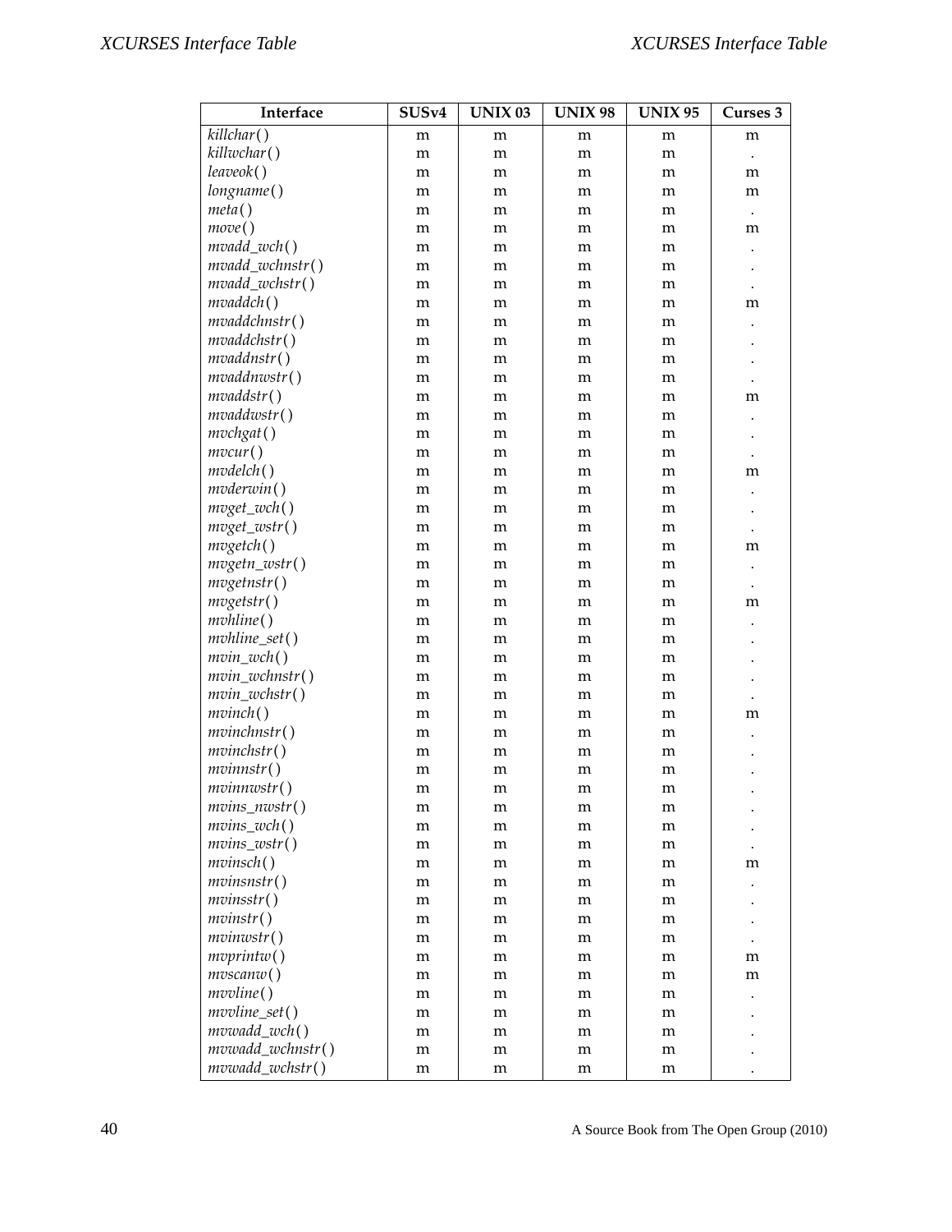| Interface | SUSv4 | UNIX 03 | UNIX 98 | UNIX 95 | Curses 3 |
|---|---|---|---|---|---|
| *killchar*( ) | m | m | m | m | m |
| *killwchar*( ) | m | m | m | m | . |
| *leaveok*( ) | m | m | m | m | m |
| *longname*( ) | m | m | m | m | m |
| *meta*( ) | m | m | m | m | . |
| *move*( ) | m | m | m | m | m |
| *mvadd_wch*( ) | m | m | m | m | . |
| *mvadd_wchnstr*( ) | m | m | m | m | . |
| *mvadd_wchstr*( ) | m | m | m | m | . |
| *mvaddch*( ) | m | m | m | m | m |
| *mvaddchnstr*( ) | m | m | m | m | . |
| *mvaddchstr*( ) | m | m | m | m | . |
| *mvaddnstr*( ) | m | m | m | m | . |
| *mvaddnwstr*( ) | m | m | m | m | . |
| *mvaddstr*( ) | m | m | m | m | m |
| *mvaddwstr*( ) | m | m | m | m | . |
| *mvchgat*( ) | m | m | m | m | . |
| *mvcur*( ) | m | m | m | m | . |
| *mvdelch*( ) | m | m | m | m | m |
| *mvderwin*( ) | m | m | m | m | . |
| *mvget_wch*( ) | m | m | m | m | . |
| *mvget_wstr*( ) | m | m | m | m | . |
| *mvgetch*( ) | m | m | m | m | m |
| *mvgetn_wstr*( ) | m | m | m | m | . |
| *mvgetnstr*( ) | m | m | m | m | . |
| *mvgetstr*( ) | m | m | m | m | m |
| *mvhline*( ) | m | m | m | m | . |
| *mvhline_set*( ) | m | m | m | m | . |
| *mvin_wch*( ) | m | m | m | m | . |
| *mvin_wchnstr*( ) | m | m | m | m | . |
| *mvin_wchstr*( ) | m | m | m | m | . |
| *mvinch*( ) | m | m | m | m | m |
| *mvinchnstr*( ) | m | m | m | m | . |
| *mvinchstr*( ) | m | m | m | m | . |
| *mvinnstr*( ) | m | m | m | m | . |
| *mvinnwstr*( ) | m | m | m | m | . |
| *mvins_nwstr*( ) | m | m | m | m | . |
| *mvins_wch*( ) | m | m | m | m | . |
| *mvins_wstr*( ) | m | m | m | m | . |
| *mvinsch*( ) | m | m | m | m | m |
| *mvinsnstr*( ) | m | m | m | m | . |
| *mvinsstr*( ) | m | m | m | m | . |
| *mvinstr*( ) | m | m | m | m | . |
| *mvinwstr*( ) | m | m | m | m | . |
| *mvprintw*( ) | m | m | m | m | m |
| *mvscanw*( ) | m | m | m | m | m |
| *mvvline*( ) | m | m | m | m | . |
| *mvvline_set*( ) | m | m | m | m | . |
| *mvwadd_wch*( ) | m | m | m | m | . |
| *mvwadd_wchnstr*( ) | m | m | m | m | . |
| *mvwadd_wchstr*( ) | m | m | m | m | . |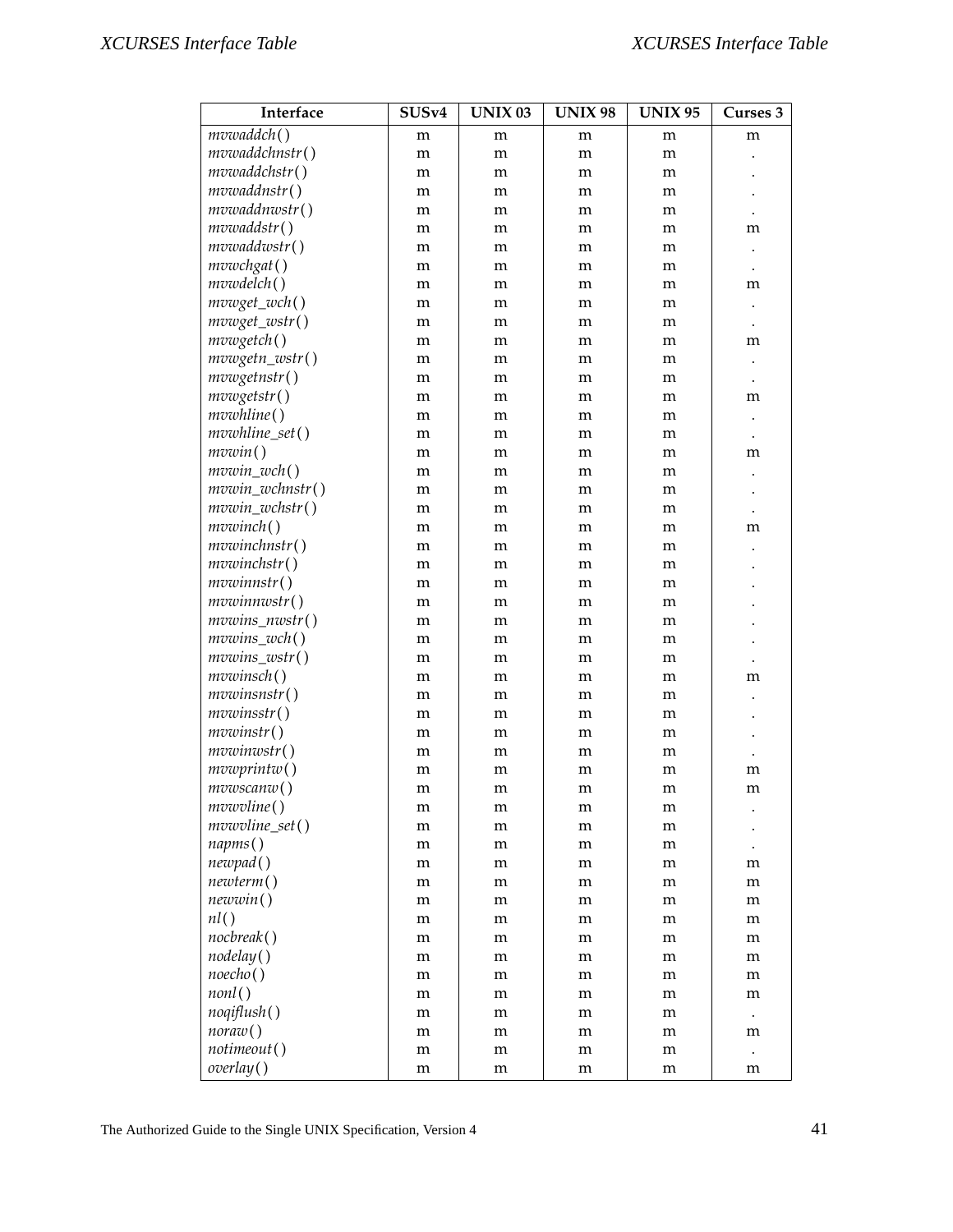| Interface | SUSv4 | UNIX 03 | UNIX 98 | UNIX 95 | Curses 3 |
|---|---|---|---|---|---|
| *mvwaddch*( ) | m | m | m | m | m |
| *mvwaddchnstr*( ) | m | m | m | m | . |
| *mvwaddchstr*( ) | m | m | m | m | . |
| *mvwaddnstr*( ) | m | m | m | m | . |
| *mvwaddnwstr*( ) | m | m | m | m | . |
| *mvwaddstr*( ) | m | m | m | m | m |
| *mvwaddwstr*( ) | m | m | m | m | . |
| *mvwchgat*( ) | m | m | m | m | . |
| *mvwdelch*( ) | m | m | m | m | m |
| *mvwget_wch*( ) | m | m | m | m | . |
| *mvwget_wstr*( ) | m | m | m | m | . |
| *mvwgetch*( ) | m | m | m | m | m |
| *mvwgetn_wstr*( ) | m | m | m | m | . |
| *mvwgetnstr*( ) | m | m | m | m | . |
| *mvwgetstr*( ) | m | m | m | m | m |
| *mvwhline*( ) | m | m | m | m | . |
| *mvwhline_set*( ) | m | m | m | m | . |
| *mvwin*( ) | m | m | m | m | m |
| *mvwin_wch*( ) | m | m | m | m | . |
| *mvwin_wchnstr*( ) | m | m | m | m | . |
| *mvwin_wchstr*( ) | m | m | m | m | . |
| *mvwinch*( ) | m | m | m | m | m |
| *mvwinchnstr*( ) | m | m | m | m | . |
| *mvwinchstr*( ) | m | m | m | m | . |
| *mvwinnstr*( ) | m | m | m | m | . |
| *mvwinnwstr*( ) | m | m | m | m | . |
| *mvwins_nwstr*( ) | m | m | m | m | . |
| *mvwins_wch*( ) | m | m | m | m | . |
| *mvwins_wstr*( ) | m | m | m | m | . |
| *mvwinsch*( ) | m | m | m | m | m |
| *mvwinsnstr*( ) | m | m | m | m | . |
| *mvwinsstr*( ) | m | m | m | m | . |
| *mvwinstr*( ) | m | m | m | m | . |
| *mvwinwstr*( ) | m | m | m | m | . |
| *mvwprintw*( ) | m | m | m | m | m |
| *mvwscanw*( ) | m | m | m | m | m |
| *mvwvline*( ) | m | m | m | m | . |
| *mvwvline_set*( ) | m | m | m | m | . |
| *napms*( ) | m | m | m | m | . |
| *newpad*( ) | m | m | m | m | m |
| *newterm*( ) | m | m | m | m | m |
| *newwin*( ) | m | m | m | m | m |
| *nl*( ) | m | m | m | m | m |
| *nocbreak*( ) | m | m | m | m | m |
| *nodelay*( ) | m | m | m | m | m |
| *noecho*( ) | m | m | m | m | m |
| *nonl*( ) | m | m | m | m | m |
| *noqiflush*( ) | m | m | m | m | . |
| *noraw*( ) | m | m | m | m | m |
| *notimeout*( ) | m | m | m | m | . |
| *overlay*( ) | m | m | m | m | m |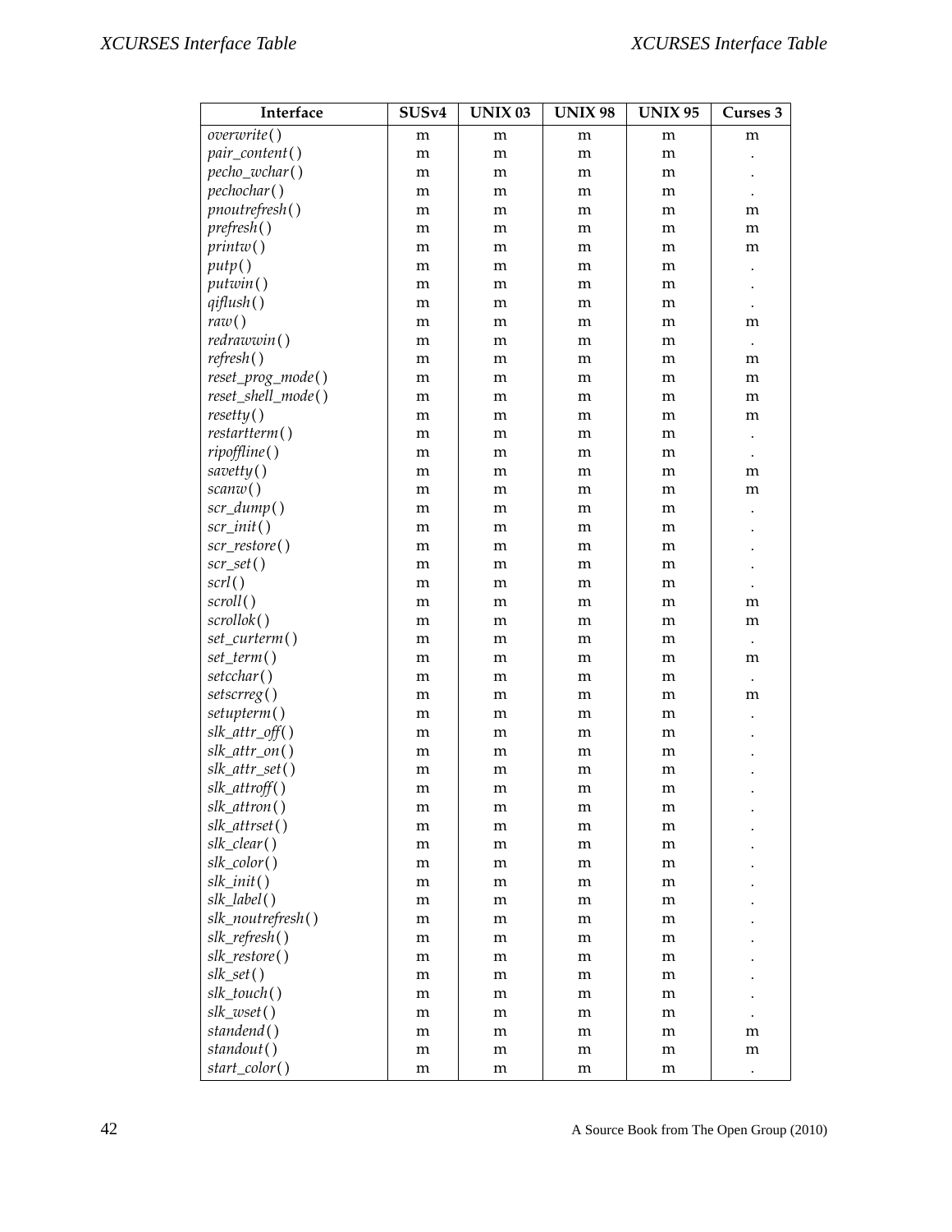| Interface | SUSv4 | UNIX 03 | UNIX 98 | UNIX 95 | Curses 3 |
|---|---|---|---|---|---|
| *overwrite*( ) | m | m | m | m | m |
| *pair_content*( ) | m | m | m | m | . |
| *pecho_wchar*( ) | m | m | m | m | . |
| *pechochar*( ) | m | m | m | m | . |
| *pnoutrefresh*( ) | m | m | m | m | m |
| *prefresh*( ) | m | m | m | m | m |
| *printw*( ) | m | m | m | m | m |
| *putp*( ) | m | m | m | m | . |
| *putwin*( ) | m | m | m | m | . |
| *qiflush*( ) | m | m | m | m | . |
| *raw*( ) | m | m | m | m | m |
| *redrawwin*( ) | m | m | m | m | . |
| *refresh*( ) | m | m | m | m | m |
| *reset_prog_mode*( ) | m | m | m | m | m |
| *reset_shell_mode*( ) | m | m | m | m | m |
| *resetty*( ) | m | m | m | m | m |
| *restartterm*( ) | m | m | m | m | . |
| *ripoffline*( ) | m | m | m | m | . |
| *savetty*( ) | m | m | m | m | m |
| *scanw*( ) | m | m | m | m | m |
| *scr_dump*( ) | m | m | m | m | . |
| *scr_init*( ) | m | m | m | m | . |
| *scr_restore*( ) | m | m | m | m | . |
| *scr_set*( ) | m | m | m | m | . |
| *scrl*( ) | m | m | m | m | . |
| *scroll*( ) | m | m | m | m | m |
| *scrollok*( ) | m | m | m | m | m |
| *set_curterm*( ) | m | m | m | m | . |
| *set_term*( ) | m | m | m | m | m |
| *setcchar*( ) | m | m | m | m | . |
| *setscrreg*( ) | m | m | m | m | m |
| *setupterm*( ) | m | m | m | m | . |
| *slk_attr_off*( ) | m | m | m | m | . |
| *slk_attr_on*( ) | m | m | m | m | . |
| *slk_attr_set*( ) | m | m | m | m | . |
| *slk_attroff*( ) | m | m | m | m | . |
| *slk_attron*( ) | m | m | m | m | . |
| *slk_attrset*( ) | m | m | m | m | . |
| *slk_clear*( ) | m | m | m | m | . |
| *slk_color*( ) | m | m | m | m | . |
| *slk_init*( ) | m | m | m | m | . |
| *slk_label*( ) | m | m | m | m | . |
| *slk_noutrefresh*( ) | m | m | m | m | . |
| *slk_refresh*( ) | m | m | m | m | . |
| *slk_restore*( ) | m | m | m | m | . |
| *slk_set*( ) | m | m | m | m | . |
| *slk_touch*( ) | m | m | m | m | . |
| *slk_wset*( ) | m | m | m | m | . |
| *standend*( ) | m | m | m | m | m |
| *standout*( ) | m | m | m | m | m |
| *start_color*( ) | m | m | m | m | . |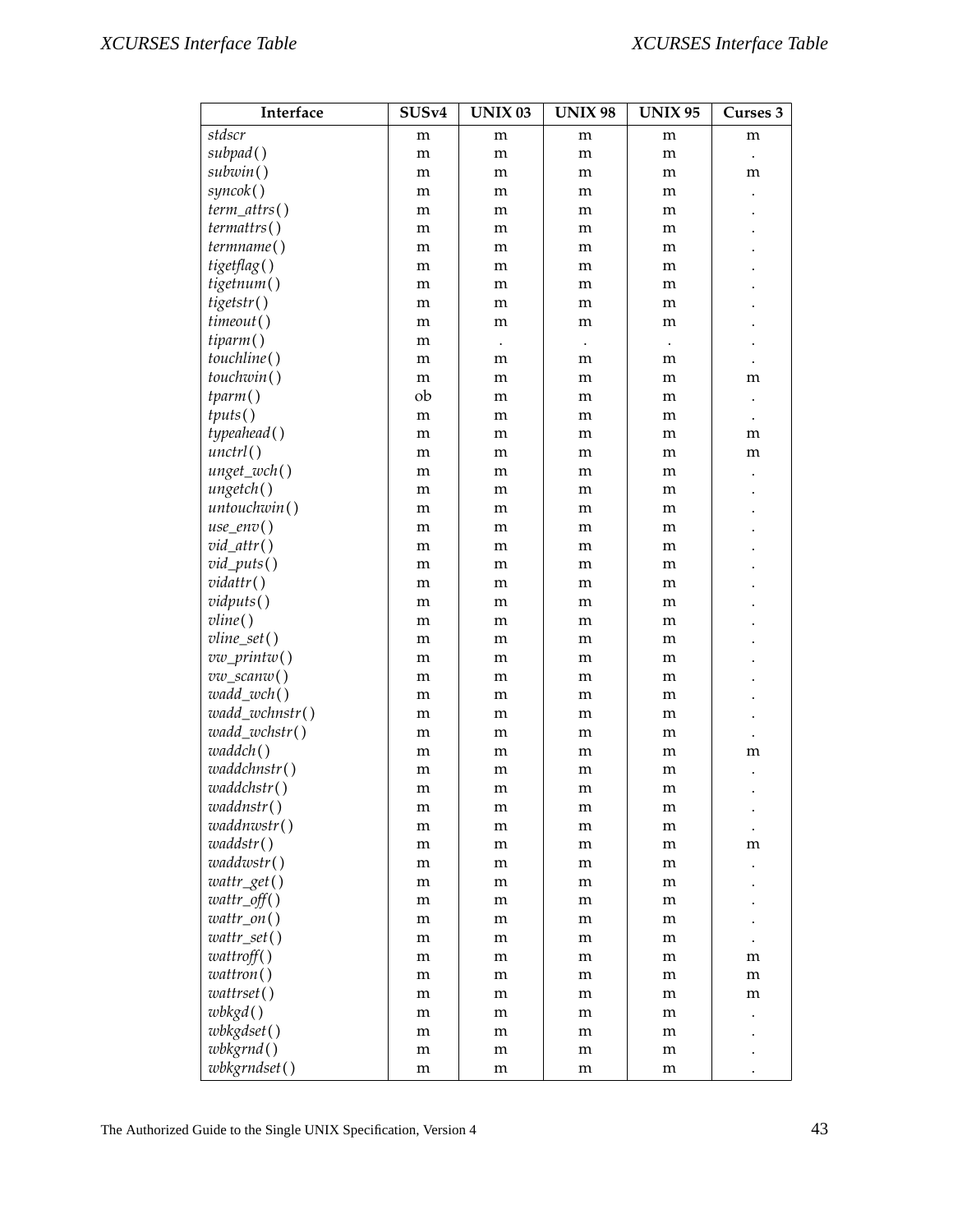| Interface | SUSv4 | UNIX 03 | UNIX 98 | UNIX 95 | Curses 3 |
|---|---|---|---|---|---|
| *stdscr* | m | m | m | m | m |
| *subpad*( ) | m | m | m | m | . |
| *subwin*( ) | m | m | m | m | m |
| *syncok*( ) | m | m | m | m | . |
| *term_attrs*( ) | m | m | m | m | . |
| *termattrs*( ) | m | m | m | m | . |
| *termname*( ) | m | m | m | m | . |
| *tigetflag*( ) | m | m | m | m | . |
| *tigetnum*( ) | m | m | m | m | . |
| *tigetstr*( ) | m | m | m | m | . |
| *timeout*( ) | m | m | m | m | . |
| *tiparm*( ) | m | . | . | . | . |
| *touchline*( ) | m | m | m | m | . |
| *touchwin*( ) | m | m | m | m | m |
| *tparm*( ) | ob | m | m | m | . |
| *tputs*( ) | m | m | m | m | . |
| *typeahead*( ) | m | m | m | m | m |
| *unctrl*( ) | m | m | m | m | m |
| *unget_wch*( ) | m | m | m | m | . |
| *ungetch*( ) | m | m | m | m | . |
| *untouchwin*( ) | m | m | m | m | . |
| *use_env*( ) | m | m | m | m | . |
| *vid_attr*( ) | m | m | m | m | . |
| *vid_puts*( ) | m | m | m | m | . |
| *vidattr*( ) | m | m | m | m | . |
| *vidputs*( ) | m | m | m | m | . |
| *vline*( ) | m | m | m | m | . |
| *vline_set*( ) | m | m | m | m | . |
| *vw_printw*( ) | m | m | m | m | . |
| *vw_scanw*( ) | m | m | m | m | . |
| *wadd_wch*( ) | m | m | m | m | . |
| *wadd_wchnstr*( ) | m | m | m | m | . |
| *wadd_wchstr*( ) | m | m | m | m | . |
| *waddch*( ) | m | m | m | m | m |
| *waddchnstr*( ) | m | m | m | m | . |
| *waddchstr*( ) | m | m | m | m | . |
| *waddnstr*( ) | m | m | m | m | . |
| *waddnwstr*( ) | m | m | m | m | . |
| *waddstr*( ) | m | m | m | m | m |
| *waddwstr*( ) | m | m | m | m | . |
| *wattr_get*( ) | m | m | m | m | . |
| *wattr_off*( ) | m | m | m | m | . |
| *wattr_on*( ) | m | m | m | m | . |
| *wattr_set*( ) | m | m | m | m | . |
| *wattroff*( ) | m | m | m | m | m |
| *wattron*( ) | m | m | m | m | m |
| *wattrset*( ) | m | m | m | m | m |
| *wbkgd*( ) | m | m | m | m | . |
| *wbkgdset*( ) | m | m | m | m | . |
| *wbkgrnd*( ) | m | m | m | m | . |
| *wbkgrndset*( ) | m | m | m | m | . |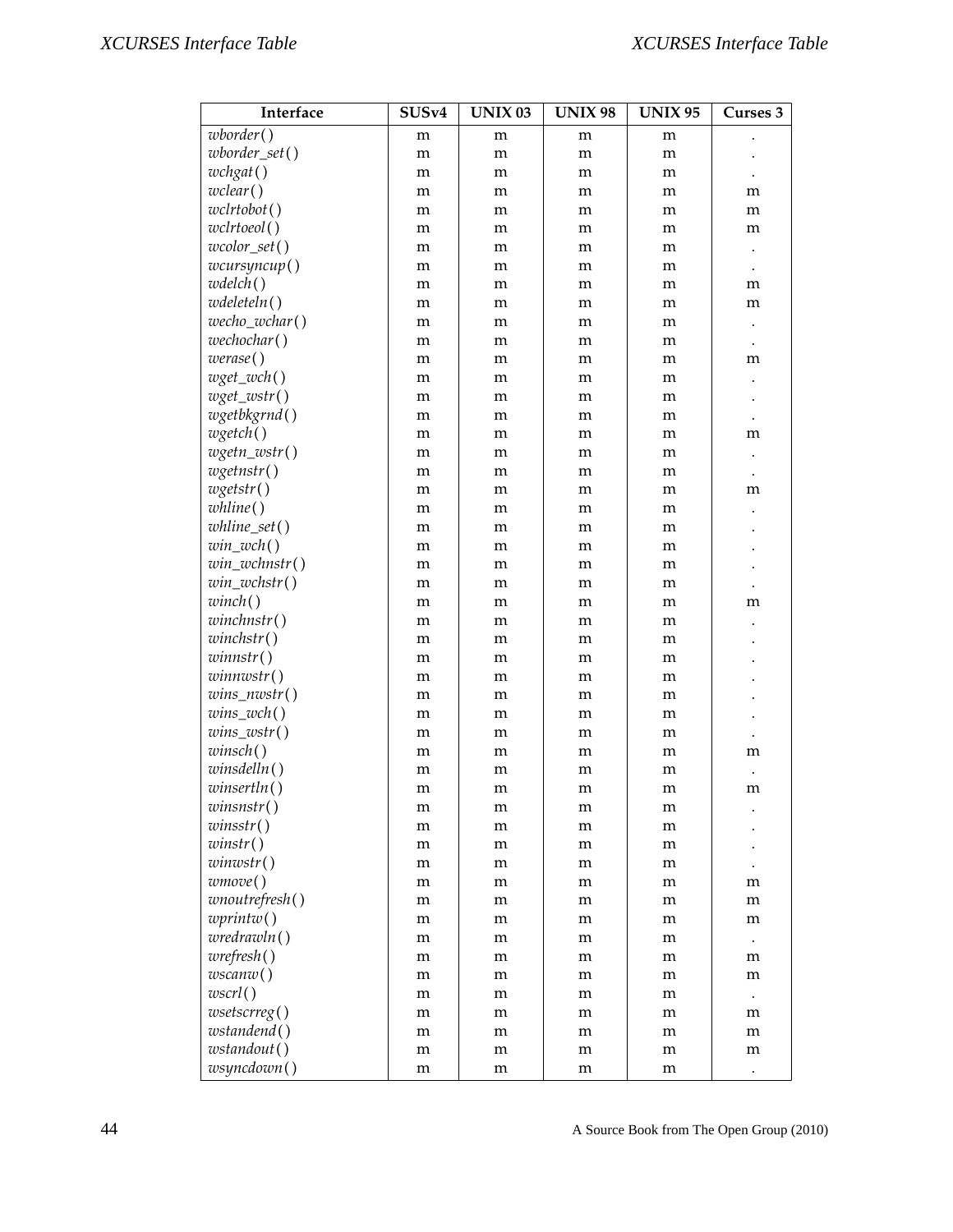| Interface | SUSv4 | UNIX 03 | UNIX 98 | UNIX 95 | Curses 3 |
|---|---|---|---|---|---|
| *wborder*() | m | m | m | m | . |
| *wborder_set*() | m | m | m | m | . |
| *wchgat*() | m | m | m | m | . |
| *wclear*() | m | m | m | m | m |
| *wclrtobot*() | m | m | m | m | m |
| *wclrtoeol*() | m | m | m | m | m |
| *wcolor_set*() | m | m | m | m | . |
| *wcursyncup*() | m | m | m | m | . |
| *wdelch*() | m | m | m | m | m |
| *wdeleteln*() | m | m | m | m | m |
| *wecho_wchar*() | m | m | m | m | . |
| *wechochar*() | m | m | m | m | . |
| *werase*() | m | m | m | m | m |
| *wget_wch*() | m | m | m | m | . |
| *wget_wstr*() | m | m | m | m | . |
| *wgetbkgrnd*() | m | m | m | m | . |
| *wgetch*() | m | m | m | m | m |
| *wgetn_wstr*() | m | m | m | m | . |
| *wgetnstr*() | m | m | m | m | . |
| *wgetstr*() | m | m | m | m | m |
| *whline*() | m | m | m | m | . |
| *whline_set*() | m | m | m | m | . |
| *win_wch*() | m | m | m | m | . |
| *win_wchnstr*() | m | m | m | m | . |
| *win_wchstr*() | m | m | m | m | . |
| *winch*() | m | m | m | m | m |
| *winchnstr*() | m | m | m | m | . |
| *winchstr*() | m | m | m | m | . |
| *winnstr*() | m | m | m | m | . |
| *winnwstr*() | m | m | m | m | . |
| *wins_nwstr*() | m | m | m | m | . |
| *wins_wch*() | m | m | m | m | . |
| *wins_wstr*() | m | m | m | m | . |
| *winsch*() | m | m | m | m | m |
| *winsdelln*() | m | m | m | m | . |
| *winsertln*() | m | m | m | m | m |
| *winsnstr*() | m | m | m | m | . |
| *winsstr*() | m | m | m | m | . |
| *winstr*() | m | m | m | m | . |
| *winwstr*() | m | m | m | m | . |
| *wmove*() | m | m | m | m | m |
| *wnoutrefresh*() | m | m | m | m | m |
| *wprintw*() | m | m | m | m | m |
| *wredrawln*() | m | m | m | m | . |
| *wrefresh*() | m | m | m | m | m |
| *wscanw*() | m | m | m | m | m |
| *wscrl*() | m | m | m | m | . |
| *wsetscrreg*() | m | m | m | m | m |
| *wstandend*() | m | m | m | m | m |
| *wstandout*() | m | m | m | m | m |
| *wsyncdown*() | m | m | m | m | . |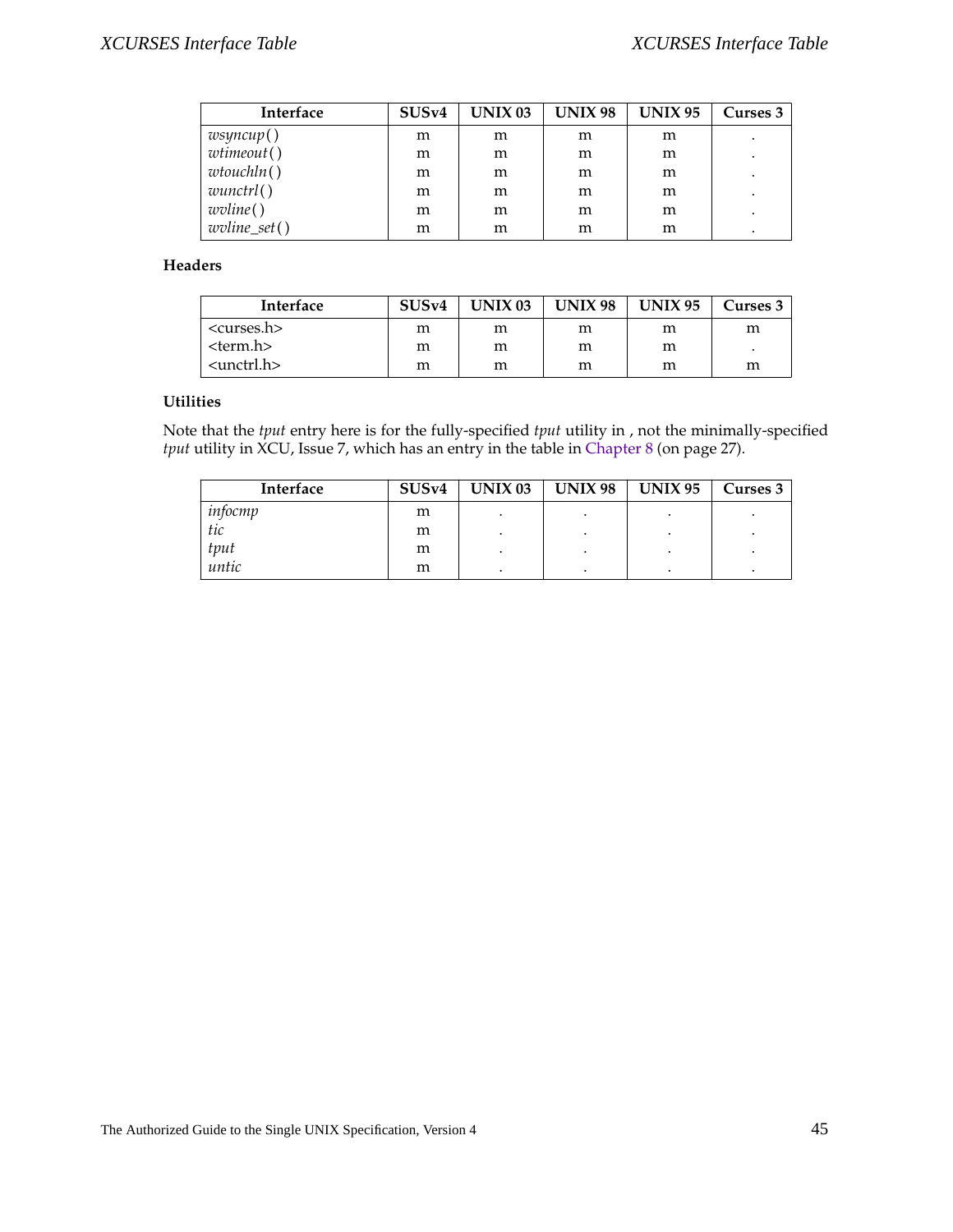| Interface | SUSv4 | UNIX 03 | UNIX 98 | UNIX 95 | Curses 3 |
|---|---|---|---|---|---|
| *wsyncup*( ) | m | m | m | m | . |
| *wtimeout*( ) | m | m | m | m | . |
| *wtouchln*( ) | m | m | m | m | . |
| *wunctrl*( ) | m | m | m | m | . |
| *wvline*( ) | m | m | m | m | . |
| *wvline_set*( ) | m | m | m | m | . |

**Headers**

| Interface | SUSv4 | UNIX 03 | UNIX 98 | UNIX 95 | Curses 3 |
|---|---|---|---|---|---|
| <curses.h> | m | m | m | m | m |
| <term.h> | m | m | m | m | . |
| <unctrl.h> | m | m | m | m | m |

**Utilities**

Note that the *tput* entry here is for the fully-specified *tput* utility in , not the minimally-specified *tput* utility in XCU, Issue 7, which has an entry in the table in Chapter 8 (on page 27).

| Interface | SUSv4 | UNIX 03 | UNIX 98 | UNIX 95 | Curses 3 |
|---|---|---|---|---|---|
| *infocmp* | m | . | . | . | . |
| *tic* | m | . | . | . | . |
| *tput* | m | . | . | . | . |
| *untic* | m | . | . | . | . |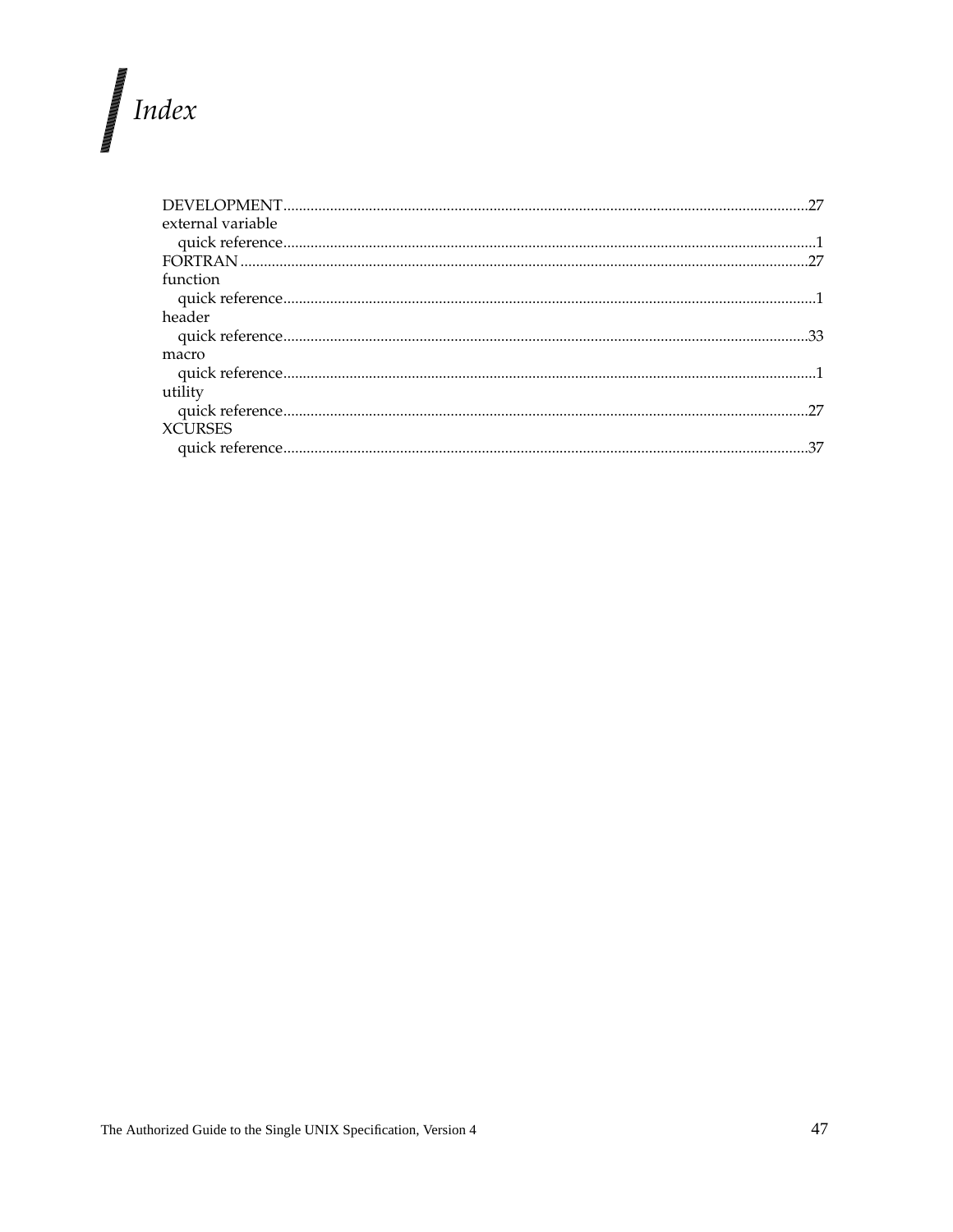# *Index*

DEVELOPMENT.....27
external variable
  quick reference.....1
FORTRAN.....27
function
  quick reference.....1
header
  quick reference.....33
macro
  quick reference.....1
utility
  quick reference.....27
XCURSES
  quick reference.....37